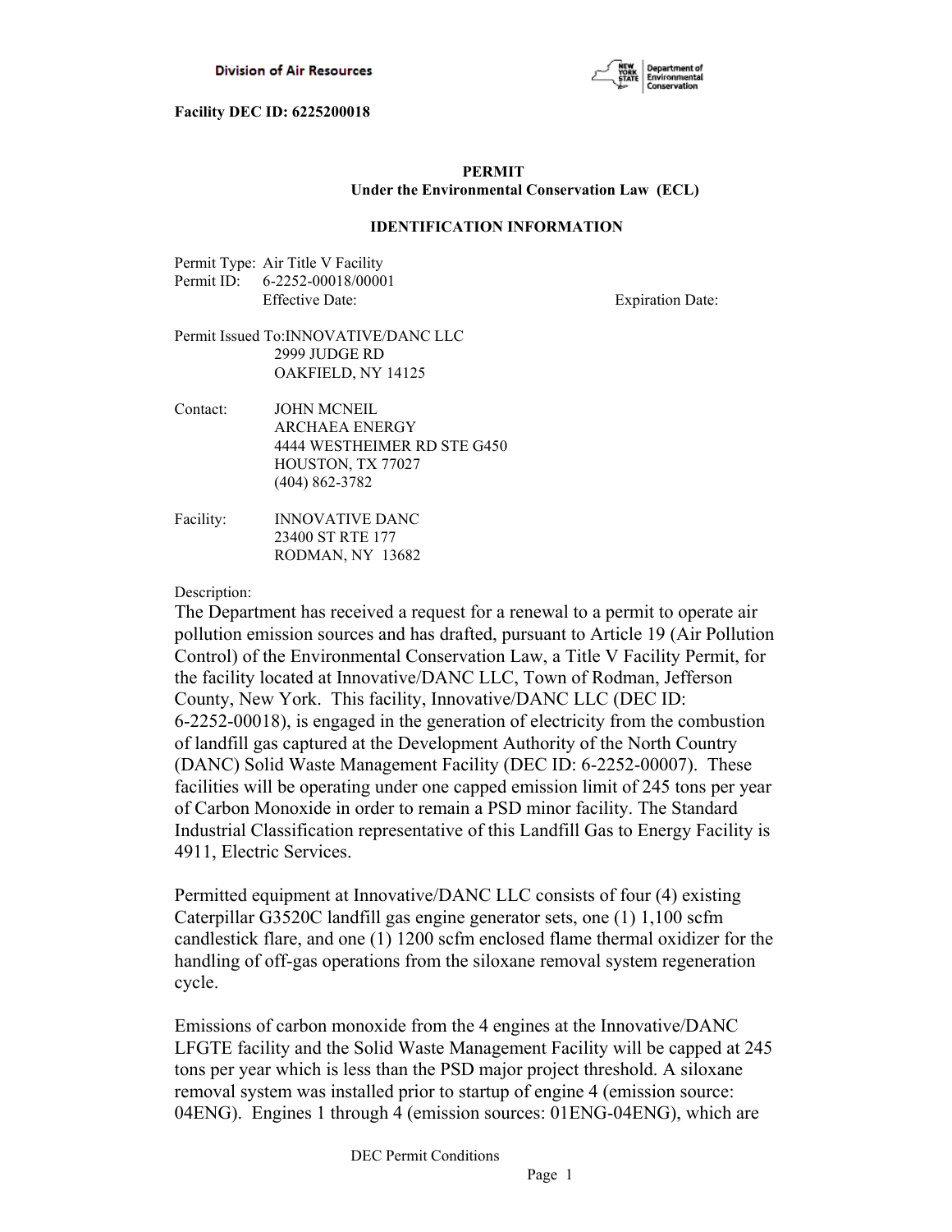Division of Air Resources

**Facility DEC ID: 6225200018**

**PERMIT**
**Under the Environmental Conservation Law (ECL)**

**IDENTIFICATION INFORMATION**

Permit Type: Air Title V Facility
Permit ID: 6-2252-00018/00001
Effective Date: Expiration Date:

Permit Issued To: INNOVATIVE/DANC LLC
2999 JUDGE RD
OAKFIELD, NY 14125

Contact: JOHN MCNEIL
ARCHAEA ENERGY
4444 WESTHEIMER RD STE G450
HOUSTON, TX 77027
(404) 862-3782

Facility: INNOVATIVE DANC
23400 ST RTE 177
RODMAN, NY 13682

Description:

The Department has received a request for a renewal to a permit to operate air pollution emission sources and has drafted, pursuant to Article 19 (Air Pollution Control) of the Environmental Conservation Law, a Title V Facility Permit, for the facility located at Innovative/DANC LLC, Town of Rodman, Jefferson County, New York. This facility, Innovative/DANC LLC (DEC ID: 6-2252-00018), is engaged in the generation of electricity from the combustion of landfill gas captured at the Development Authority of the North Country (DANC) Solid Waste Management Facility (DEC ID: 6-2252-00007). These facilities will be operating under one capped emission limit of 245 tons per year of Carbon Monoxide in order to remain a PSD minor facility. The Standard Industrial Classification representative of this Landfill Gas to Energy Facility is 4911, Electric Services.

Permitted equipment at Innovative/DANC LLC consists of four (4) existing Caterpillar G3520C landfill gas engine generator sets, one (1) 1,100 scfm candlestick flare, and one (1) 1200 scfm enclosed flame thermal oxidizer for the handling of off-gas operations from the siloxane removal system regeneration cycle.

Emissions of carbon monoxide from the 4 engines at the Innovative/DANC LFGTE facility and the Solid Waste Management Facility will be capped at 245 tons per year which is less than the PSD major project threshold. A siloxane removal system was installed prior to startup of engine 4 (emission source: 04ENG). Engines 1 through 4 (emission sources: 01ENG-04ENG), which are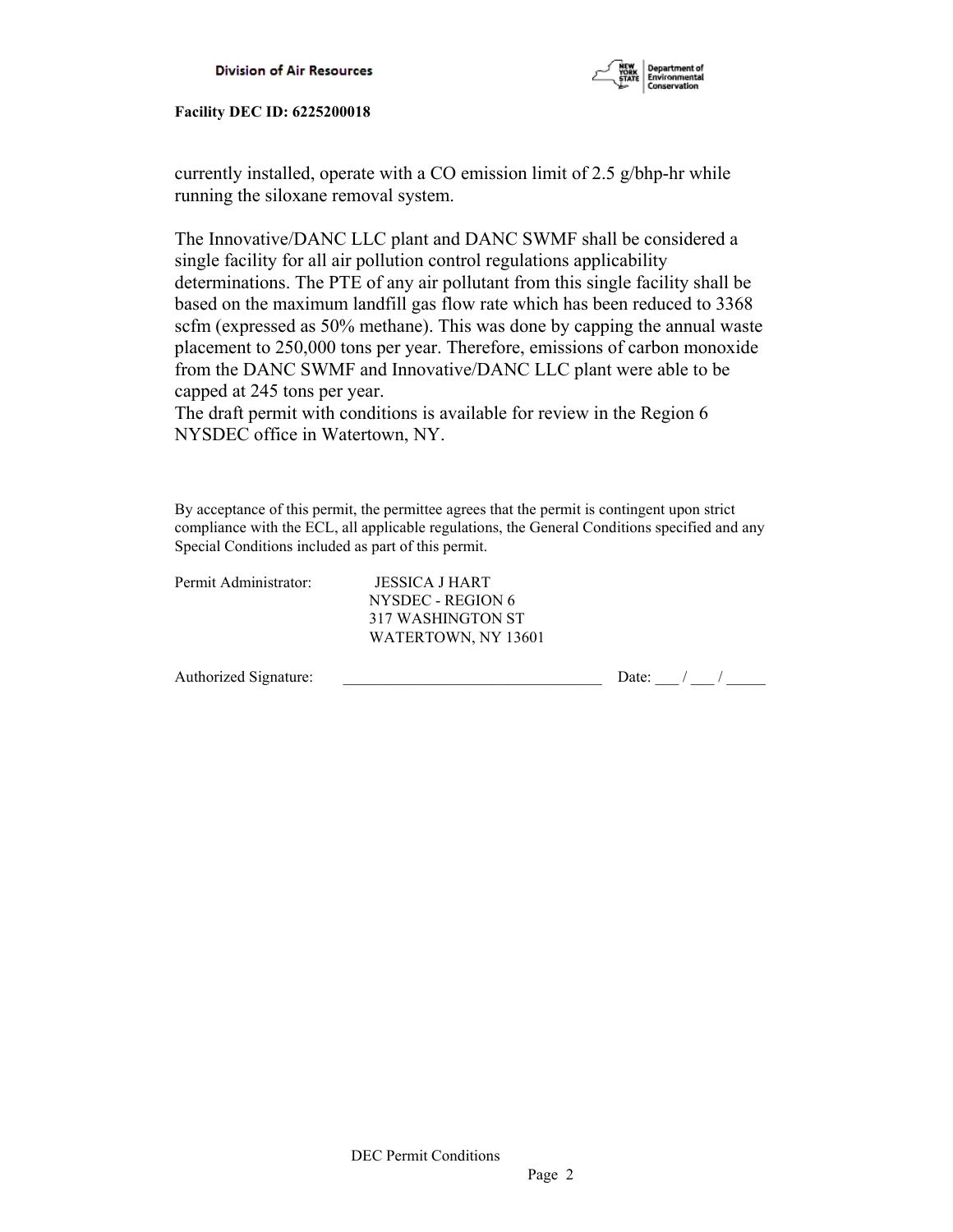currently installed, operate with a CO emission limit of 2.5 g/bhp-hr while running the siloxane removal system.

The Innovative/DANC LLC plant and DANC SWMF shall be considered a single facility for all air pollution control regulations applicability determinations. The PTE of any air pollutant from this single facility shall be based on the maximum landfill gas flow rate which has been reduced to 3368 scfm (expressed as 50% methane). This was done by capping the annual waste placement to 250,000 tons per year. Therefore, emissions of carbon monoxide from the DANC SWMF and Innovative/DANC LLC plant were able to be capped at 245 tons per year.
The draft permit with conditions is available for review in the Region 6 NYSDEC office in Watertown, NY.

By acceptance of this permit, the permittee agrees that the permit is contingent upon strict compliance with the ECL, all applicable regulations, the General Conditions specified and any Special Conditions included as part of this permit.

Permit Administrator: JESSICA J HART
NYSDEC - REGION 6
317 WASHINGTON ST
WATERTOWN, NY 13601

Authorized Signature: ________________________________ Date: ___ / ___ / _____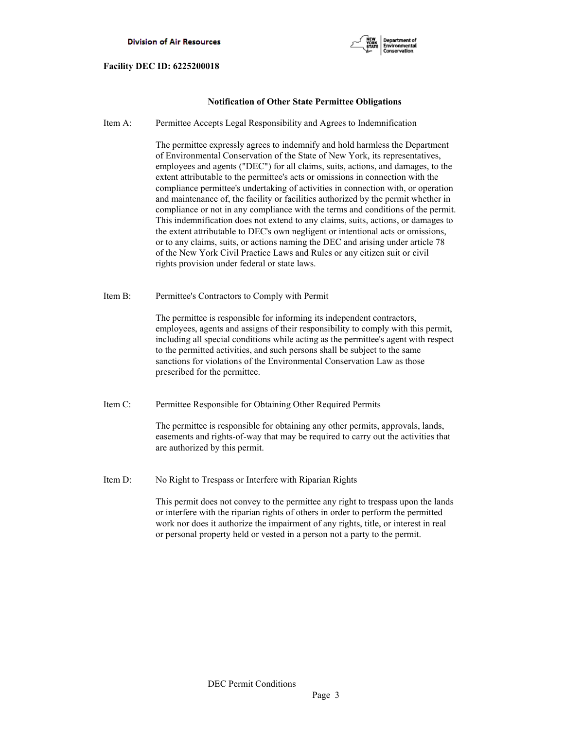**Facility DEC ID: 6225200018**

## Notification of Other State Permittee Obligations

Item A: Permittee Accepts Legal Responsibility and Agrees to Indemnification

The permittee expressly agrees to indemnify and hold harmless the Department of Environmental Conservation of the State of New York, its representatives, employees and agents ("DEC") for all claims, suits, actions, and damages, to the extent attributable to the permittee's acts or omissions in connection with the compliance permittee's undertaking of activities in connection with, or operation and maintenance of, the facility or facilities authorized by the permit whether in compliance or not in any compliance with the terms and conditions of the permit. This indemnification does not extend to any claims, suits, actions, or damages to the extent attributable to DEC's own negligent or intentional acts or omissions, or to any claims, suits, or actions naming the DEC and arising under article 78 of the New York Civil Practice Laws and Rules or any citizen suit or civil rights provision under federal or state laws.

Item B: Permittee's Contractors to Comply with Permit

The permittee is responsible for informing its independent contractors, employees, agents and assigns of their responsibility to comply with this permit, including all special conditions while acting as the permittee's agent with respect to the permitted activities, and such persons shall be subject to the same sanctions for violations of the Environmental Conservation Law as those prescribed for the permittee.

Item C: Permittee Responsible for Obtaining Other Required Permits

The permittee is responsible for obtaining any other permits, approvals, lands, easements and rights-of-way that may be required to carry out the activities that are authorized by this permit.

Item D: No Right to Trespass or Interfere with Riparian Rights

This permit does not convey to the permittee any right to trespass upon the lands or interfere with the riparian rights of others in order to perform the permitted work nor does it authorize the impairment of any rights, title, or interest in real or personal property held or vested in a person not a party to the permit.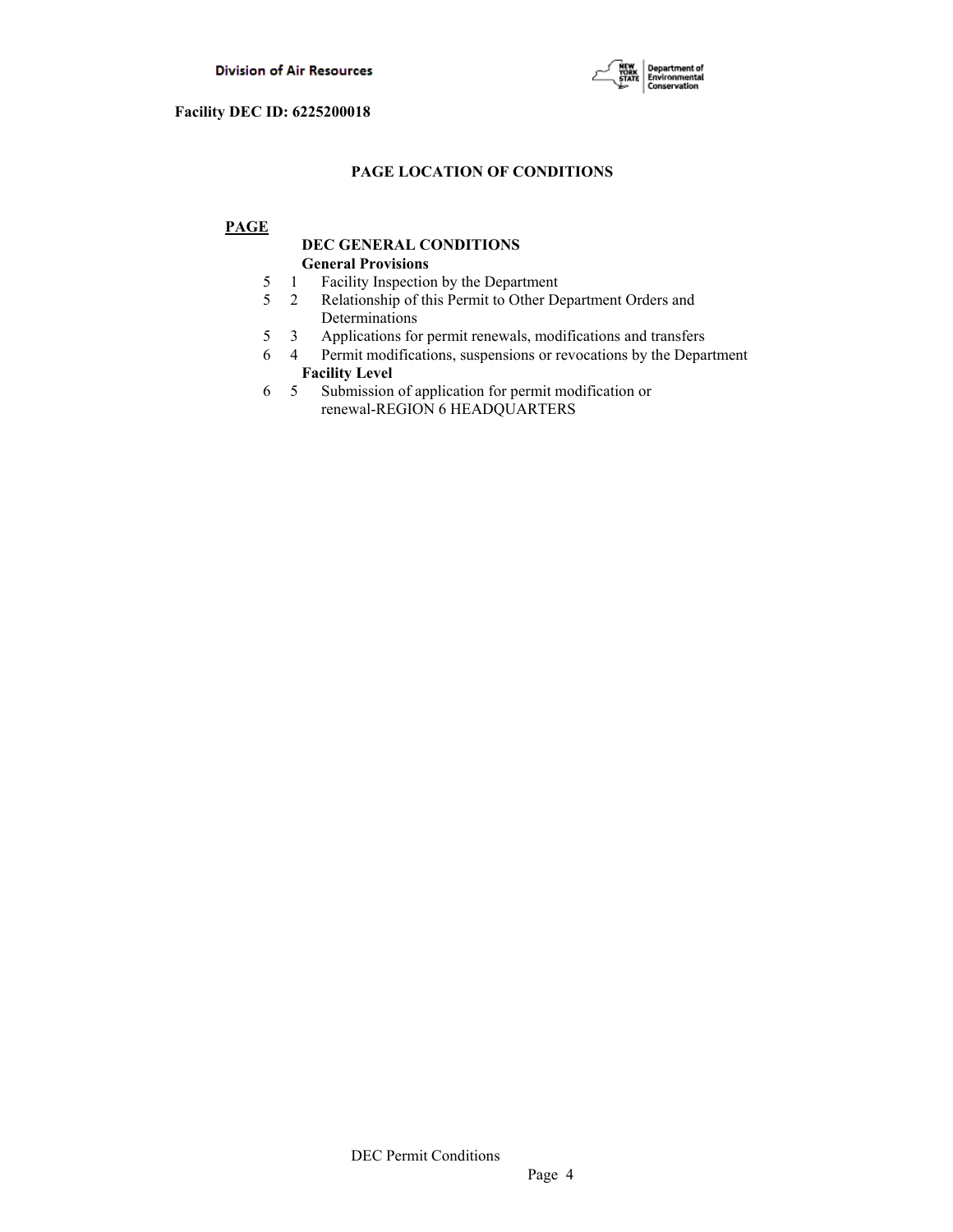Facility DEC ID: 6225200018

## PAGE LOCATION OF CONDITIONS

**PAGE**

**DEC GENERAL CONDITIONS**

**General Provisions**

| PAGE | | |
|---|---|---|
| 5 | 1 | Facility Inspection by the Department |
| 5 | 2 | Relationship of this Permit to Other Department Orders and Determinations |
| 5 | 3 | Applications for permit renewals, modifications and transfers |
| 6 | 4 | Permit modifications, suspensions or revocations by the Department |

**Facility Level**

| PAGE | | |
|---|---|---|
| 6 | 5 | Submission of application for permit modification or renewal-REGION 6 HEADQUARTERS |

DEC Permit Conditions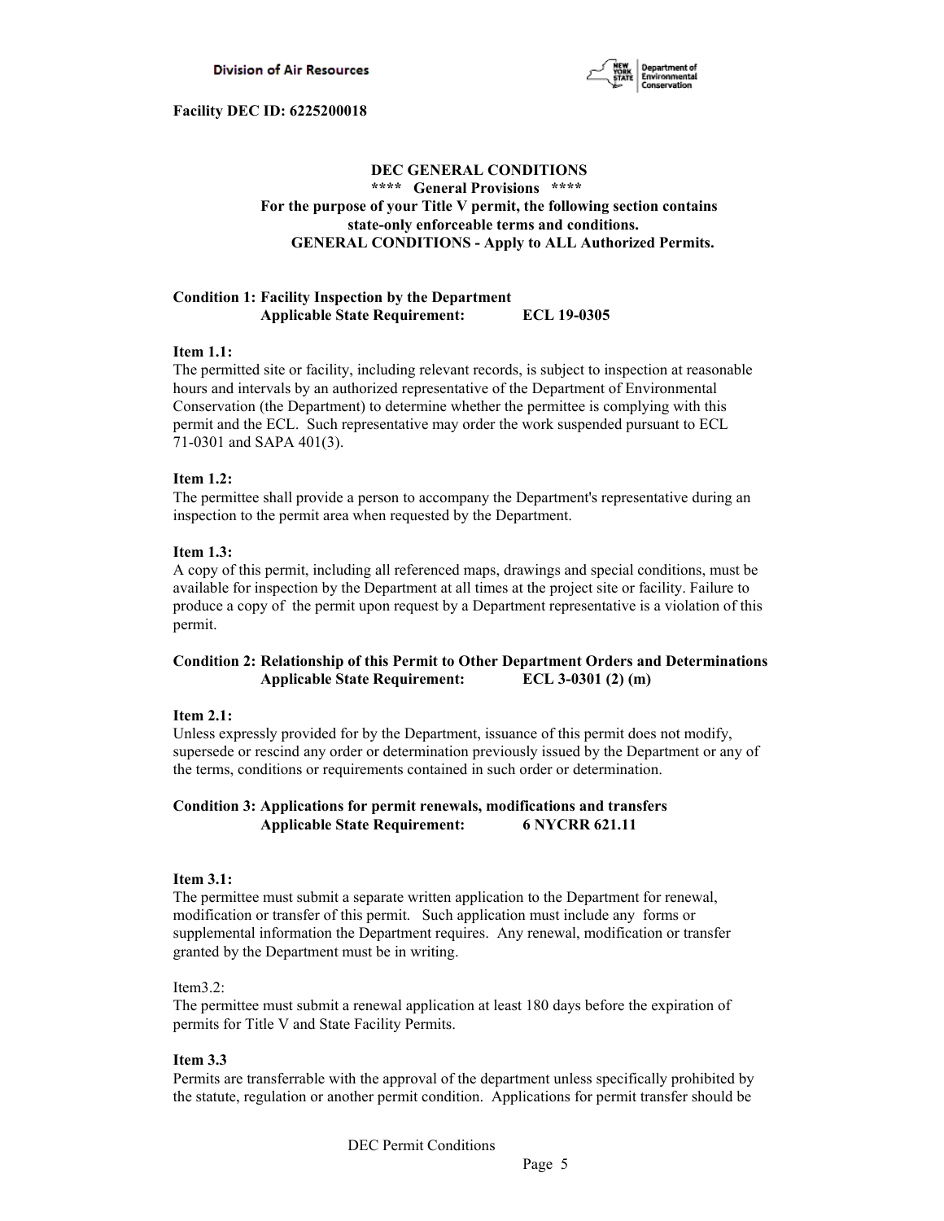**Facility DEC ID: 6225200018**

## DEC GENERAL CONDITIONS

**\*\*\*\* General Provisions \*\*\*\***

**For the purpose of your Title V permit, the following section contains state-only enforceable terms and conditions.**

**GENERAL CONDITIONS - Apply to ALL Authorized Permits.**

**Condition 1: Facility Inspection by the Department**
**Applicable State Requirement: ECL 19-0305**

**Item 1.1:**
The permitted site or facility, including relevant records, is subject to inspection at reasonable hours and intervals by an authorized representative of the Department of Environmental Conservation (the Department) to determine whether the permittee is complying with this permit and the ECL. Such representative may order the work suspended pursuant to ECL 71-0301 and SAPA 401(3).

**Item 1.2:**
The permittee shall provide a person to accompany the Department's representative during an inspection to the permit area when requested by the Department.

**Item 1.3:**
A copy of this permit, including all referenced maps, drawings and special conditions, must be available for inspection by the Department at all times at the project site or facility. Failure to produce a copy of the permit upon request by a Department representative is a violation of this permit.

**Condition 2: Relationship of this Permit to Other Department Orders and Determinations**
**Applicable State Requirement: ECL 3-0301 (2) (m)**

**Item 2.1:**
Unless expressly provided for by the Department, issuance of this permit does not modify, supersede or rescind any order or determination previously issued by the Department or any of the terms, conditions or requirements contained in such order or determination.

**Condition 3: Applications for permit renewals, modifications and transfers**
**Applicable State Requirement: 6 NYCRR 621.11**

**Item 3.1:**
The permittee must submit a separate written application to the Department for renewal, modification or transfer of this permit. Such application must include any forms or supplemental information the Department requires. Any renewal, modification or transfer granted by the Department must be in writing.

Item3.2:
The permittee must submit a renewal application at least 180 days before the expiration of permits for Title V and State Facility Permits.

**Item 3.3**
Permits are transferrable with the approval of the department unless specifically prohibited by the statute, regulation or another permit condition. Applications for permit transfer should be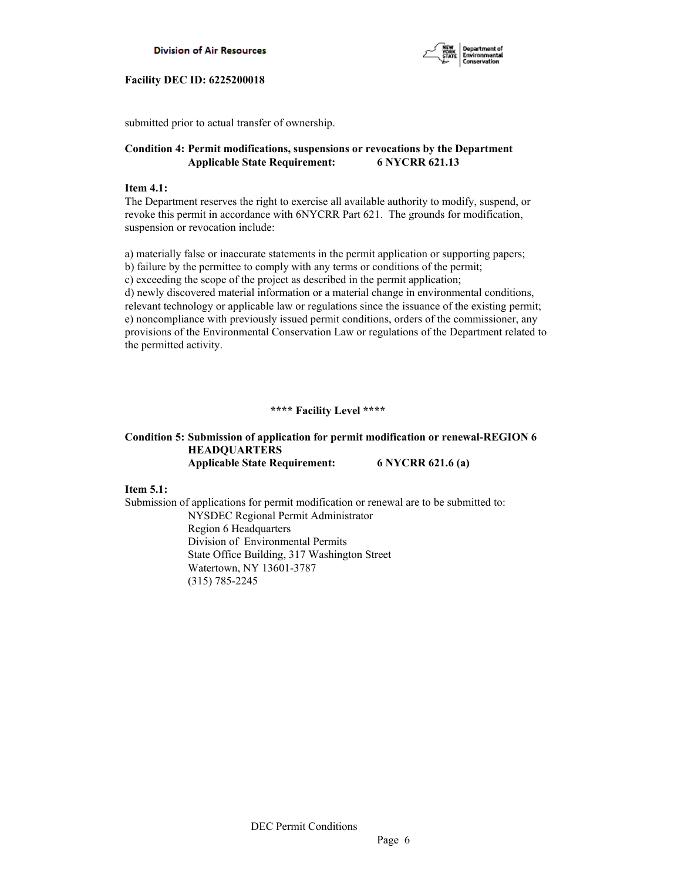submitted prior to actual transfer of ownership.

**Condition 4: Permit modifications, suspensions or revocations by the Department**
**Applicable State Requirement: 6 NYCRR 621.13**

**Item 4.1:**
The Department reserves the right to exercise all available authority to modify, suspend, or revoke this permit in accordance with 6NYCRR Part 621. The grounds for modification, suspension or revocation include:

a) materially false or inaccurate statements in the permit application or supporting papers;
b) failure by the permittee to comply with any terms or conditions of the permit;
c) exceeding the scope of the project as described in the permit application;
d) newly discovered material information or a material change in environmental conditions, relevant technology or applicable law or regulations since the issuance of the existing permit;
e) noncompliance with previously issued permit conditions, orders of the commissioner, any provisions of the Environmental Conservation Law or regulations of the Department related to the permitted activity.

**\*\*\*\* Facility Level \*\*\*\***

**Condition 5: Submission of application for permit modification or renewal-REGION 6 HEADQUARTERS**
**Applicable State Requirement: 6 NYCRR 621.6 (a)**

**Item 5.1:**
Submission of applications for permit modification or renewal are to be submitted to:

NYSDEC Regional Permit Administrator
Region 6 Headquarters
Division of Environmental Permits
State Office Building, 317 Washington Street
Watertown, NY 13601-3787
(315) 785-2245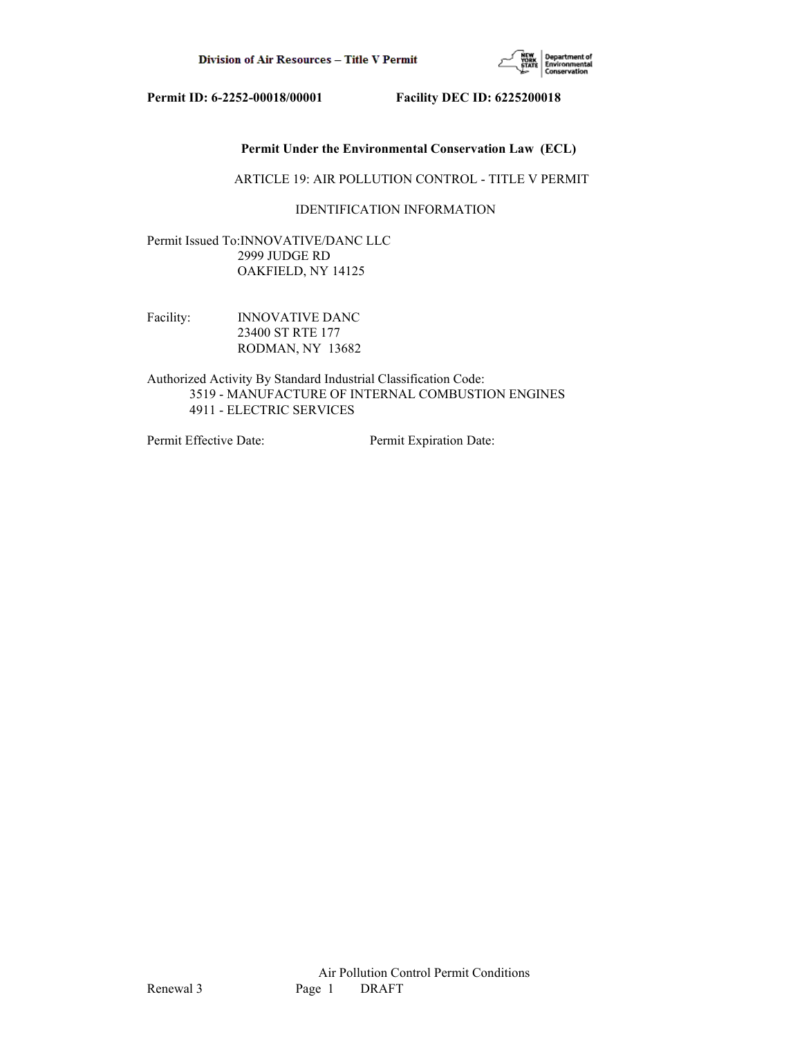**Permit ID: 6-2252-00018/00001 Facility DEC ID: 6225200018**

**Permit Under the Environmental Conservation Law (ECL)**

ARTICLE 19: AIR POLLUTION CONTROL - TITLE V PERMIT

IDENTIFICATION INFORMATION

Permit Issued To: INNOVATIVE/DANC LLC
2999 JUDGE RD
OAKFIELD, NY 14125

Facility: INNOVATIVE DANC
23400 ST RTE 177
RODMAN, NY 13682

Authorized Activity By Standard Industrial Classification Code:
3519 - MANUFACTURE OF INTERNAL COMBUSTION ENGINES
4911 - ELECTRIC SERVICES

Permit Effective Date: Permit Expiration Date: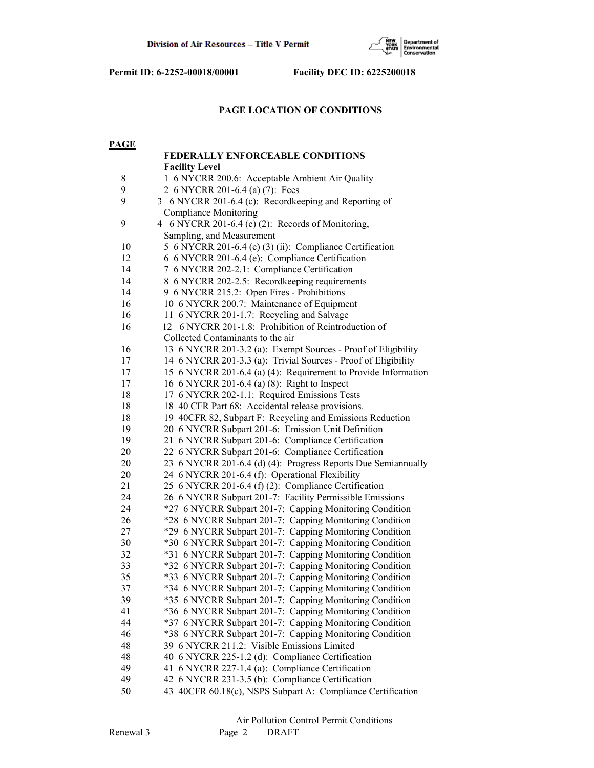Permit ID: 6-2252-00018/00001 Facility DEC ID: 6225200018

## PAGE LOCATION OF CONDITIONS

**PAGE**

**FEDERALLY ENFORCEABLE CONDITIONS**
**Facility Level**

| PAGE | CONDITION |
|---|---|
| 8 | 1 6 NYCRR 200.6: Acceptable Ambient Air Quality |
| 9 | 2 6 NYCRR 201-6.4 (a) (7): Fees |
| 9 | 3 6 NYCRR 201-6.4 (c): Recordkeeping and Reporting of Compliance Monitoring |
| 9 | 4 6 NYCRR 201-6.4 (c) (2): Records of Monitoring, Sampling, and Measurement |
| 10 | 5 6 NYCRR 201-6.4 (c) (3) (ii): Compliance Certification |
| 12 | 6 6 NYCRR 201-6.4 (e): Compliance Certification |
| 14 | 7 6 NYCRR 202-2.1: Compliance Certification |
| 14 | 8 6 NYCRR 202-2.5: Recordkeeping requirements |
| 14 | 9 6 NYCRR 215.2: Open Fires - Prohibitions |
| 16 | 10 6 NYCRR 200.7: Maintenance of Equipment |
| 16 | 11 6 NYCRR 201-1.7: Recycling and Salvage |
| 16 | 12 6 NYCRR 201-1.8: Prohibition of Reintroduction of Collected Contaminants to the air |
| 16 | 13 6 NYCRR 201-3.2 (a): Exempt Sources - Proof of Eligibility |
| 17 | 14 6 NYCRR 201-3.3 (a): Trivial Sources - Proof of Eligibility |
| 17 | 15 6 NYCRR 201-6.4 (a) (4): Requirement to Provide Information |
| 17 | 16 6 NYCRR 201-6.4 (a) (8): Right to Inspect |
| 18 | 17 6 NYCRR 202-1.1: Required Emissions Tests |
| 18 | 18 40 CFR Part 68: Accidental release provisions. |
| 18 | 19 40CFR 82, Subpart F: Recycling and Emissions Reduction |
| 19 | 20 6 NYCRR Subpart 201-6: Emission Unit Definition |
| 19 | 21 6 NYCRR Subpart 201-6: Compliance Certification |
| 20 | 22 6 NYCRR Subpart 201-6: Compliance Certification |
| 20 | 23 6 NYCRR 201-6.4 (d) (4): Progress Reports Due Semiannually |
| 20 | 24 6 NYCRR 201-6.4 (f): Operational Flexibility |
| 21 | 25 6 NYCRR 201-6.4 (f) (2): Compliance Certification |
| 24 | 26 6 NYCRR Subpart 201-7: Facility Permissible Emissions |
| 24 | *27 6 NYCRR Subpart 201-7: Capping Monitoring Condition |
| 26 | *28 6 NYCRR Subpart 201-7: Capping Monitoring Condition |
| 27 | *29 6 NYCRR Subpart 201-7: Capping Monitoring Condition |
| 30 | *30 6 NYCRR Subpart 201-7: Capping Monitoring Condition |
| 32 | *31 6 NYCRR Subpart 201-7: Capping Monitoring Condition |
| 33 | *32 6 NYCRR Subpart 201-7: Capping Monitoring Condition |
| 35 | *33 6 NYCRR Subpart 201-7: Capping Monitoring Condition |
| 37 | *34 6 NYCRR Subpart 201-7: Capping Monitoring Condition |
| 39 | *35 6 NYCRR Subpart 201-7: Capping Monitoring Condition |
| 41 | *36 6 NYCRR Subpart 201-7: Capping Monitoring Condition |
| 44 | *37 6 NYCRR Subpart 201-7: Capping Monitoring Condition |
| 46 | *38 6 NYCRR Subpart 201-7: Capping Monitoring Condition |
| 48 | 39 6 NYCRR 211.2: Visible Emissions Limited |
| 48 | 40 6 NYCRR 225-1.2 (d): Compliance Certification |
| 49 | 41 6 NYCRR 227-1.4 (a): Compliance Certification |
| 49 | 42 6 NYCRR 231-3.5 (b): Compliance Certification |
| 50 | 43 40CFR 60.18(c), NSPS Subpart A: Compliance Certification |

Air Pollution Control Permit Conditions
Renewal 3 Page 2 DRAFT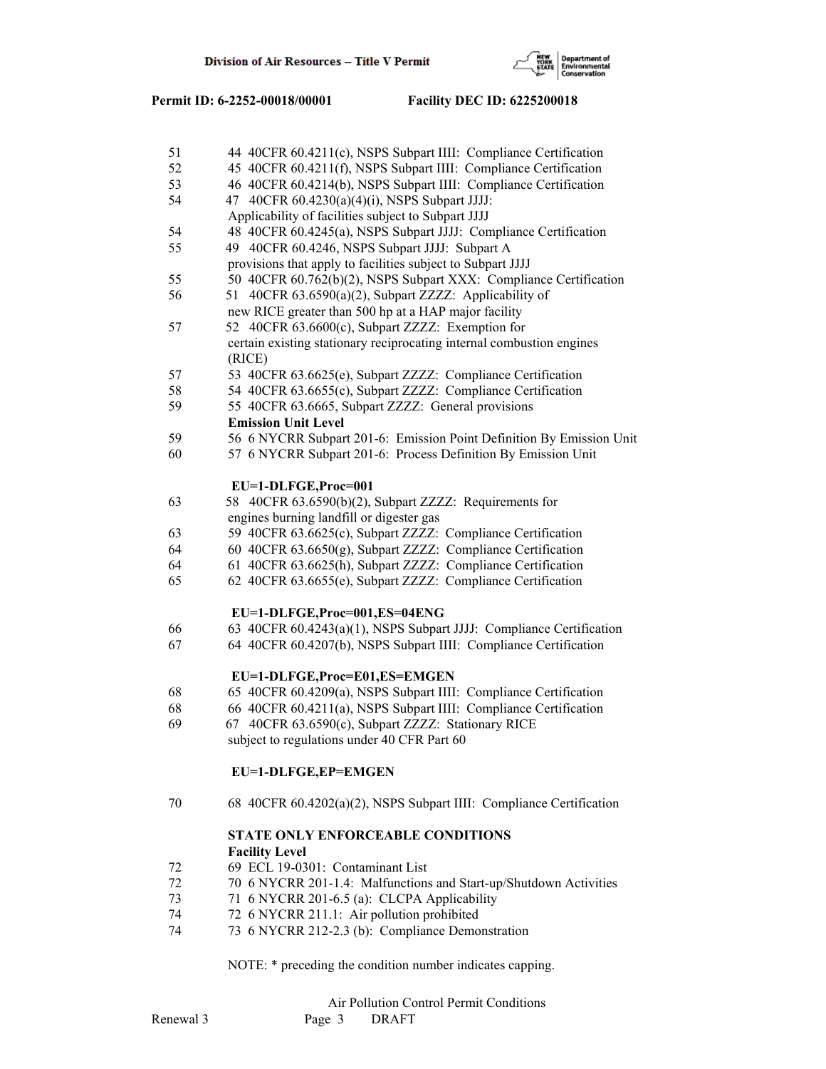| Page | Condition |
|---|---|
| 51 | 44 40CFR 60.4211(c), NSPS Subpart IIII: Compliance Certification |
| 52 | 45 40CFR 60.4211(f), NSPS Subpart IIII: Compliance Certification |
| 53 | 46 40CFR 60.4214(b), NSPS Subpart IIII: Compliance Certification |
| 54 | 47 40CFR 60.4230(a)(4)(i), NSPS Subpart JJJJ: Applicability of facilities subject to Subpart JJJJ |
| 54 | 48 40CFR 60.4245(a), NSPS Subpart JJJJ: Compliance Certification |
| 55 | 49 40CFR 60.4246, NSPS Subpart JJJJ: Subpart A provisions that apply to facilities subject to Subpart JJJJ |
| 55 | 50 40CFR 60.762(b)(2), NSPS Subpart XXX: Compliance Certification |
| 56 | 51 40CFR 63.6590(a)(2), Subpart ZZZZ: Applicability of new RICE greater than 500 hp at a HAP major facility |
| 57 | 52 40CFR 63.6600(c), Subpart ZZZZ: Exemption for certain existing stationary reciprocating internal combustion engines (RICE) |
| 57 | 53 40CFR 63.6625(e), Subpart ZZZZ: Compliance Certification |
| 58 | 54 40CFR 63.6655(c), Subpart ZZZZ: Compliance Certification |
| 59 | 55 40CFR 63.6665, Subpart ZZZZ: General provisions |
| | **Emission Unit Level** |
| 59 | 56 6 NYCRR Subpart 201-6: Emission Point Definition By Emission Unit |
| 60 | 57 6 NYCRR Subpart 201-6: Process Definition By Emission Unit |
| | **EU=1-DLFGE,Proc=001** |
| 63 | 58 40CFR 63.6590(b)(2), Subpart ZZZZ: Requirements for engines burning landfill or digester gas |
| 63 | 59 40CFR 63.6625(c), Subpart ZZZZ: Compliance Certification |
| 64 | 60 40CFR 63.6650(g), Subpart ZZZZ: Compliance Certification |
| 64 | 61 40CFR 63.6625(h), Subpart ZZZZ: Compliance Certification |
| 65 | 62 40CFR 63.6655(e), Subpart ZZZZ: Compliance Certification |
| | **EU=1-DLFGE,Proc=001,ES=04ENG** |
| 66 | 63 40CFR 60.4243(a)(1), NSPS Subpart JJJJ: Compliance Certification |
| 67 | 64 40CFR 60.4207(b), NSPS Subpart IIII: Compliance Certification |
| | **EU=1-DLFGE,Proc=E01,ES=EMGEN** |
| 68 | 65 40CFR 60.4209(a), NSPS Subpart IIII: Compliance Certification |
| 68 | 66 40CFR 60.4211(a), NSPS Subpart IIII: Compliance Certification |
| 69 | 67 40CFR 63.6590(c), Subpart ZZZZ: Stationary RICE subject to regulations under 40 CFR Part 60 |
| | **EU=1-DLFGE,EP=EMGEN** |
| 70 | 68 40CFR 60.4202(a)(2), NSPS Subpart IIII: Compliance Certification |
| | **STATE ONLY ENFORCEABLE CONDITIONS** |
| | **Facility Level** |
| 72 | 69 ECL 19-0301: Contaminant List |
| 72 | 70 6 NYCRR 201-1.4: Malfunctions and Start-up/Shutdown Activities |
| 73 | 71 6 NYCRR 201-6.5 (a): CLCPA Applicability |
| 74 | 72 6 NYCRR 211.1: Air pollution prohibited |
| 74 | 73 6 NYCRR 212-2.3 (b): Compliance Demonstration |

NOTE: * preceding the condition number indicates capping.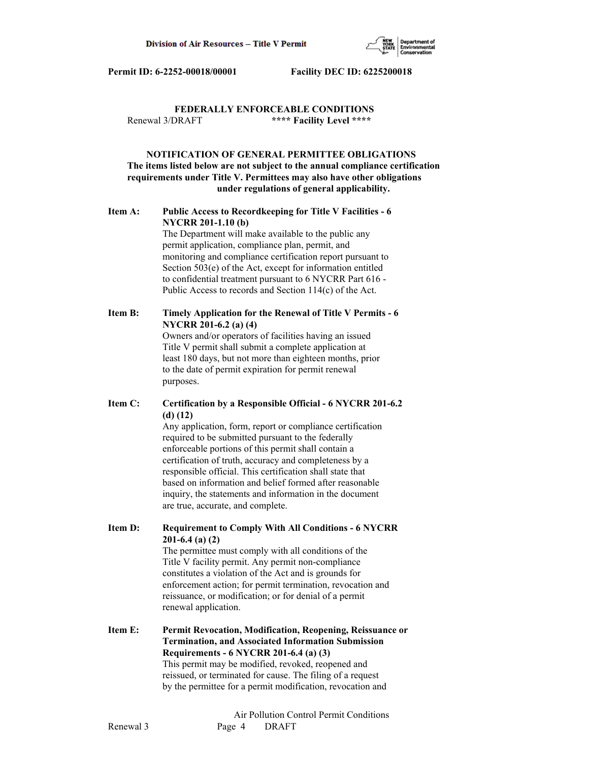**Permit ID: 6-2252-00018/00001 Facility DEC ID: 6225200018**

## FEDERALLY ENFORCEABLE CONDITIONS

Renewal 3/DRAFT **** Facility Level ****

### NOTIFICATION OF GENERAL PERMITTEE OBLIGATIONS

**The items listed below are not subject to the annual compliance certification requirements under Title V. Permittees may also have other obligations under regulations of general applicability.**

**Item A: Public Access to Recordkeeping for Title V Facilities - 6 NYCRR 201-1.10 (b)**

The Department will make available to the public any permit application, compliance plan, permit, and monitoring and compliance certification report pursuant to Section 503(e) of the Act, except for information entitled to confidential treatment pursuant to 6 NYCRR Part 616 - Public Access to records and Section 114(c) of the Act.

**Item B: Timely Application for the Renewal of Title V Permits - 6 NYCRR 201-6.2 (a) (4)**

Owners and/or operators of facilities having an issued Title V permit shall submit a complete application at least 180 days, but not more than eighteen months, prior to the date of permit expiration for permit renewal purposes.

**Item C: Certification by a Responsible Official - 6 NYCRR 201-6.2 (d) (12)**

Any application, form, report or compliance certification required to be submitted pursuant to the federally enforceable portions of this permit shall contain a certification of truth, accuracy and completeness by a responsible official. This certification shall state that based on information and belief formed after reasonable inquiry, the statements and information in the document are true, accurate, and complete.

**Item D: Requirement to Comply With All Conditions - 6 NYCRR 201-6.4 (a) (2)**

The permittee must comply with all conditions of the Title V facility permit. Any permit non-compliance constitutes a violation of the Act and is grounds for enforcement action; for permit termination, revocation and reissuance, or modification; or for denial of a permit renewal application.

**Item E: Permit Revocation, Modification, Reopening, Reissuance or Termination, and Associated Information Submission Requirements - 6 NYCRR 201-6.4 (a) (3)**

This permit may be modified, revoked, reopened and reissued, or terminated for cause. The filing of a request by the permittee for a permit modification, revocation and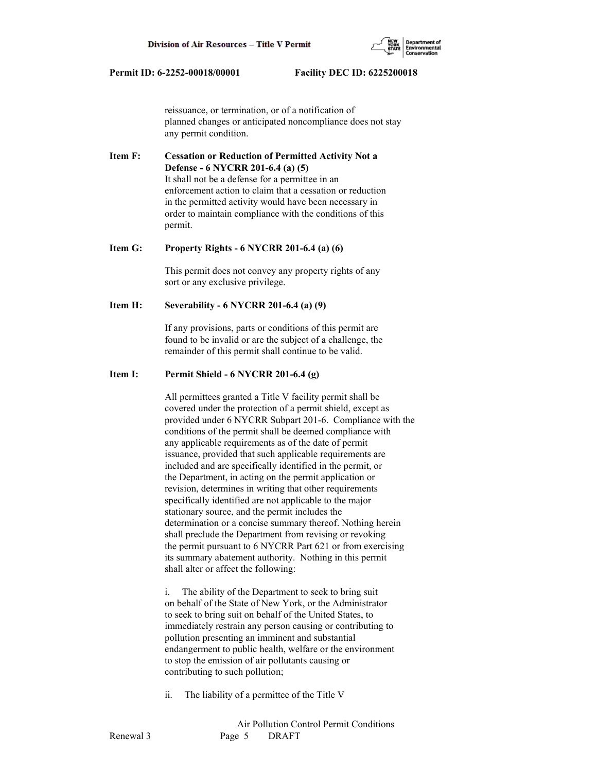reissuance, or termination, or of a notification of planned changes or anticipated noncompliance does not stay any permit condition.

**Item F: Cessation or Reduction of Permitted Activity Not a Defense - 6 NYCRR 201-6.4 (a) (5)**
It shall not be a defense for a permittee in an enforcement action to claim that a cessation or reduction in the permitted activity would have been necessary in order to maintain compliance with the conditions of this permit.

**Item G: Property Rights - 6 NYCRR 201-6.4 (a) (6)**

This permit does not convey any property rights of any sort or any exclusive privilege.

**Item H: Severability - 6 NYCRR 201-6.4 (a) (9)**

If any provisions, parts or conditions of this permit are found to be invalid or are the subject of a challenge, the remainder of this permit shall continue to be valid.

**Item I: Permit Shield - 6 NYCRR 201-6.4 (g)**

All permittees granted a Title V facility permit shall be covered under the protection of a permit shield, except as provided under 6 NYCRR Subpart 201-6. Compliance with the conditions of the permit shall be deemed compliance with any applicable requirements as of the date of permit issuance, provided that such applicable requirements are included and are specifically identified in the permit, or the Department, in acting on the permit application or revision, determines in writing that other requirements specifically identified are not applicable to the major stationary source, and the permit includes the determination or a concise summary thereof. Nothing herein shall preclude the Department from revising or revoking the permit pursuant to 6 NYCRR Part 621 or from exercising its summary abatement authority. Nothing in this permit shall alter or affect the following:

i. The ability of the Department to seek to bring suit on behalf of the State of New York, or the Administrator to seek to bring suit on behalf of the United States, to immediately restrain any person causing or contributing to pollution presenting an imminent and substantial endangerment to public health, welfare or the environment to stop the emission of air pollutants causing or contributing to such pollution;

ii. The liability of a permittee of the Title V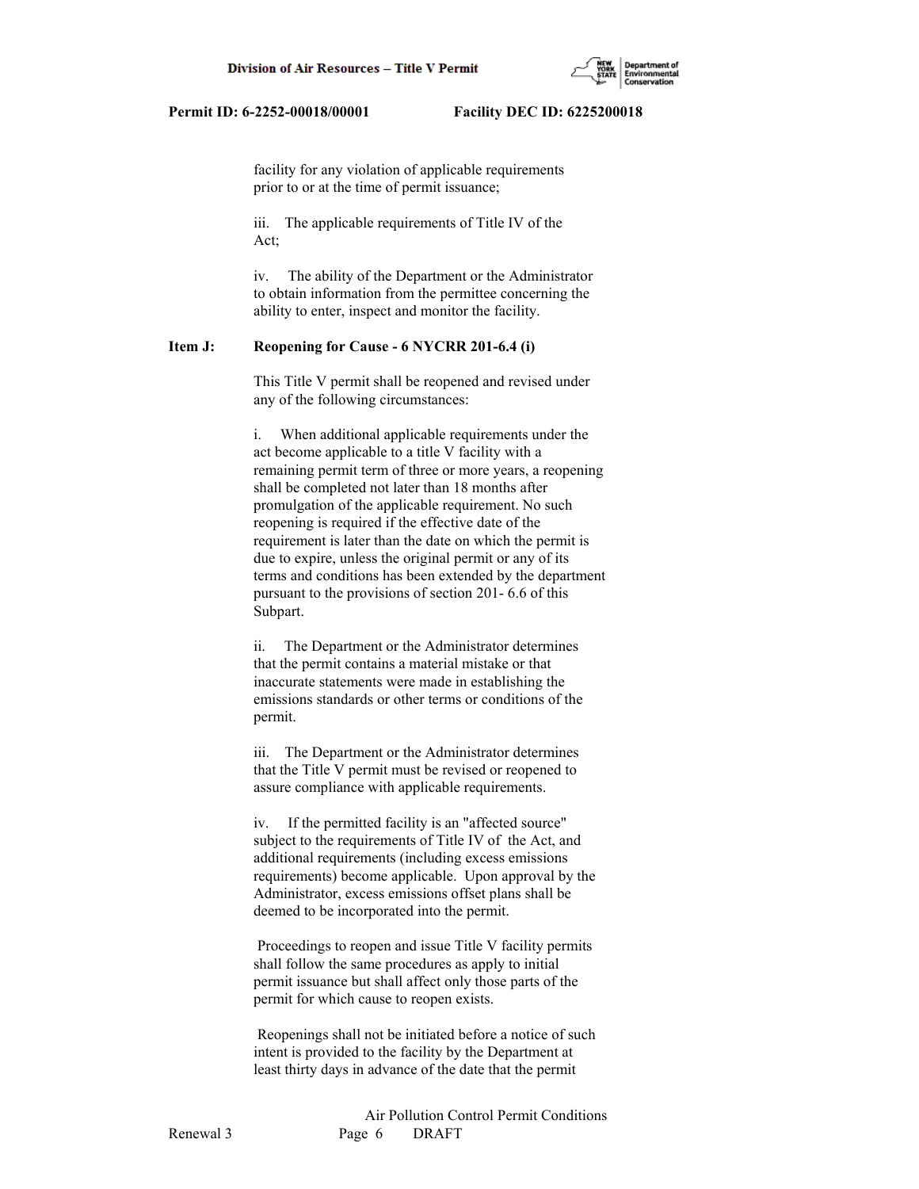facility for any violation of applicable requirements prior to or at the time of permit issuance;

iii. The applicable requirements of Title IV of the Act;

iv. The ability of the Department or the Administrator to obtain information from the permittee concerning the ability to enter, inspect and monitor the facility.

**Item J: Reopening for Cause - 6 NYCRR 201-6.4 (i)**

This Title V permit shall be reopened and revised under any of the following circumstances:

i. When additional applicable requirements under the act become applicable to a title V facility with a remaining permit term of three or more years, a reopening shall be completed not later than 18 months after promulgation of the applicable requirement. No such reopening is required if the effective date of the requirement is later than the date on which the permit is due to expire, unless the original permit or any of its terms and conditions has been extended by the department pursuant to the provisions of section 201- 6.6 of this Subpart.

ii. The Department or the Administrator determines that the permit contains a material mistake or that inaccurate statements were made in establishing the emissions standards or other terms or conditions of the permit.

iii. The Department or the Administrator determines that the Title V permit must be revised or reopened to assure compliance with applicable requirements.

iv. If the permitted facility is an "affected source" subject to the requirements of Title IV of the Act, and additional requirements (including excess emissions requirements) become applicable. Upon approval by the Administrator, excess emissions offset plans shall be deemed to be incorporated into the permit.

Proceedings to reopen and issue Title V facility permits shall follow the same procedures as apply to initial permit issuance but shall affect only those parts of the permit for which cause to reopen exists.

Reopenings shall not be initiated before a notice of such intent is provided to the facility by the Department at least thirty days in advance of the date that the permit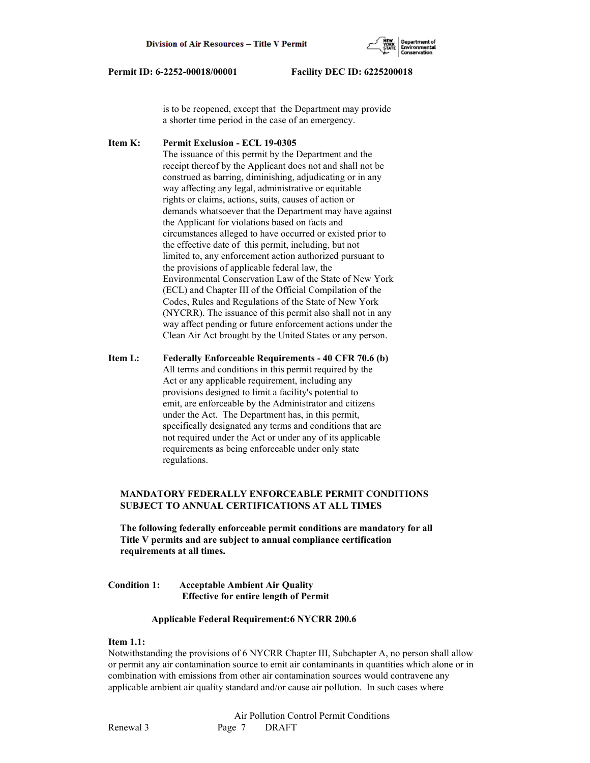is to be reopened, except that the Department may provide a shorter time period in the case of an emergency.

**Item K: Permit Exclusion - ECL 19-0305**

The issuance of this permit by the Department and the receipt thereof by the Applicant does not and shall not be construed as barring, diminishing, adjudicating or in any way affecting any legal, administrative or equitable rights or claims, actions, suits, causes of action or demands whatsoever that the Department may have against the Applicant for violations based on facts and circumstances alleged to have occurred or existed prior to the effective date of this permit, including, but not limited to, any enforcement action authorized pursuant to the provisions of applicable federal law, the Environmental Conservation Law of the State of New York (ECL) and Chapter III of the Official Compilation of the Codes, Rules and Regulations of the State of New York (NYCRR). The issuance of this permit also shall not in any way affect pending or future enforcement actions under the Clean Air Act brought by the United States or any person.

**Item L: Federally Enforceable Requirements - 40 CFR 70.6 (b)**

All terms and conditions in this permit required by the Act or any applicable requirement, including any provisions designed to limit a facility's potential to emit, are enforceable by the Administrator and citizens under the Act. The Department has, in this permit, specifically designated any terms and conditions that are not required under the Act or under any of its applicable requirements as being enforceable under only state regulations.

**MANDATORY FEDERALLY ENFORCEABLE PERMIT CONDITIONS SUBJECT TO ANNUAL CERTIFICATIONS AT ALL TIMES**

**The following federally enforceable permit conditions are mandatory for all Title V permits and are subject to annual compliance certification requirements at all times.**

**Condition 1: Acceptable Ambient Air Quality**
**Effective for entire length of Permit**

**Applicable Federal Requirement:6 NYCRR 200.6**

**Item 1.1:**

Notwithstanding the provisions of 6 NYCRR Chapter III, Subchapter A, no person shall allow or permit any air contamination source to emit air contaminants in quantities which alone or in combination with emissions from other air contamination sources would contravene any applicable ambient air quality standard and/or cause air pollution. In such cases where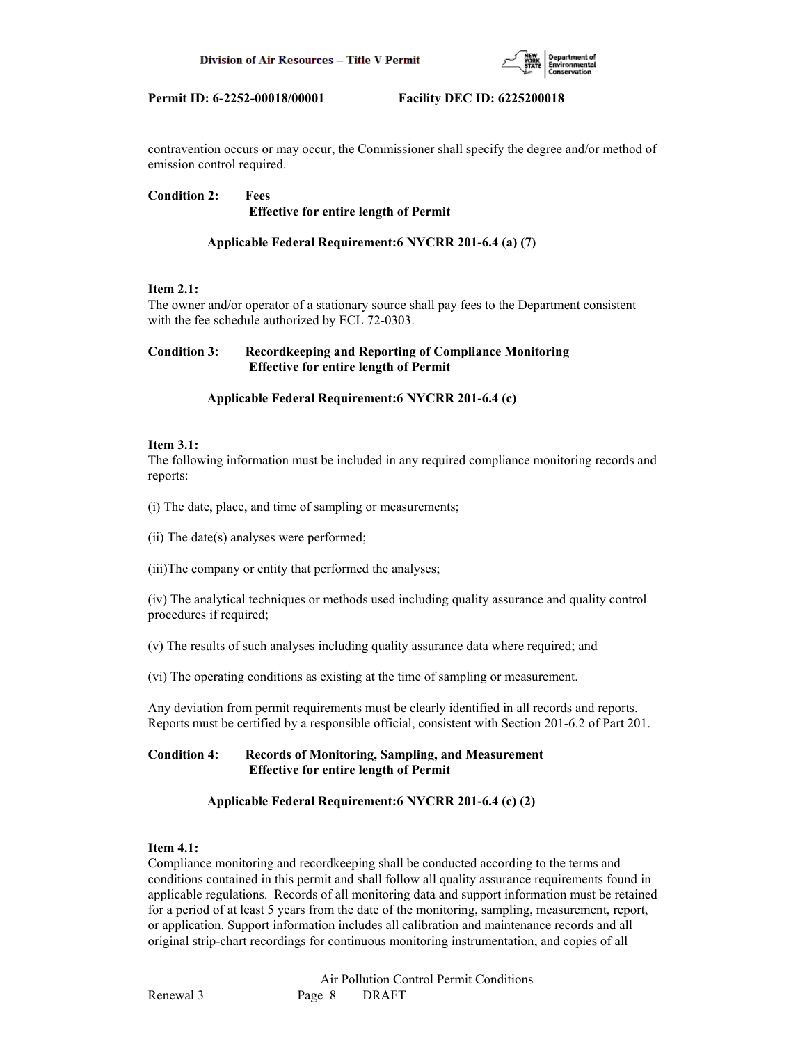contravention occurs or may occur, the Commissioner shall specify the degree and/or method of emission control required.

**Condition 2: Fees**
**Effective for entire length of Permit**

**Applicable Federal Requirement:6 NYCRR 201-6.4 (a) (7)**

**Item 2.1:**
The owner and/or operator of a stationary source shall pay fees to the Department consistent with the fee schedule authorized by ECL 72-0303.

**Condition 3: Recordkeeping and Reporting of Compliance Monitoring**
**Effective for entire length of Permit**

**Applicable Federal Requirement:6 NYCRR 201-6.4 (c)**

**Item 3.1:**
The following information must be included in any required compliance monitoring records and reports:

(i) The date, place, and time of sampling or measurements;

(ii) The date(s) analyses were performed;

(iii)The company or entity that performed the analyses;

(iv) The analytical techniques or methods used including quality assurance and quality control procedures if required;

(v) The results of such analyses including quality assurance data where required; and

(vi) The operating conditions as existing at the time of sampling or measurement.

Any deviation from permit requirements must be clearly identified in all records and reports. Reports must be certified by a responsible official, consistent with Section 201-6.2 of Part 201.

**Condition 4: Records of Monitoring, Sampling, and Measurement**
**Effective for entire length of Permit**

**Applicable Federal Requirement:6 NYCRR 201-6.4 (c) (2)**

**Item 4.1:**
Compliance monitoring and recordkeeping shall be conducted according to the terms and conditions contained in this permit and shall follow all quality assurance requirements found in applicable regulations. Records of all monitoring data and support information must be retained for a period of at least 5 years from the date of the monitoring, sampling, measurement, report, or application. Support information includes all calibration and maintenance records and all original strip-chart recordings for continuous monitoring instrumentation, and copies of all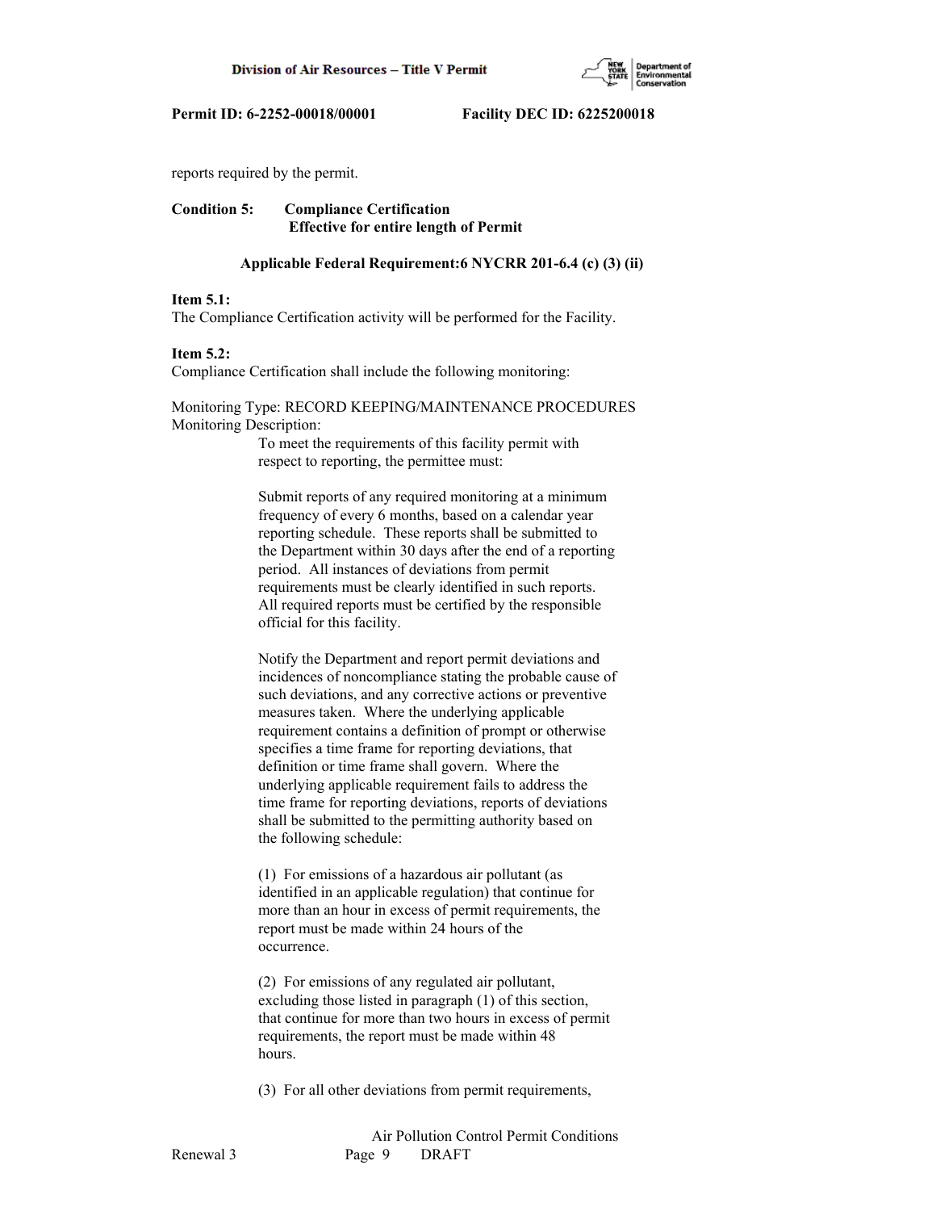reports required by the permit.

**Condition 5: Compliance Certification**
**Effective for entire length of Permit**

**Applicable Federal Requirement:6 NYCRR 201-6.4 (c) (3) (ii)**

**Item 5.1:**
The Compliance Certification activity will be performed for the Facility.

**Item 5.2:**
Compliance Certification shall include the following monitoring:

Monitoring Type: RECORD KEEPING/MAINTENANCE PROCEDURES
Monitoring Description:

To meet the requirements of this facility permit with respect to reporting, the permittee must:

Submit reports of any required monitoring at a minimum frequency of every 6 months, based on a calendar year reporting schedule. These reports shall be submitted to the Department within 30 days after the end of a reporting period. All instances of deviations from permit requirements must be clearly identified in such reports. All required reports must be certified by the responsible official for this facility.

Notify the Department and report permit deviations and incidences of noncompliance stating the probable cause of such deviations, and any corrective actions or preventive measures taken. Where the underlying applicable requirement contains a definition of prompt or otherwise specifies a time frame for reporting deviations, that definition or time frame shall govern. Where the underlying applicable requirement fails to address the time frame for reporting deviations, reports of deviations shall be submitted to the permitting authority based on the following schedule:

(1) For emissions of a hazardous air pollutant (as identified in an applicable regulation) that continue for more than an hour in excess of permit requirements, the report must be made within 24 hours of the occurrence.

(2) For emissions of any regulated air pollutant, excluding those listed in paragraph (1) of this section, that continue for more than two hours in excess of permit requirements, the report must be made within 48 hours.

(3) For all other deviations from permit requirements,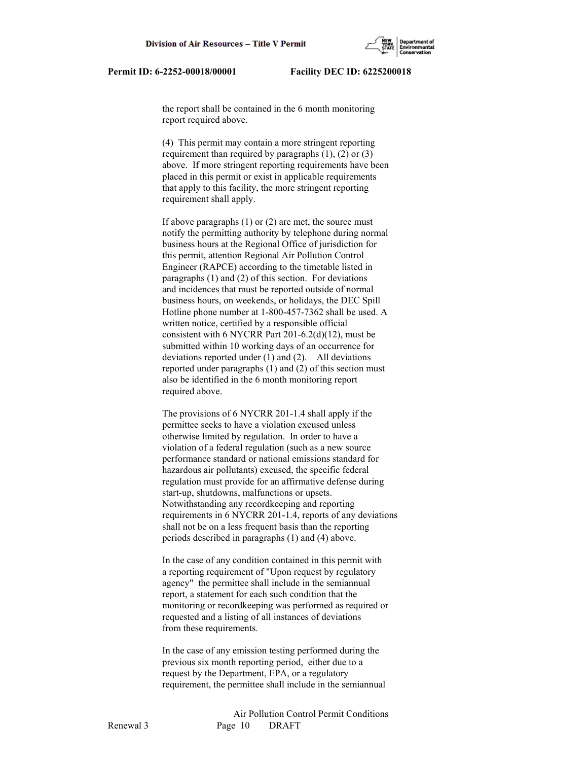the report shall be contained in the 6 month monitoring report required above.

(4) This permit may contain a more stringent reporting requirement than required by paragraphs (1), (2) or (3) above. If more stringent reporting requirements have been placed in this permit or exist in applicable requirements that apply to this facility, the more stringent reporting requirement shall apply.

If above paragraphs (1) or (2) are met, the source must notify the permitting authority by telephone during normal business hours at the Regional Office of jurisdiction for this permit, attention Regional Air Pollution Control Engineer (RAPCE) according to the timetable listed in paragraphs (1) and (2) of this section. For deviations and incidences that must be reported outside of normal business hours, on weekends, or holidays, the DEC Spill Hotline phone number at 1-800-457-7362 shall be used. A written notice, certified by a responsible official consistent with 6 NYCRR Part 201-6.2(d)(12), must be submitted within 10 working days of an occurrence for deviations reported under (1) and (2). All deviations reported under paragraphs (1) and (2) of this section must also be identified in the 6 month monitoring report required above.

The provisions of 6 NYCRR 201-1.4 shall apply if the permittee seeks to have a violation excused unless otherwise limited by regulation. In order to have a violation of a federal regulation (such as a new source performance standard or national emissions standard for hazardous air pollutants) excused, the specific federal regulation must provide for an affirmative defense during start-up, shutdowns, malfunctions or upsets. Notwithstanding any recordkeeping and reporting requirements in 6 NYCRR 201-1.4, reports of any deviations shall not be on a less frequent basis than the reporting periods described in paragraphs (1) and (4) above.

In the case of any condition contained in this permit with a reporting requirement of "Upon request by regulatory agency" the permittee shall include in the semiannual report, a statement for each such condition that the monitoring or recordkeeping was performed as required or requested and a listing of all instances of deviations from these requirements.

In the case of any emission testing performed during the previous six month reporting period, either due to a request by the Department, EPA, or a regulatory requirement, the permittee shall include in the semiannual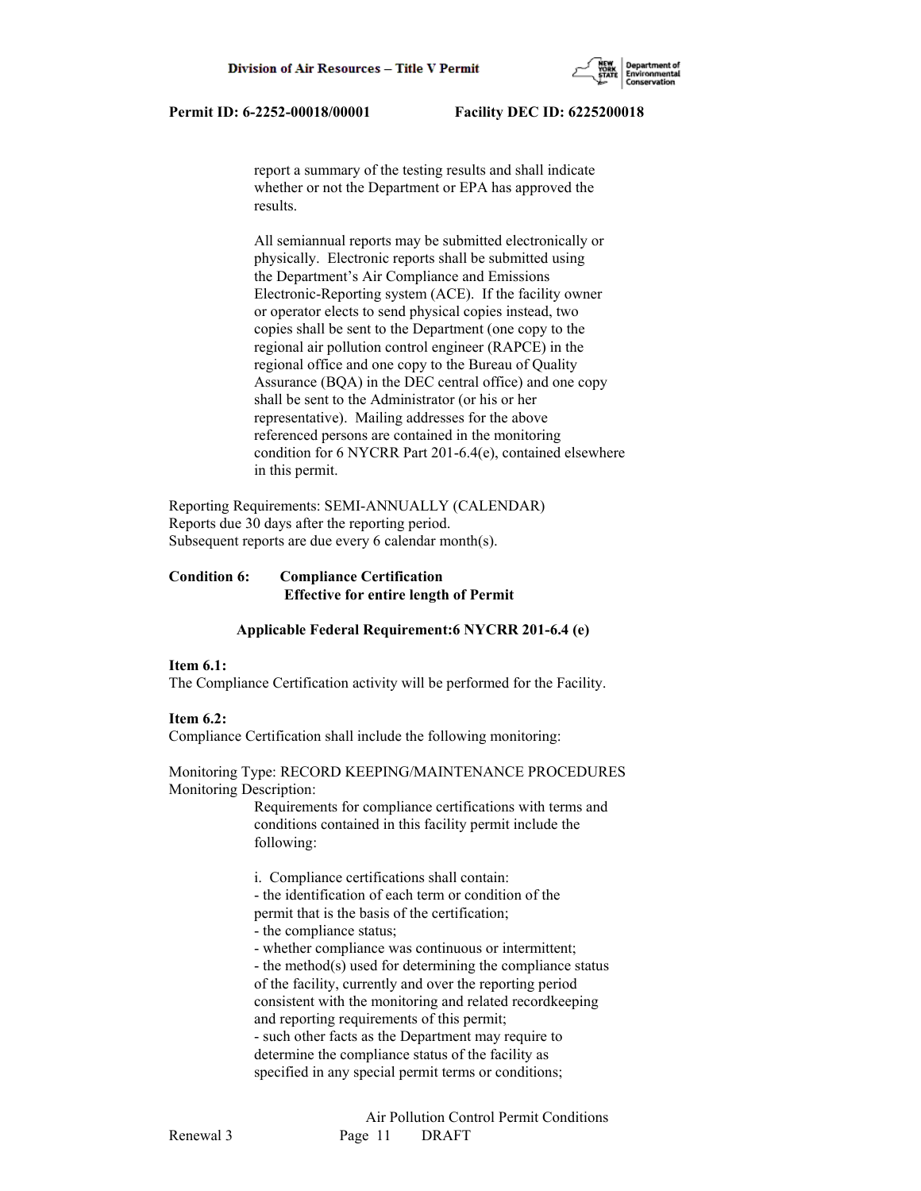report a summary of the testing results and shall indicate whether or not the Department or EPA has approved the results.

All semiannual reports may be submitted electronically or physically. Electronic reports shall be submitted using the Department's Air Compliance and Emissions Electronic-Reporting system (ACE). If the facility owner or operator elects to send physical copies instead, two copies shall be sent to the Department (one copy to the regional air pollution control engineer (RAPCE) in the regional office and one copy to the Bureau of Quality Assurance (BQA) in the DEC central office) and one copy shall be sent to the Administrator (or his or her representative). Mailing addresses for the above referenced persons are contained in the monitoring condition for 6 NYCRR Part 201-6.4(e), contained elsewhere in this permit.

Reporting Requirements: SEMI-ANNUALLY (CALENDAR)
Reports due 30 days after the reporting period.
Subsequent reports are due every 6 calendar month(s).

**Condition 6: Compliance Certification**
**Effective for entire length of Permit**

**Applicable Federal Requirement:6 NYCRR 201-6.4 (e)**

**Item 6.1:**
The Compliance Certification activity will be performed for the Facility.

**Item 6.2:**
Compliance Certification shall include the following monitoring:

Monitoring Type: RECORD KEEPING/MAINTENANCE PROCEDURES
Monitoring Description:

Requirements for compliance certifications with terms and conditions contained in this facility permit include the following:

i. Compliance certifications shall contain:
- the identification of each term or condition of the permit that is the basis of the certification;
- the compliance status;
- whether compliance was continuous or intermittent;
- the method(s) used for determining the compliance status of the facility, currently and over the reporting period consistent with the monitoring and related recordkeeping and reporting requirements of this permit;
- such other facts as the Department may require to determine the compliance status of the facility as specified in any special permit terms or conditions;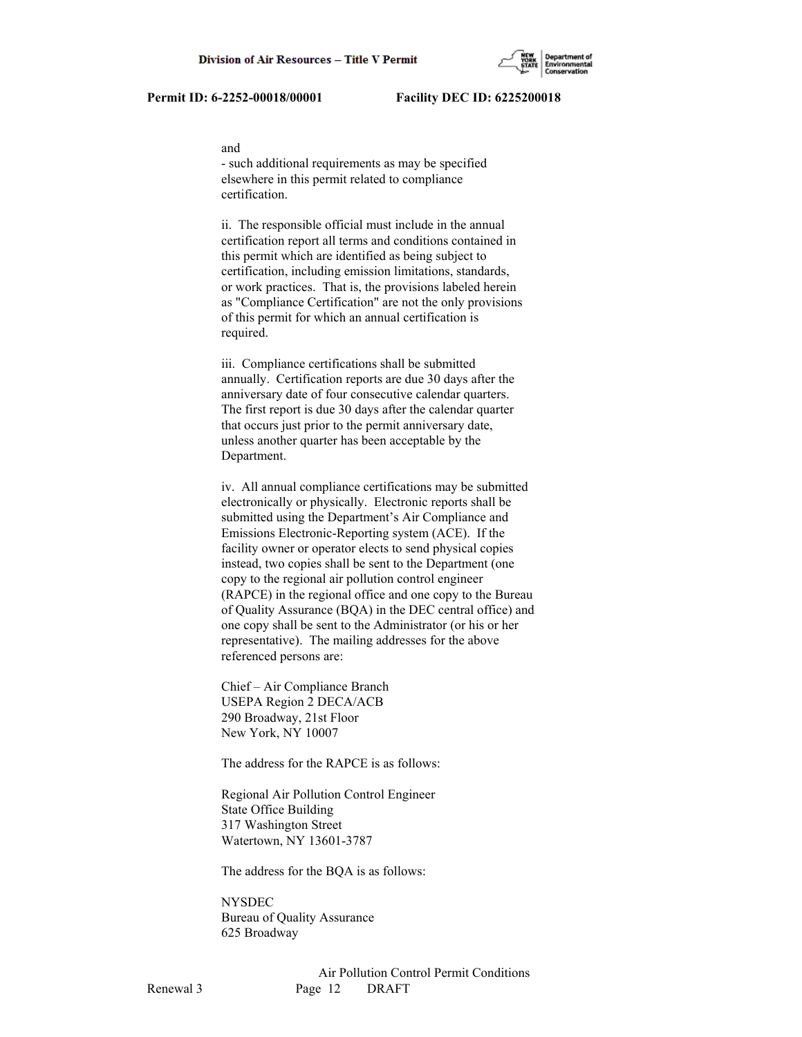and
- such additional requirements as may be specified elsewhere in this permit related to compliance certification.

ii. The responsible official must include in the annual certification report all terms and conditions contained in this permit which are identified as being subject to certification, including emission limitations, standards, or work practices. That is, the provisions labeled herein as "Compliance Certification" are not the only provisions of this permit for which an annual certification is required.

iii. Compliance certifications shall be submitted annually. Certification reports are due 30 days after the anniversary date of four consecutive calendar quarters. The first report is due 30 days after the calendar quarter that occurs just prior to the permit anniversary date, unless another quarter has been acceptable by the Department.

iv. All annual compliance certifications may be submitted electronically or physically. Electronic reports shall be submitted using the Department's Air Compliance and Emissions Electronic-Reporting system (ACE). If the facility owner or operator elects to send physical copies instead, two copies shall be sent to the Department (one copy to the regional air pollution control engineer (RAPCE) in the regional office and one copy to the Bureau of Quality Assurance (BQA) in the DEC central office) and one copy shall be sent to the Administrator (or his or her representative). The mailing addresses for the above referenced persons are:

Chief – Air Compliance Branch
USEPA Region 2 DECA/ACB
290 Broadway, 21st Floor
New York, NY 10007

The address for the RAPCE is as follows:

Regional Air Pollution Control Engineer
State Office Building
317 Washington Street
Watertown, NY 13601-3787

The address for the BQA is as follows:

NYSDEC
Bureau of Quality Assurance
625 Broadway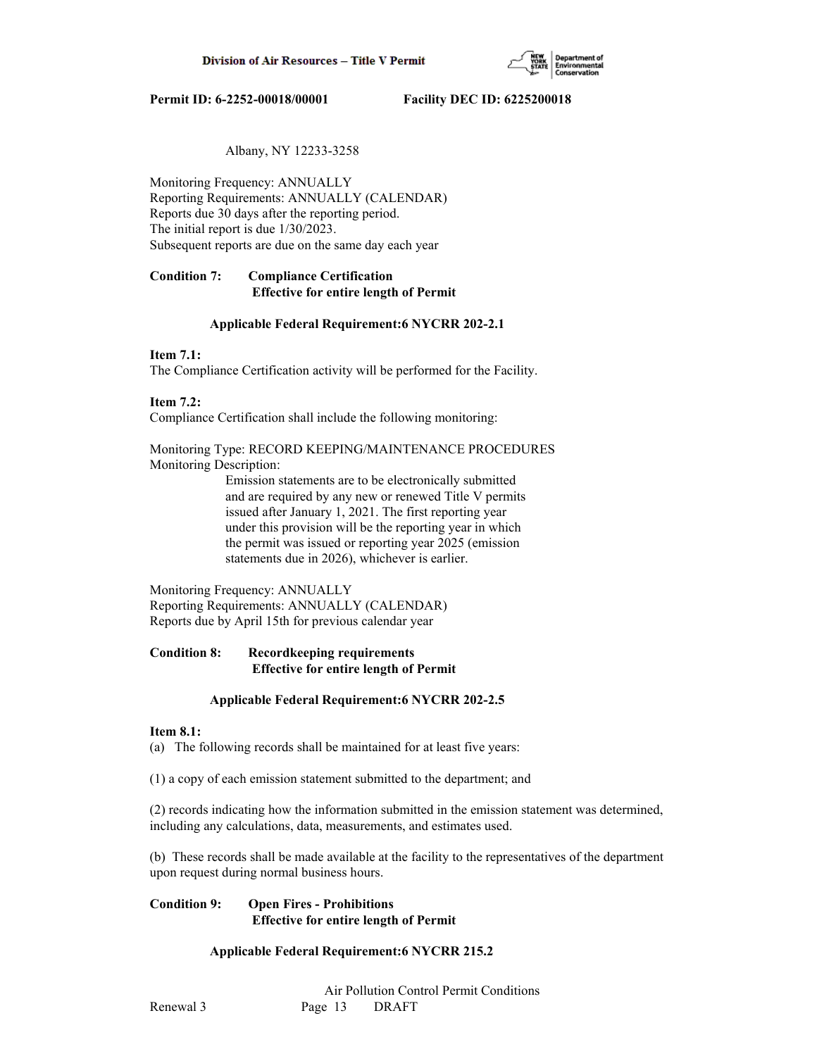Albany, NY 12233-3258

Monitoring Frequency: ANNUALLY
Reporting Requirements: ANNUALLY (CALENDAR)
Reports due 30 days after the reporting period.
The initial report is due 1/30/2023.
Subsequent reports are due on the same day each year

**Condition 7: Compliance Certification**
**Effective for entire length of Permit**

**Applicable Federal Requirement:6 NYCRR 202-2.1**

**Item 7.1:**
The Compliance Certification activity will be performed for the Facility.

**Item 7.2:**
Compliance Certification shall include the following monitoring:

Monitoring Type: RECORD KEEPING/MAINTENANCE PROCEDURES
Monitoring Description:
Emission statements are to be electronically submitted and are required by any new or renewed Title V permits issued after January 1, 2021. The first reporting year under this provision will be the reporting year in which the permit was issued or reporting year 2025 (emission statements due in 2026), whichever is earlier.

Monitoring Frequency: ANNUALLY
Reporting Requirements: ANNUALLY (CALENDAR)
Reports due by April 15th for previous calendar year

**Condition 8: Recordkeeping requirements**
**Effective for entire length of Permit**

**Applicable Federal Requirement:6 NYCRR 202-2.5**

**Item 8.1:**
(a) The following records shall be maintained for at least five years:

(1) a copy of each emission statement submitted to the department; and

(2) records indicating how the information submitted in the emission statement was determined, including any calculations, data, measurements, and estimates used.

(b) These records shall be made available at the facility to the representatives of the department upon request during normal business hours.

**Condition 9: Open Fires - Prohibitions**
**Effective for entire length of Permit**

**Applicable Federal Requirement:6 NYCRR 215.2**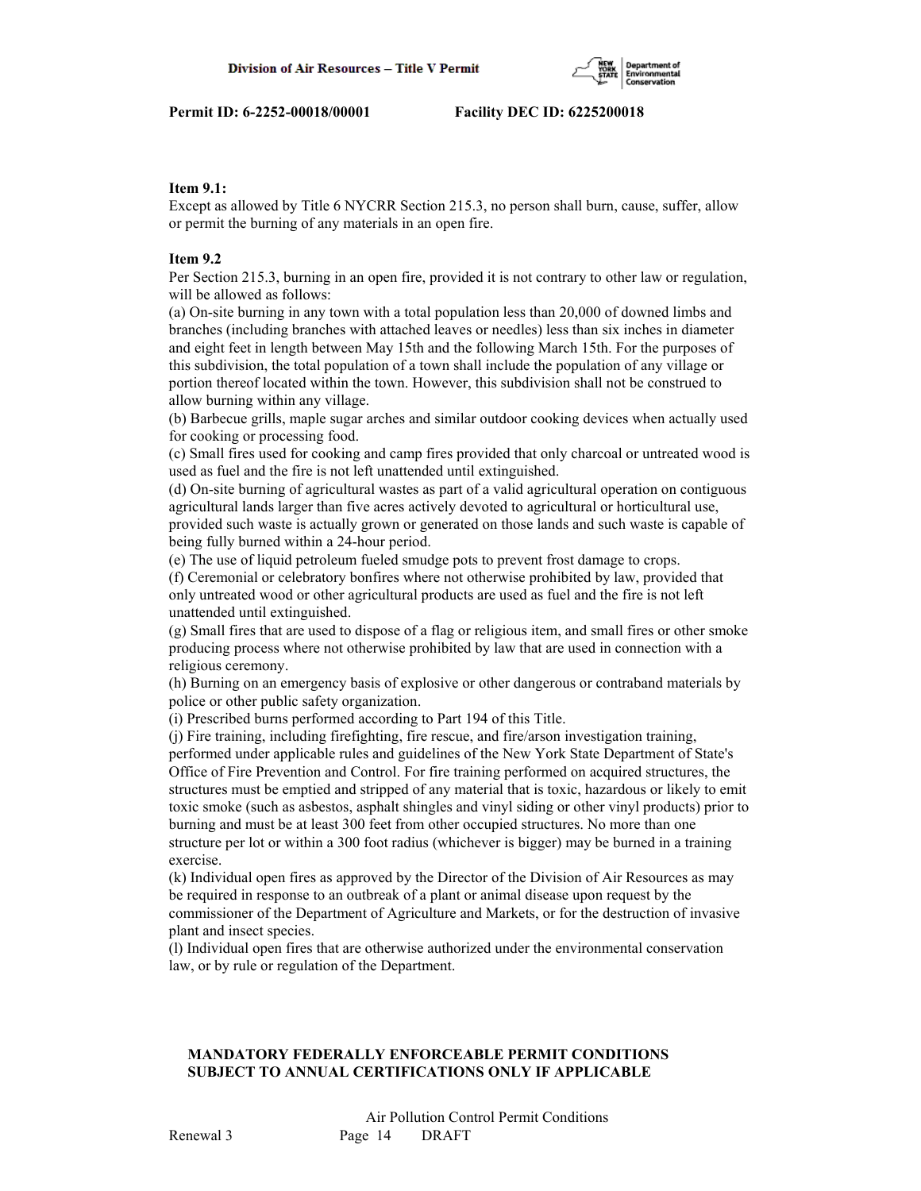**Item 9.1:**
Except as allowed by Title 6 NYCRR Section 215.3, no person shall burn, cause, suffer, allow or permit the burning of any materials in an open fire.

**Item 9.2**
Per Section 215.3, burning in an open fire, provided it is not contrary to other law or regulation, will be allowed as follows:
(a) On-site burning in any town with a total population less than 20,000 of downed limbs and branches (including branches with attached leaves or needles) less than six inches in diameter and eight feet in length between May 15th and the following March 15th. For the purposes of this subdivision, the total population of a town shall include the population of any village or portion thereof located within the town. However, this subdivision shall not be construed to allow burning within any village.
(b) Barbecue grills, maple sugar arches and similar outdoor cooking devices when actually used for cooking or processing food.
(c) Small fires used for cooking and camp fires provided that only charcoal or untreated wood is used as fuel and the fire is not left unattended until extinguished.
(d) On-site burning of agricultural wastes as part of a valid agricultural operation on contiguous agricultural lands larger than five acres actively devoted to agricultural or horticultural use, provided such waste is actually grown or generated on those lands and such waste is capable of being fully burned within a 24-hour period.
(e) The use of liquid petroleum fueled smudge pots to prevent frost damage to crops.
(f) Ceremonial or celebratory bonfires where not otherwise prohibited by law, provided that only untreated wood or other agricultural products are used as fuel and the fire is not left unattended until extinguished.
(g) Small fires that are used to dispose of a flag or religious item, and small fires or other smoke producing process where not otherwise prohibited by law that are used in connection with a religious ceremony.
(h) Burning on an emergency basis of explosive or other dangerous or contraband materials by police or other public safety organization.
(i) Prescribed burns performed according to Part 194 of this Title.
(j) Fire training, including firefighting, fire rescue, and fire/arson investigation training, performed under applicable rules and guidelines of the New York State Department of State's Office of Fire Prevention and Control. For fire training performed on acquired structures, the structures must be emptied and stripped of any material that is toxic, hazardous or likely to emit toxic smoke (such as asbestos, asphalt shingles and vinyl siding or other vinyl products) prior to burning and must be at least 300 feet from other occupied structures. No more than one structure per lot or within a 300 foot radius (whichever is bigger) may be burned in a training exercise.
(k) Individual open fires as approved by the Director of the Division of Air Resources as may be required in response to an outbreak of a plant or animal disease upon request by the commissioner of the Department of Agriculture and Markets, or for the destruction of invasive plant and insect species.
(l) Individual open fires that are otherwise authorized under the environmental conservation law, or by rule or regulation of the Department.

**MANDATORY FEDERALLY ENFORCEABLE PERMIT CONDITIONS SUBJECT TO ANNUAL CERTIFICATIONS ONLY IF APPLICABLE**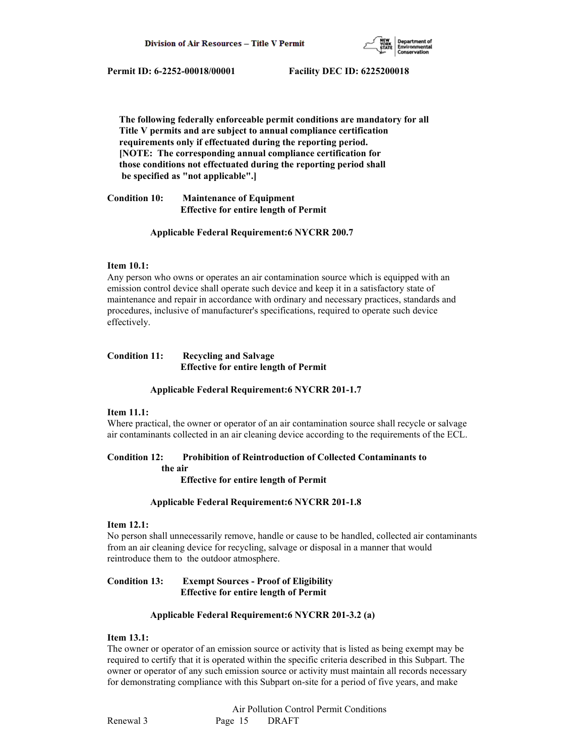**The following federally enforceable permit conditions are mandatory for all Title V permits and are subject to annual compliance certification requirements only if effectuated during the reporting period. [NOTE: The corresponding annual compliance certification for those conditions not effectuated during the reporting period shall be specified as "not applicable".]**

**Condition 10: Maintenance of Equipment**
**Effective for entire length of Permit**

**Applicable Federal Requirement:6 NYCRR 200.7**

**Item 10.1:**
Any person who owns or operates an air contamination source which is equipped with an emission control device shall operate such device and keep it in a satisfactory state of maintenance and repair in accordance with ordinary and necessary practices, standards and procedures, inclusive of manufacturer's specifications, required to operate such device effectively.

**Condition 11: Recycling and Salvage**
**Effective for entire length of Permit**

**Applicable Federal Requirement:6 NYCRR 201-1.7**

**Item 11.1:**
Where practical, the owner or operator of an air contamination source shall recycle or salvage air contaminants collected in an air cleaning device according to the requirements of the ECL.

**Condition 12: Prohibition of Reintroduction of Collected Contaminants to the air**
**Effective for entire length of Permit**

**Applicable Federal Requirement:6 NYCRR 201-1.8**

**Item 12.1:**
No person shall unnecessarily remove, handle or cause to be handled, collected air contaminants from an air cleaning device for recycling, salvage or disposal in a manner that would reintroduce them to the outdoor atmosphere.

**Condition 13: Exempt Sources - Proof of Eligibility**
**Effective for entire length of Permit**

**Applicable Federal Requirement:6 NYCRR 201-3.2 (a)**

**Item 13.1:**
The owner or operator of an emission source or activity that is listed as being exempt may be required to certify that it is operated within the specific criteria described in this Subpart. The owner or operator of any such emission source or activity must maintain all records necessary for demonstrating compliance with this Subpart on-site for a period of five years, and make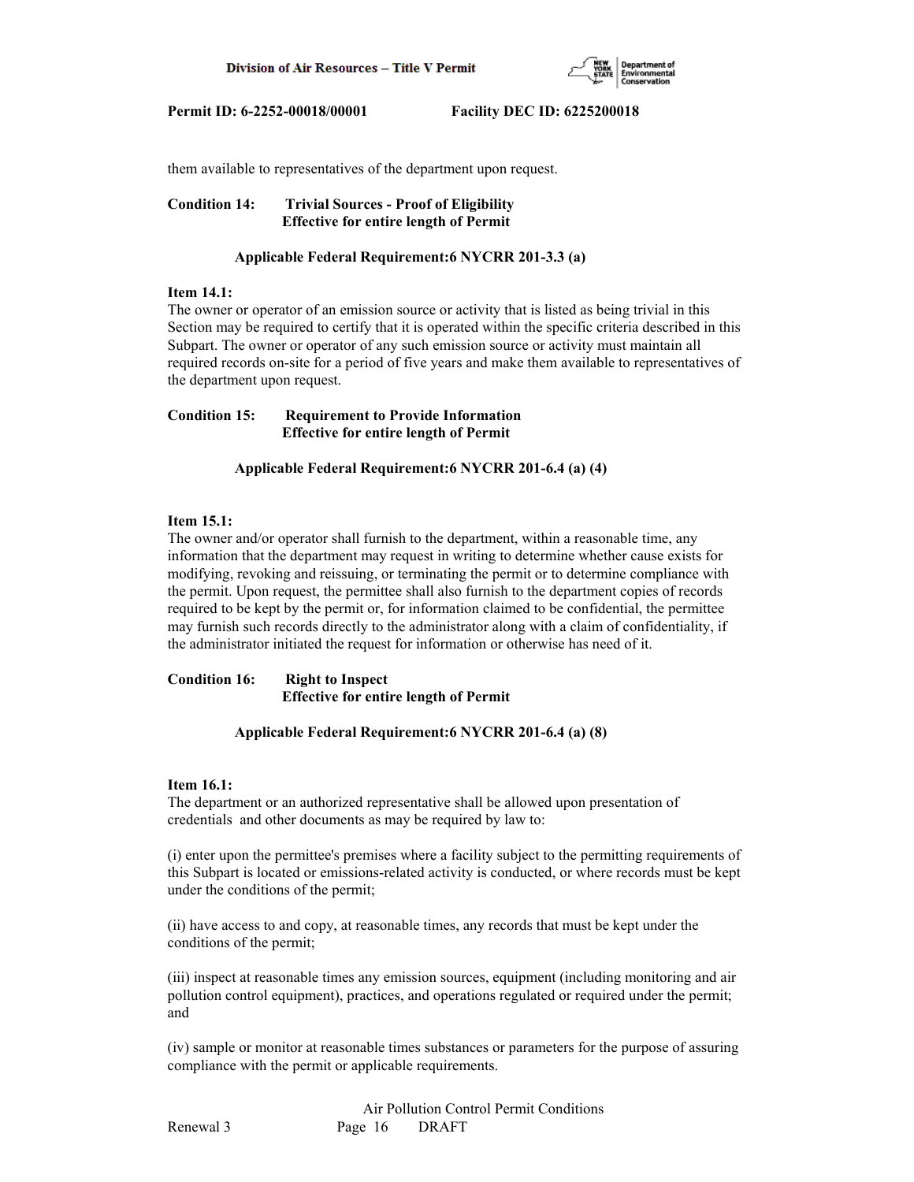them available to representatives of the department upon request.

**Condition 14: Trivial Sources - Proof of Eligibility**
**Effective for entire length of Permit**

**Applicable Federal Requirement:6 NYCRR 201-3.3 (a)**

**Item 14.1:**
The owner or operator of an emission source or activity that is listed as being trivial in this Section may be required to certify that it is operated within the specific criteria described in this Subpart. The owner or operator of any such emission source or activity must maintain all required records on-site for a period of five years and make them available to representatives of the department upon request.

**Condition 15: Requirement to Provide Information**
**Effective for entire length of Permit**

**Applicable Federal Requirement:6 NYCRR 201-6.4 (a) (4)**

**Item 15.1:**
The owner and/or operator shall furnish to the department, within a reasonable time, any information that the department may request in writing to determine whether cause exists for modifying, revoking and reissuing, or terminating the permit or to determine compliance with the permit. Upon request, the permittee shall also furnish to the department copies of records required to be kept by the permit or, for information claimed to be confidential, the permittee may furnish such records directly to the administrator along with a claim of confidentiality, if the administrator initiated the request for information or otherwise has need of it.

**Condition 16: Right to Inspect**
**Effective for entire length of Permit**

**Applicable Federal Requirement:6 NYCRR 201-6.4 (a) (8)**

**Item 16.1:**
The department or an authorized representative shall be allowed upon presentation of credentials and other documents as may be required by law to:

(i) enter upon the permittee's premises where a facility subject to the permitting requirements of this Subpart is located or emissions-related activity is conducted, or where records must be kept under the conditions of the permit;

(ii) have access to and copy, at reasonable times, any records that must be kept under the conditions of the permit;

(iii) inspect at reasonable times any emission sources, equipment (including monitoring and air pollution control equipment), practices, and operations regulated or required under the permit; and

(iv) sample or monitor at reasonable times substances or parameters for the purpose of assuring compliance with the permit or applicable requirements.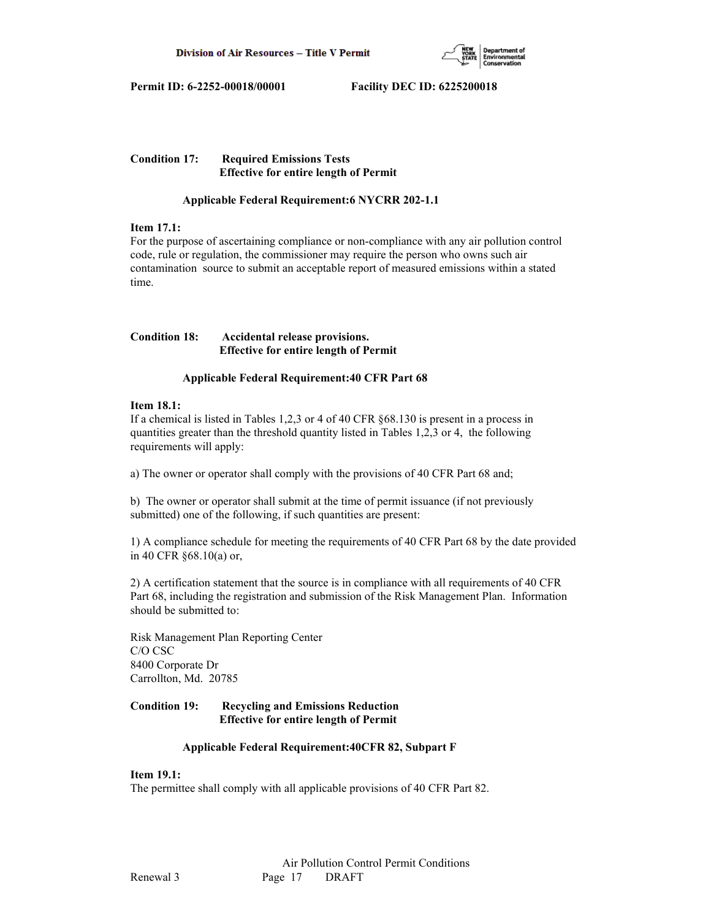**Condition 17: Required Emissions Tests**
**Effective for entire length of Permit**

**Applicable Federal Requirement:6 NYCRR 202-1.1**

**Item 17.1:**
For the purpose of ascertaining compliance or non-compliance with any air pollution control code, rule or regulation, the commissioner may require the person who owns such air contamination source to submit an acceptable report of measured emissions within a stated time.

**Condition 18: Accidental release provisions.**
**Effective for entire length of Permit**

**Applicable Federal Requirement:40 CFR Part 68**

**Item 18.1:**
If a chemical is listed in Tables 1,2,3 or 4 of 40 CFR §68.130 is present in a process in quantities greater than the threshold quantity listed in Tables 1,2,3 or 4, the following requirements will apply:

a) The owner or operator shall comply with the provisions of 40 CFR Part 68 and;

b) The owner or operator shall submit at the time of permit issuance (if not previously submitted) one of the following, if such quantities are present:

1) A compliance schedule for meeting the requirements of 40 CFR Part 68 by the date provided in 40 CFR §68.10(a) or,

2) A certification statement that the source is in compliance with all requirements of 40 CFR Part 68, including the registration and submission of the Risk Management Plan. Information should be submitted to:

Risk Management Plan Reporting Center
C/O CSC
8400 Corporate Dr
Carrollton, Md. 20785

**Condition 19: Recycling and Emissions Reduction**
**Effective for entire length of Permit**

**Applicable Federal Requirement:40CFR 82, Subpart F**

**Item 19.1:**
The permittee shall comply with all applicable provisions of 40 CFR Part 82.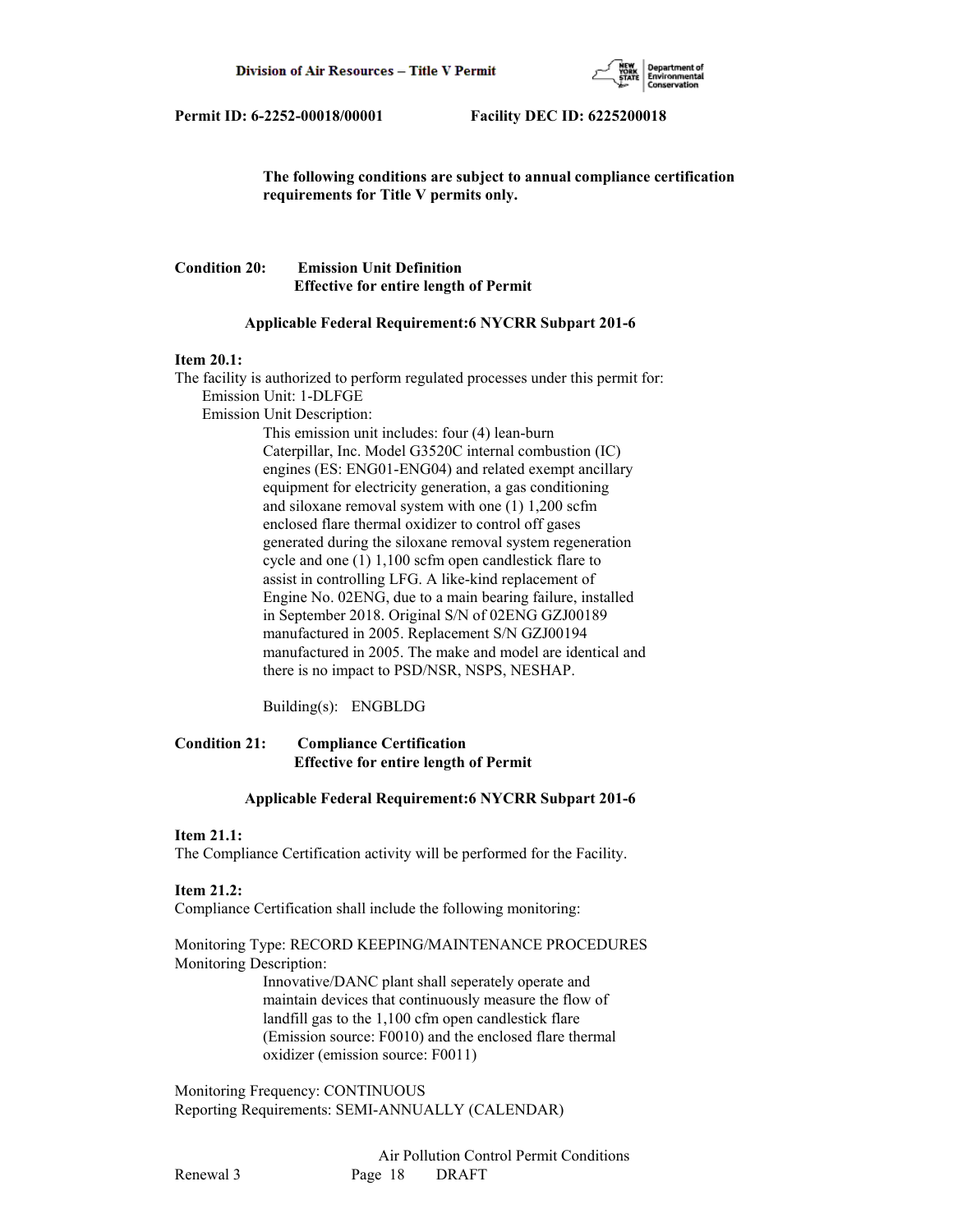**The following conditions are subject to annual compliance certification requirements for Title V permits only.**

**Condition 20: Emission Unit Definition**
**Effective for entire length of Permit**

**Applicable Federal Requirement:6 NYCRR Subpart 201-6**

**Item 20.1:**
The facility is authorized to perform regulated processes under this permit for:
Emission Unit: 1-DLFGE
Emission Unit Description:
This emission unit includes: four (4) lean-burn Caterpillar, Inc. Model G3520C internal combustion (IC) engines (ES: ENG01-ENG04) and related exempt ancillary equipment for electricity generation, a gas conditioning and siloxane removal system with one (1) 1,200 scfm enclosed flare thermal oxidizer to control off gases generated during the siloxane removal system regeneration cycle and one (1) 1,100 scfm open candlestick flare to assist in controlling LFG. A like-kind replacement of Engine No. 02ENG, due to a main bearing failure, installed in September 2018. Original S/N of 02ENG GZJ00189 manufactured in 2005. Replacement S/N GZJ00194 manufactured in 2005. The make and model are identical and there is no impact to PSD/NSR, NSPS, NESHAP.

Building(s): ENGBLDG

**Condition 21: Compliance Certification**
**Effective for entire length of Permit**

**Applicable Federal Requirement:6 NYCRR Subpart 201-6**

**Item 21.1:**
The Compliance Certification activity will be performed for the Facility.

**Item 21.2:**
Compliance Certification shall include the following monitoring:

Monitoring Type: RECORD KEEPING/MAINTENANCE PROCEDURES
Monitoring Description:
Innovative/DANC plant shall seperately operate and maintain devices that continuously measure the flow of landfill gas to the 1,100 cfm open candlestick flare (Emission source: F0010) and the enclosed flare thermal oxidizer (emission source: F0011)

Monitoring Frequency: CONTINUOUS
Reporting Requirements: SEMI-ANNUALLY (CALENDAR)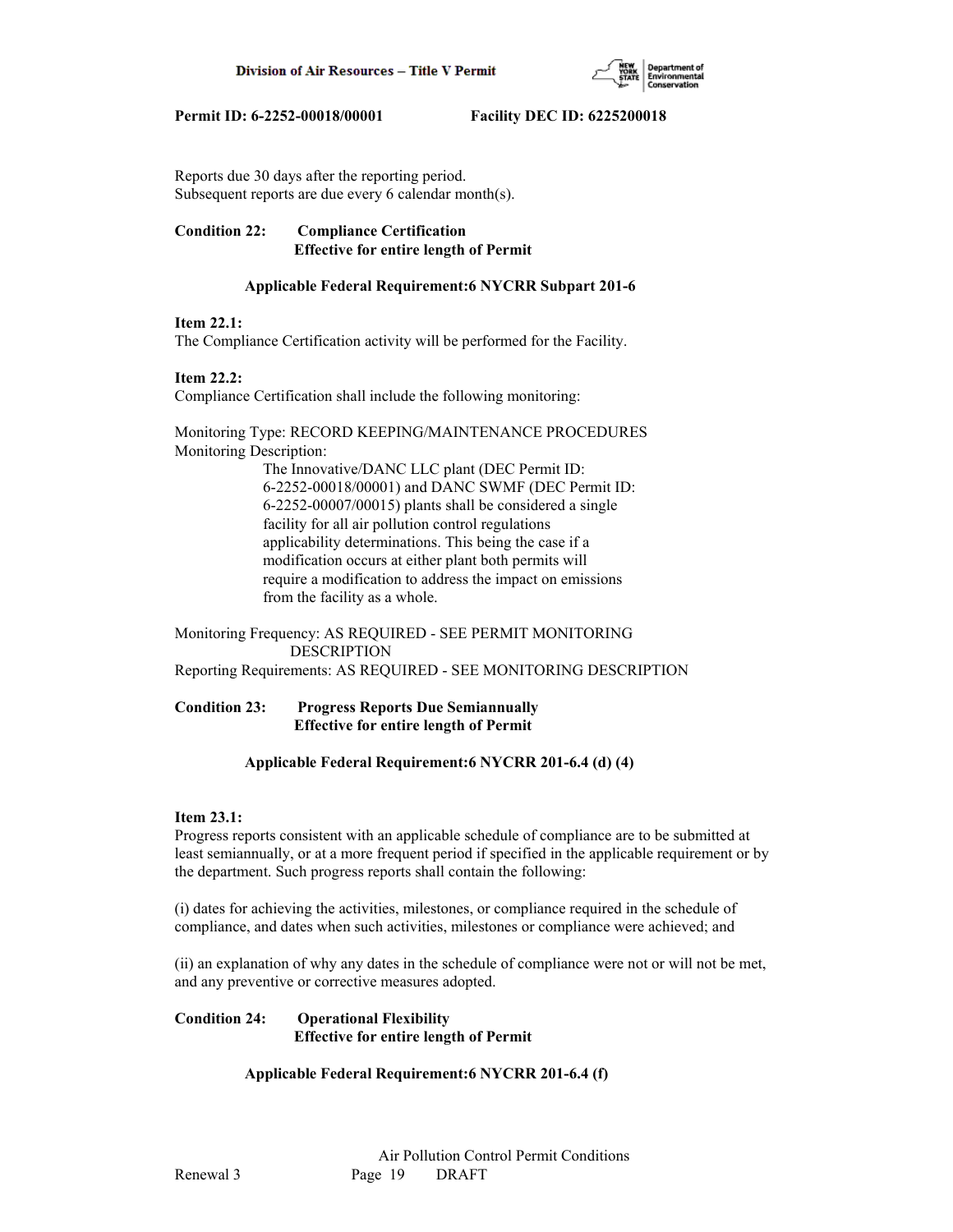Reports due 30 days after the reporting period.
Subsequent reports are due every 6 calendar month(s).

**Condition 22: Compliance Certification**
**Effective for entire length of Permit**

**Applicable Federal Requirement:6 NYCRR Subpart 201-6**

**Item 22.1:**
The Compliance Certification activity will be performed for the Facility.

**Item 22.2:**
Compliance Certification shall include the following monitoring:

Monitoring Type: RECORD KEEPING/MAINTENANCE PROCEDURES
Monitoring Description:

The Innovative/DANC LLC plant (DEC Permit ID: 6-2252-00018/00001) and DANC SWMF (DEC Permit ID: 6-2252-00007/00015) plants shall be considered a single facility for all air pollution control regulations applicability determinations. This being the case if a modification occurs at either plant both permits will require a modification to address the impact on emissions from the facility as a whole.

Monitoring Frequency: AS REQUIRED - SEE PERMIT MONITORING DESCRIPTION
Reporting Requirements: AS REQUIRED - SEE MONITORING DESCRIPTION

**Condition 23: Progress Reports Due Semiannually**
**Effective for entire length of Permit**

**Applicable Federal Requirement:6 NYCRR 201-6.4 (d) (4)**

**Item 23.1:**
Progress reports consistent with an applicable schedule of compliance are to be submitted at least semiannually, or at a more frequent period if specified in the applicable requirement or by the department. Such progress reports shall contain the following:

(i) dates for achieving the activities, milestones, or compliance required in the schedule of compliance, and dates when such activities, milestones or compliance were achieved; and

(ii) an explanation of why any dates in the schedule of compliance were not or will not be met, and any preventive or corrective measures adopted.

**Condition 24: Operational Flexibility**
**Effective for entire length of Permit**

**Applicable Federal Requirement:6 NYCRR 201-6.4 (f)**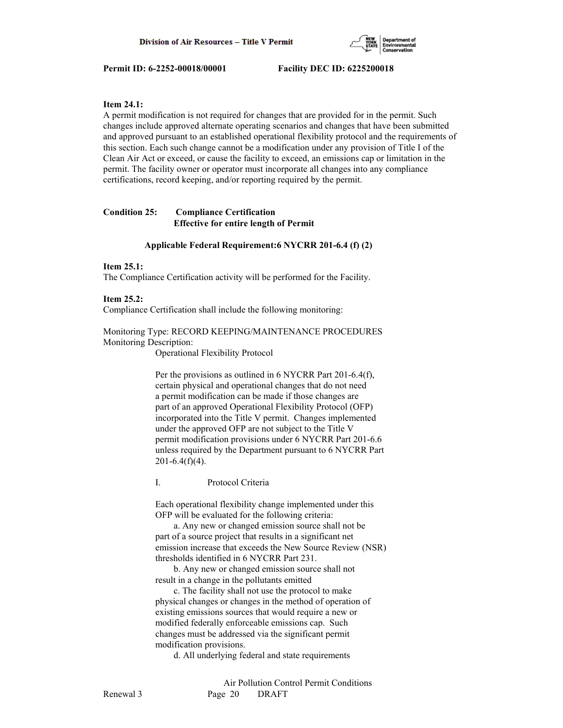**Item 24.1:**
A permit modification is not required for changes that are provided for in the permit. Such changes include approved alternate operating scenarios and changes that have been submitted and approved pursuant to an established operational flexibility protocol and the requirements of this section. Each such change cannot be a modification under any provision of Title I of the Clean Air Act or exceed, or cause the facility to exceed, an emissions cap or limitation in the permit. The facility owner or operator must incorporate all changes into any compliance certifications, record keeping, and/or reporting required by the permit.

**Condition 25: Compliance Certification**
**Effective for entire length of Permit**

**Applicable Federal Requirement:6 NYCRR 201-6.4 (f) (2)**

**Item 25.1:**
The Compliance Certification activity will be performed for the Facility.

**Item 25.2:**
Compliance Certification shall include the following monitoring:

Monitoring Type: RECORD KEEPING/MAINTENANCE PROCEDURES
Monitoring Description:

Operational Flexibility Protocol

Per the provisions as outlined in 6 NYCRR Part 201-6.4(f), certain physical and operational changes that do not need a permit modification can be made if those changes are part of an approved Operational Flexibility Protocol (OFP) incorporated into the Title V permit. Changes implemented under the approved OFP are not subject to the Title V permit modification provisions under 6 NYCRR Part 201-6.6 unless required by the Department pursuant to 6 NYCRR Part 201-6.4(f)(4).

I. Protocol Criteria

Each operational flexibility change implemented under this OFP will be evaluated for the following criteria:

a. Any new or changed emission source shall not be part of a source project that results in a significant net emission increase that exceeds the New Source Review (NSR) thresholds identified in 6 NYCRR Part 231.

b. Any new or changed emission source shall not result in a change in the pollutants emitted

c. The facility shall not use the protocol to make physical changes or changes in the method of operation of existing emissions sources that would require a new or modified federally enforceable emissions cap. Such changes must be addressed via the significant permit modification provisions.

d. All underlying federal and state requirements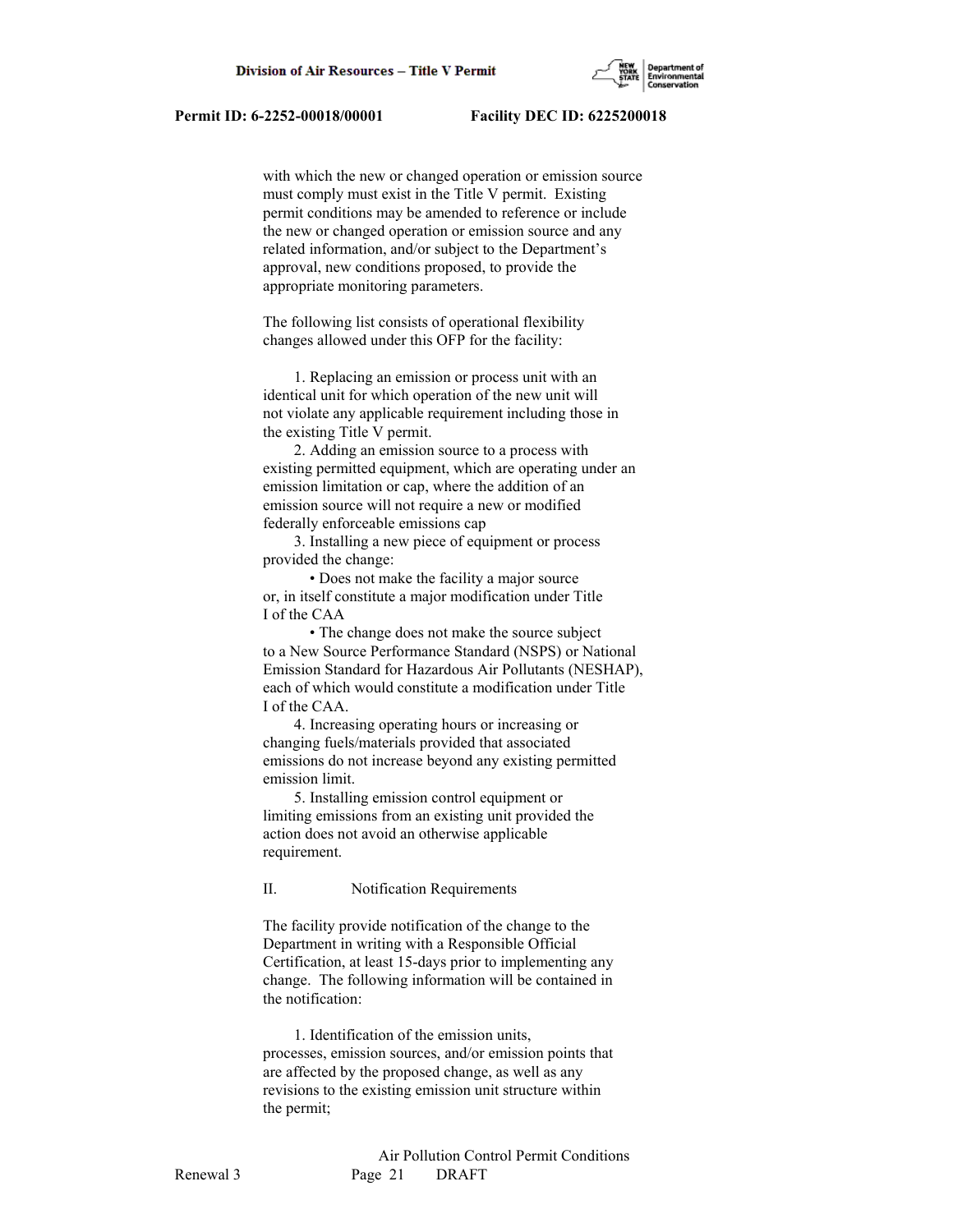with which the new or changed operation or emission source must comply must exist in the Title V permit. Existing permit conditions may be amended to reference or include the new or changed operation or emission source and any related information, and/or subject to the Department's approval, new conditions proposed, to provide the appropriate monitoring parameters.

The following list consists of operational flexibility changes allowed under this OFP for the facility:

1. Replacing an emission or process unit with an identical unit for which operation of the new unit will not violate any applicable requirement including those in the existing Title V permit.
2. Adding an emission source to a process with existing permitted equipment, which are operating under an emission limitation or cap, where the addition of an emission source will not require a new or modified federally enforceable emissions cap
3. Installing a new piece of equipment or process provided the change:
   - Does not make the facility a major source or, in itself constitute a major modification under Title I of the CAA
   - The change does not make the source subject to a New Source Performance Standard (NSPS) or National Emission Standard for Hazardous Air Pollutants (NESHAP), each of which would constitute a modification under Title I of the CAA.
4. Increasing operating hours or increasing or changing fuels/materials provided that associated emissions do not increase beyond any existing permitted emission limit.
5. Installing emission control equipment or limiting emissions from an existing unit provided the action does not avoid an otherwise applicable requirement.

II. Notification Requirements

The facility provide notification of the change to the Department in writing with a Responsible Official Certification, at least 15-days prior to implementing any change. The following information will be contained in the notification:

1. Identification of the emission units, processes, emission sources, and/or emission points that are affected by the proposed change, as well as any revisions to the existing emission unit structure within the permit;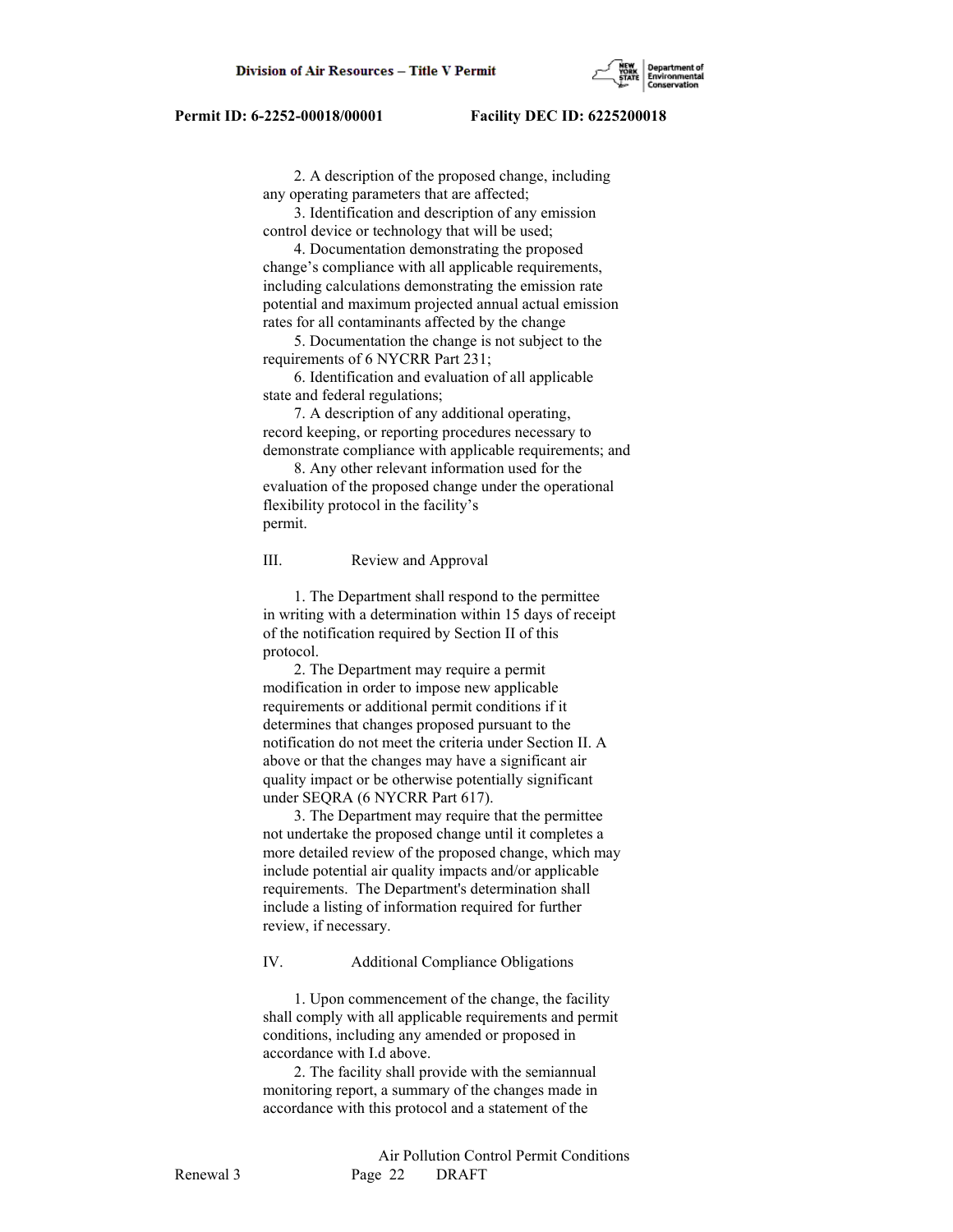2. A description of the proposed change, including any operating parameters that are affected;

3. Identification and description of any emission control device or technology that will be used;

4. Documentation demonstrating the proposed change's compliance with all applicable requirements, including calculations demonstrating the emission rate potential and maximum projected annual actual emission rates for all contaminants affected by the change

5. Documentation the change is not subject to the requirements of 6 NYCRR Part 231;

6. Identification and evaluation of all applicable state and federal regulations;

7. A description of any additional operating, record keeping, or reporting procedures necessary to demonstrate compliance with applicable requirements; and

8. Any other relevant information used for the evaluation of the proposed change under the operational flexibility protocol in the facility's permit.

III. Review and Approval

1. The Department shall respond to the permittee in writing with a determination within 15 days of receipt of the notification required by Section II of this protocol.

2. The Department may require a permit modification in order to impose new applicable requirements or additional permit conditions if it determines that changes proposed pursuant to the notification do not meet the criteria under Section II. A above or that the changes may have a significant air quality impact or be otherwise potentially significant under SEQRA (6 NYCRR Part 617).

3. The Department may require that the permittee not undertake the proposed change until it completes a more detailed review of the proposed change, which may include potential air quality impacts and/or applicable requirements. The Department's determination shall include a listing of information required for further review, if necessary.

IV. Additional Compliance Obligations

1. Upon commencement of the change, the facility shall comply with all applicable requirements and permit conditions, including any amended or proposed in accordance with I.d above.

2. The facility shall provide with the semiannual monitoring report, a summary of the changes made in accordance with this protocol and a statement of the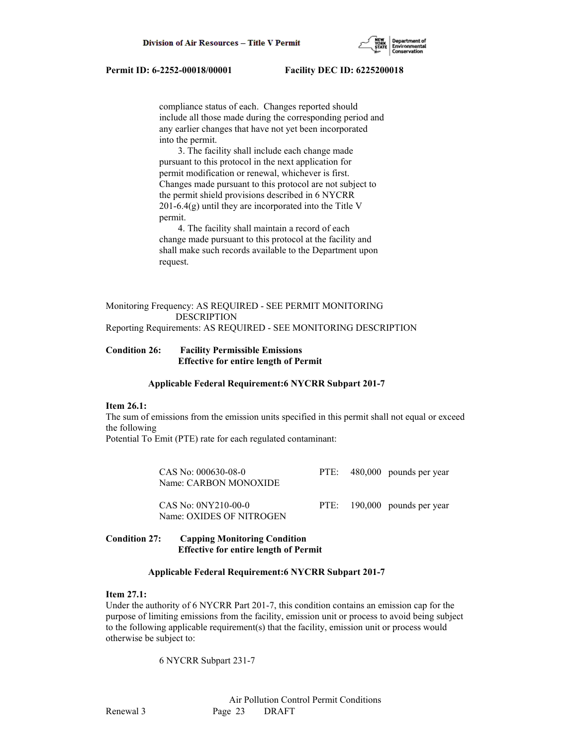compliance status of each. Changes reported should include all those made during the corresponding period and any earlier changes that have not yet been incorporated into the permit.

3. The facility shall include each change made pursuant to this protocol in the next application for permit modification or renewal, whichever is first. Changes made pursuant to this protocol are not subject to the permit shield provisions described in 6 NYCRR 201-6.4(g) until they are incorporated into the Title V permit.

4. The facility shall maintain a record of each change made pursuant to this protocol at the facility and shall make such records available to the Department upon request.

Monitoring Frequency: AS REQUIRED - SEE PERMIT MONITORING DESCRIPTION
Reporting Requirements: AS REQUIRED - SEE MONITORING DESCRIPTION

**Condition 26: Facility Permissible Emissions**
**Effective for entire length of Permit**

**Applicable Federal Requirement:6 NYCRR Subpart 201-7**

**Item 26.1:**
The sum of emissions from the emission units specified in this permit shall not equal or exceed the following
Potential To Emit (PTE) rate for each regulated contaminant:

| | | |
|---|---|---|
| CAS No: 000630-08-0<br>Name: CARBON MONOXIDE | PTE: | 480,000 pounds per year |
| CAS No: 0NY210-00-0<br>Name: OXIDES OF NITROGEN | PTE: | 190,000 pounds per year |

**Condition 27: Capping Monitoring Condition**
**Effective for entire length of Permit**

**Applicable Federal Requirement:6 NYCRR Subpart 201-7**

**Item 27.1:**
Under the authority of 6 NYCRR Part 201-7, this condition contains an emission cap for the purpose of limiting emissions from the facility, emission unit or process to avoid being subject to the following applicable requirement(s) that the facility, emission unit or process would otherwise be subject to:

6 NYCRR Subpart 231-7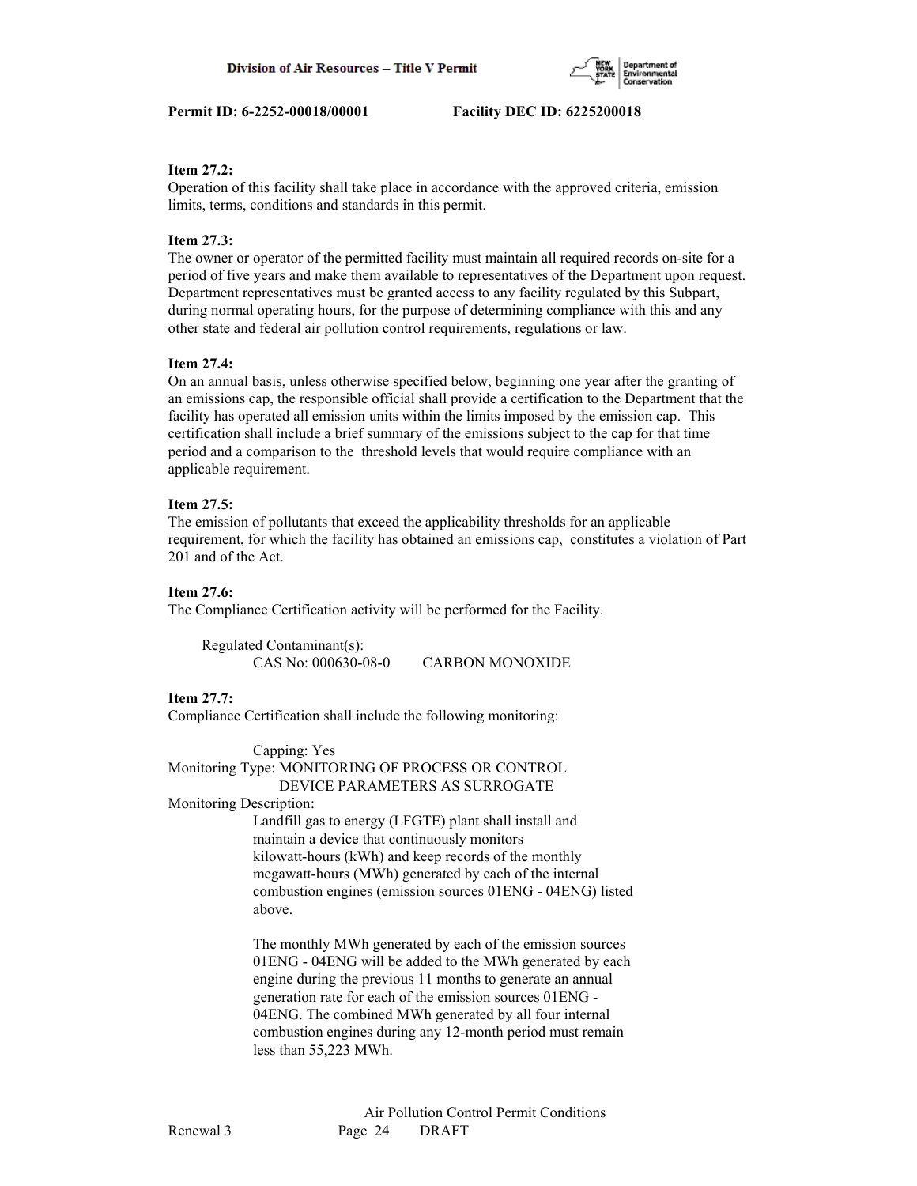**Item 27.2:**
Operation of this facility shall take place in accordance with the approved criteria, emission limits, terms, conditions and standards in this permit.

**Item 27.3:**
The owner or operator of the permitted facility must maintain all required records on-site for a period of five years and make them available to representatives of the Department upon request. Department representatives must be granted access to any facility regulated by this Subpart, during normal operating hours, for the purpose of determining compliance with this and any other state and federal air pollution control requirements, regulations or law.

**Item 27.4:**
On an annual basis, unless otherwise specified below, beginning one year after the granting of an emissions cap, the responsible official shall provide a certification to the Department that the facility has operated all emission units within the limits imposed by the emission cap. This certification shall include a brief summary of the emissions subject to the cap for that time period and a comparison to the threshold levels that would require compliance with an applicable requirement.

**Item 27.5:**
The emission of pollutants that exceed the applicability thresholds for an applicable requirement, for which the facility has obtained an emissions cap, constitutes a violation of Part 201 and of the Act.

**Item 27.6:**
The Compliance Certification activity will be performed for the Facility.

Regulated Contaminant(s):
CAS No: 000630-08-0 CARBON MONOXIDE

**Item 27.7:**
Compliance Certification shall include the following monitoring:

Capping: Yes
Monitoring Type: MONITORING OF PROCESS OR CONTROL DEVICE PARAMETERS AS SURROGATE
Monitoring Description:
Landfill gas to energy (LFGTE) plant shall install and maintain a device that continuously monitors kilowatt-hours (kWh) and keep records of the monthly megawatt-hours (MWh) generated by each of the internal combustion engines (emission sources 01ENG - 04ENG) listed above.

The monthly MWh generated by each of the emission sources 01ENG - 04ENG will be added to the MWh generated by each engine during the previous 11 months to generate an annual generation rate for each of the emission sources 01ENG - 04ENG. The combined MWh generated by all four internal combustion engines during any 12-month period must remain less than 55,223 MWh.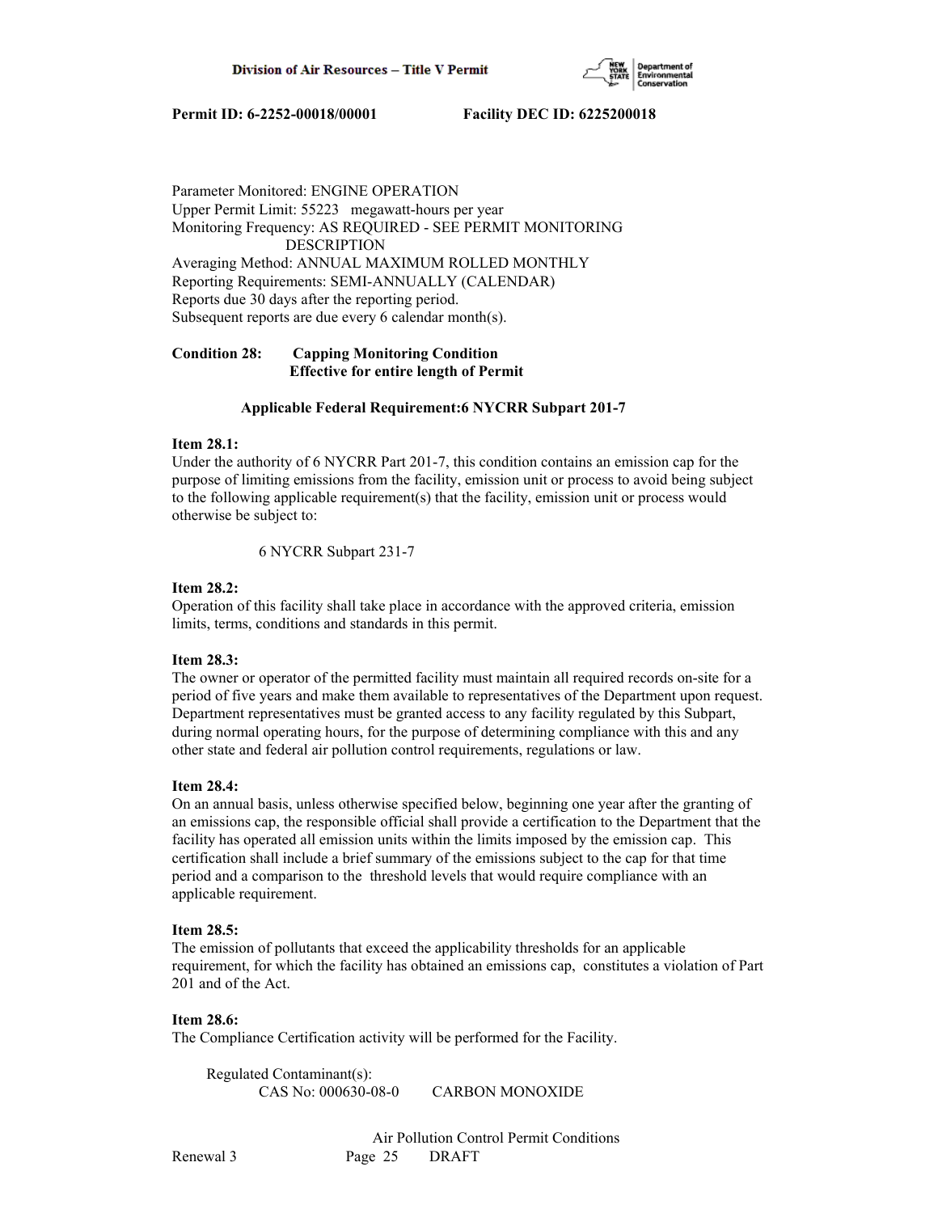Parameter Monitored: ENGINE OPERATION
Upper Permit Limit: 55223 megawatt-hours per year
Monitoring Frequency: AS REQUIRED - SEE PERMIT MONITORING DESCRIPTION
Averaging Method: ANNUAL MAXIMUM ROLLED MONTHLY
Reporting Requirements: SEMI-ANNUALLY (CALENDAR)
Reports due 30 days after the reporting period.
Subsequent reports are due every 6 calendar month(s).

**Condition 28: Capping Monitoring Condition**
**Effective for entire length of Permit**

**Applicable Federal Requirement:6 NYCRR Subpart 201-7**

**Item 28.1:**
Under the authority of 6 NYCRR Part 201-7, this condition contains an emission cap for the purpose of limiting emissions from the facility, emission unit or process to avoid being subject to the following applicable requirement(s) that the facility, emission unit or process would otherwise be subject to:

6 NYCRR Subpart 231-7

**Item 28.2:**
Operation of this facility shall take place in accordance with the approved criteria, emission limits, terms, conditions and standards in this permit.

**Item 28.3:**
The owner or operator of the permitted facility must maintain all required records on-site for a period of five years and make them available to representatives of the Department upon request. Department representatives must be granted access to any facility regulated by this Subpart, during normal operating hours, for the purpose of determining compliance with this and any other state and federal air pollution control requirements, regulations or law.

**Item 28.4:**
On an annual basis, unless otherwise specified below, beginning one year after the granting of an emissions cap, the responsible official shall provide a certification to the Department that the facility has operated all emission units within the limits imposed by the emission cap. This certification shall include a brief summary of the emissions subject to the cap for that time period and a comparison to the threshold levels that would require compliance with an applicable requirement.

**Item 28.5:**
The emission of pollutants that exceed the applicability thresholds for an applicable requirement, for which the facility has obtained an emissions cap, constitutes a violation of Part 201 and of the Act.

**Item 28.6:**
The Compliance Certification activity will be performed for the Facility.

Regulated Contaminant(s):
CAS No: 000630-08-0 CARBON MONOXIDE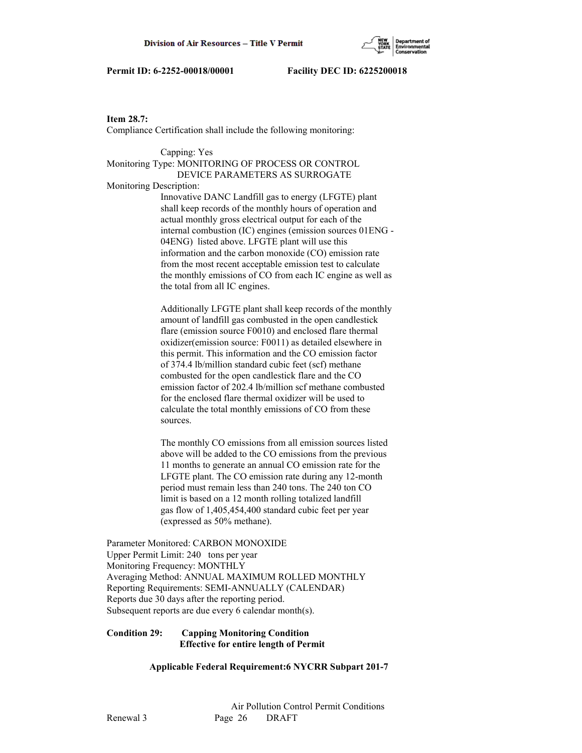**Item 28.7:**
Compliance Certification shall include the following monitoring:

Capping: Yes
Monitoring Type: MONITORING OF PROCESS OR CONTROL DEVICE PARAMETERS AS SURROGATE
Monitoring Description:

Innovative DANC Landfill gas to energy (LFGTE) plant shall keep records of the monthly hours of operation and actual monthly gross electrical output for each of the internal combustion (IC) engines (emission sources 01ENG - 04ENG) listed above. LFGTE plant will use this information and the carbon monoxide (CO) emission rate from the most recent acceptable emission test to calculate the monthly emissions of CO from each IC engine as well as the total from all IC engines.

Additionally LFGTE plant shall keep records of the monthly amount of landfill gas combusted in the open candlestick flare (emission source F0010) and enclosed flare thermal oxidizer(emission source: F0011) as detailed elsewhere in this permit. This information and the CO emission factor of 374.4 lb/million standard cubic feet (scf) methane combusted for the open candlestick flare and the CO emission factor of 202.4 lb/million scf methane combusted for the enclosed flare thermal oxidizer will be used to calculate the total monthly emissions of CO from these sources.

The monthly CO emissions from all emission sources listed above will be added to the CO emissions from the previous 11 months to generate an annual CO emission rate for the LFGTE plant. The CO emission rate during any 12-month period must remain less than 240 tons. The 240 ton CO limit is based on a 12 month rolling totalized landfill gas flow of 1,405,454,400 standard cubic feet per year (expressed as 50% methane).

Parameter Monitored: CARBON MONOXIDE
Upper Permit Limit: 240 tons per year
Monitoring Frequency: MONTHLY
Averaging Method: ANNUAL MAXIMUM ROLLED MONTHLY
Reporting Requirements: SEMI-ANNUALLY (CALENDAR)
Reports due 30 days after the reporting period.
Subsequent reports are due every 6 calendar month(s).

**Condition 29: Capping Monitoring Condition**
**Effective for entire length of Permit**

**Applicable Federal Requirement:6 NYCRR Subpart 201-7**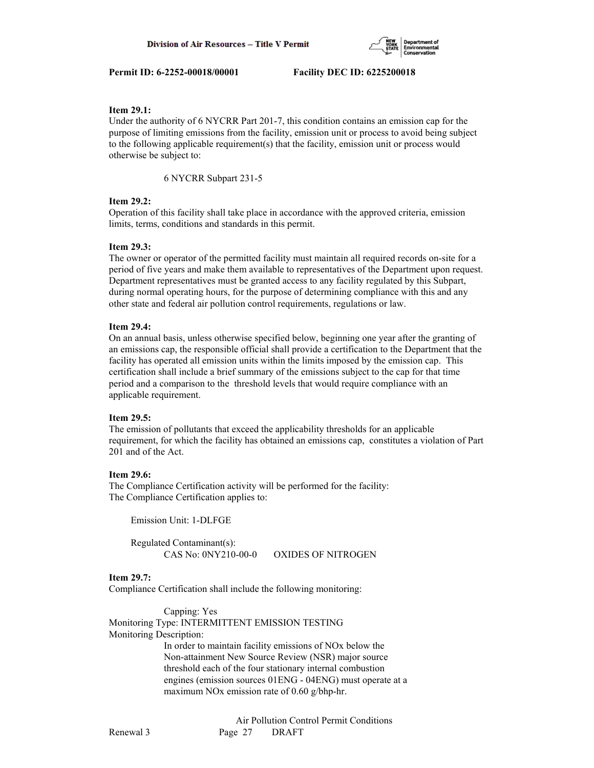**Item 29.1:**
Under the authority of 6 NYCRR Part 201-7, this condition contains an emission cap for the purpose of limiting emissions from the facility, emission unit or process to avoid being subject to the following applicable requirement(s) that the facility, emission unit or process would otherwise be subject to:

6 NYCRR Subpart 231-5

**Item 29.2:**
Operation of this facility shall take place in accordance with the approved criteria, emission limits, terms, conditions and standards in this permit.

**Item 29.3:**
The owner or operator of the permitted facility must maintain all required records on-site for a period of five years and make them available to representatives of the Department upon request. Department representatives must be granted access to any facility regulated by this Subpart, during normal operating hours, for the purpose of determining compliance with this and any other state and federal air pollution control requirements, regulations or law.

**Item 29.4:**
On an annual basis, unless otherwise specified below, beginning one year after the granting of an emissions cap, the responsible official shall provide a certification to the Department that the facility has operated all emission units within the limits imposed by the emission cap. This certification shall include a brief summary of the emissions subject to the cap for that time period and a comparison to the threshold levels that would require compliance with an applicable requirement.

**Item 29.5:**
The emission of pollutants that exceed the applicability thresholds for an applicable requirement, for which the facility has obtained an emissions cap, constitutes a violation of Part 201 and of the Act.

**Item 29.6:**
The Compliance Certification activity will be performed for the facility:
The Compliance Certification applies to:

Emission Unit: 1-DLFGE

Regulated Contaminant(s):
CAS No: 0NY210-00-0 OXIDES OF NITROGEN

**Item 29.7:**
Compliance Certification shall include the following monitoring:

Capping: Yes
Monitoring Type: INTERMITTENT EMISSION TESTING
Monitoring Description:
In order to maintain facility emissions of NOx below the Non-attainment New Source Review (NSR) major source threshold each of the four stationary internal combustion engines (emission sources 01ENG - 04ENG) must operate at a maximum NOx emission rate of 0.60 g/bhp-hr.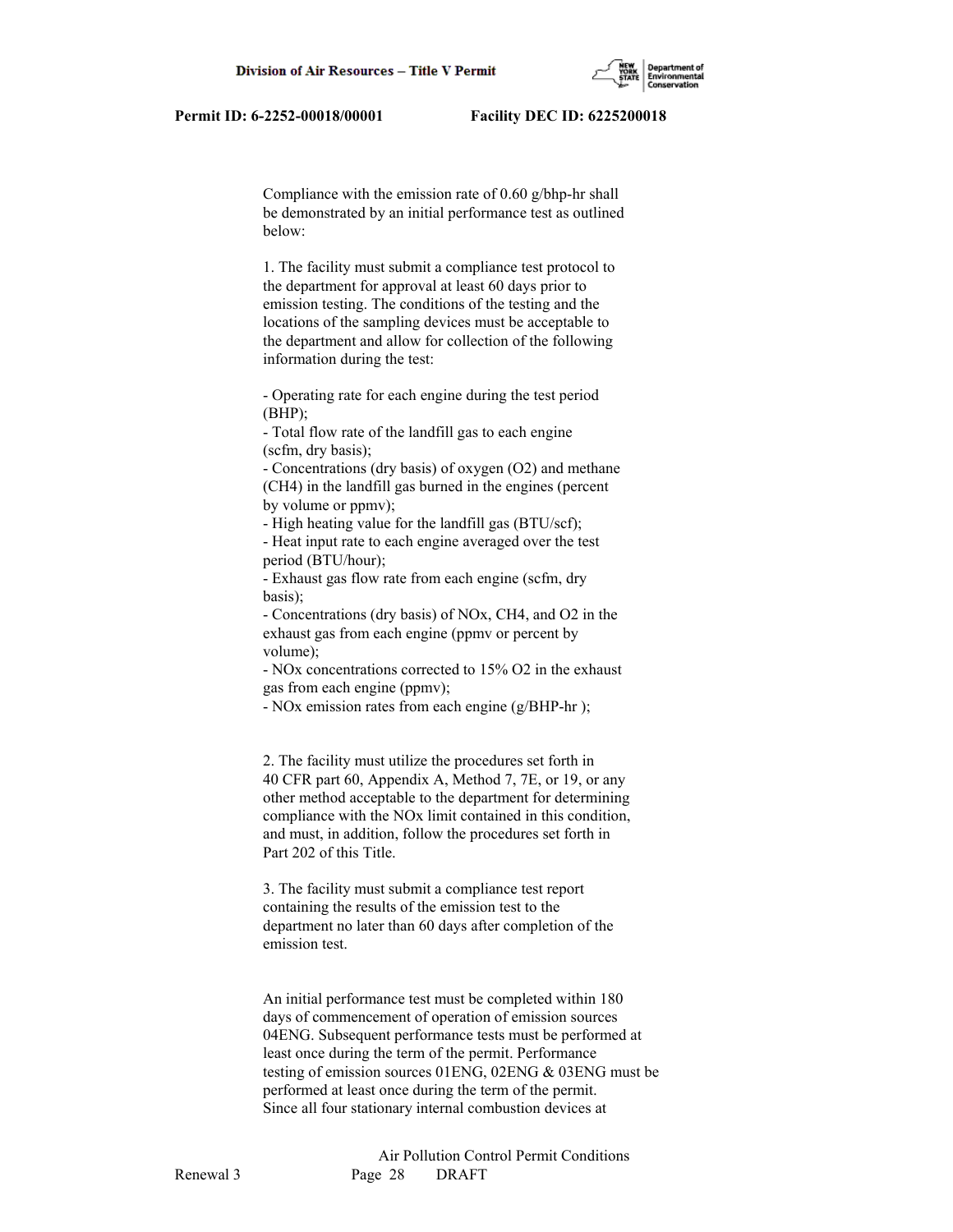Compliance with the emission rate of 0.60 g/bhp-hr shall be demonstrated by an initial performance test as outlined below:

1. The facility must submit a compliance test protocol to the department for approval at least 60 days prior to emission testing. The conditions of the testing and the locations of the sampling devices must be acceptable to the department and allow for collection of the following information during the test:

- Operating rate for each engine during the test period (BHP);
- Total flow rate of the landfill gas to each engine (scfm, dry basis);
- Concentrations (dry basis) of oxygen ($O_2$) and methane ($CH_4$) in the landfill gas burned in the engines (percent by volume or ppmv);
- High heating value for the landfill gas (BTU/scf);
- Heat input rate to each engine averaged over the test period (BTU/hour);
- Exhaust gas flow rate from each engine (scfm, dry basis);
- Concentrations (dry basis) of $NO_x$, $CH_4$, and $O_2$ in the exhaust gas from each engine (ppmv or percent by volume);
- $NO_x$ concentrations corrected to 15% $O_2$ in the exhaust gas from each engine (ppmv);
- $NO_x$ emission rates from each engine (g/BHP-hr );

2. The facility must utilize the procedures set forth in 40 CFR part 60, Appendix A, Method 7, 7E, or 19, or any other method acceptable to the department for determining compliance with the $NO_x$ limit contained in this condition, and must, in addition, follow the procedures set forth in Part 202 of this Title.

3. The facility must submit a compliance test report containing the results of the emission test to the department no later than 60 days after completion of the emission test.

An initial performance test must be completed within 180 days of commencement of operation of emission sources 04ENG. Subsequent performance tests must be performed at least once during the term of the permit. Performance testing of emission sources 01ENG, 02ENG & 03ENG must be performed at least once during the term of the permit. Since all four stationary internal combustion devices at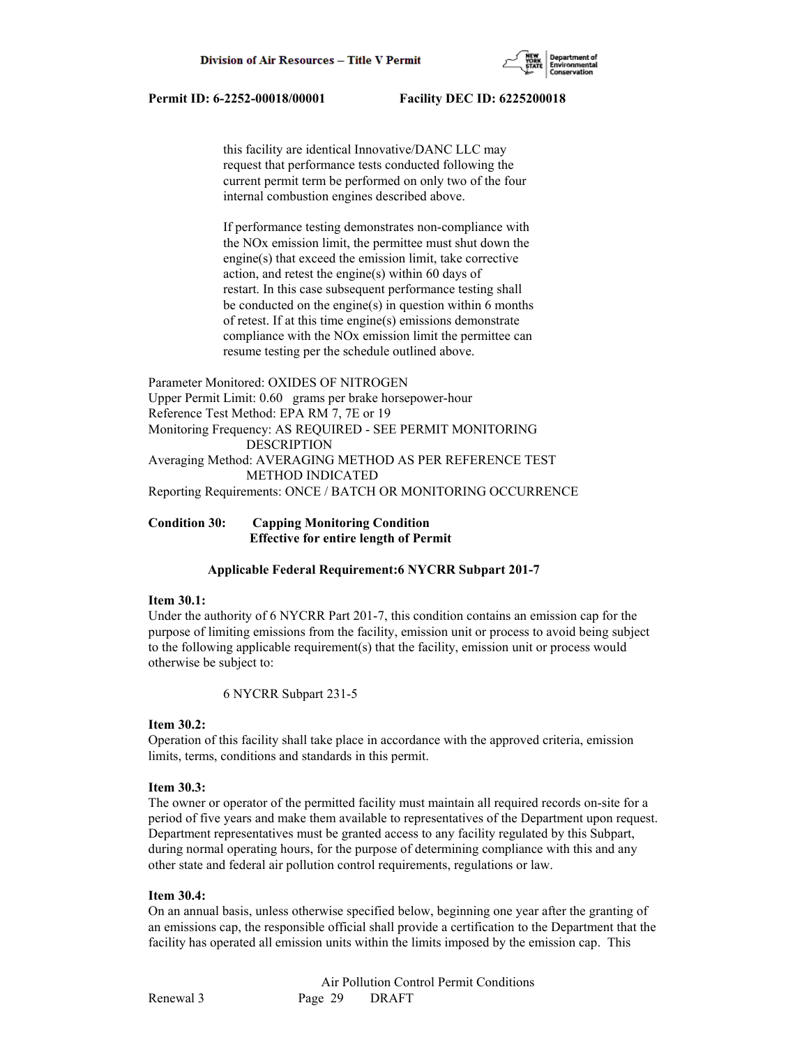this facility are identical Innovative/DANC LLC may request that performance tests conducted following the current permit term be performed on only two of the four internal combustion engines described above.

If performance testing demonstrates non-compliance with the NOx emission limit, the permittee must shut down the engine(s) that exceed the emission limit, take corrective action, and retest the engine(s) within 60 days of restart. In this case subsequent performance testing shall be conducted on the engine(s) in question within 6 months of retest. If at this time engine(s) emissions demonstrate compliance with the NOx emission limit the permittee can resume testing per the schedule outlined above.

Parameter Monitored: OXIDES OF NITROGEN
Upper Permit Limit: 0.60 grams per brake horsepower-hour
Reference Test Method: EPA RM 7, 7E or 19
Monitoring Frequency: AS REQUIRED - SEE PERMIT MONITORING DESCRIPTION
Averaging Method: AVERAGING METHOD AS PER REFERENCE TEST METHOD INDICATED
Reporting Requirements: ONCE / BATCH OR MONITORING OCCURRENCE

**Condition 30: Capping Monitoring Condition**
**Effective for entire length of Permit**

**Applicable Federal Requirement:6 NYCRR Subpart 201-7**

**Item 30.1:**
Under the authority of 6 NYCRR Part 201-7, this condition contains an emission cap for the purpose of limiting emissions from the facility, emission unit or process to avoid being subject to the following applicable requirement(s) that the facility, emission unit or process would otherwise be subject to:

6 NYCRR Subpart 231-5

**Item 30.2:**
Operation of this facility shall take place in accordance with the approved criteria, emission limits, terms, conditions and standards in this permit.

**Item 30.3:**
The owner or operator of the permitted facility must maintain all required records on-site for a period of five years and make them available to representatives of the Department upon request. Department representatives must be granted access to any facility regulated by this Subpart, during normal operating hours, for the purpose of determining compliance with this and any other state and federal air pollution control requirements, regulations or law.

**Item 30.4:**
On an annual basis, unless otherwise specified below, beginning one year after the granting of an emissions cap, the responsible official shall provide a certification to the Department that the facility has operated all emission units within the limits imposed by the emission cap. This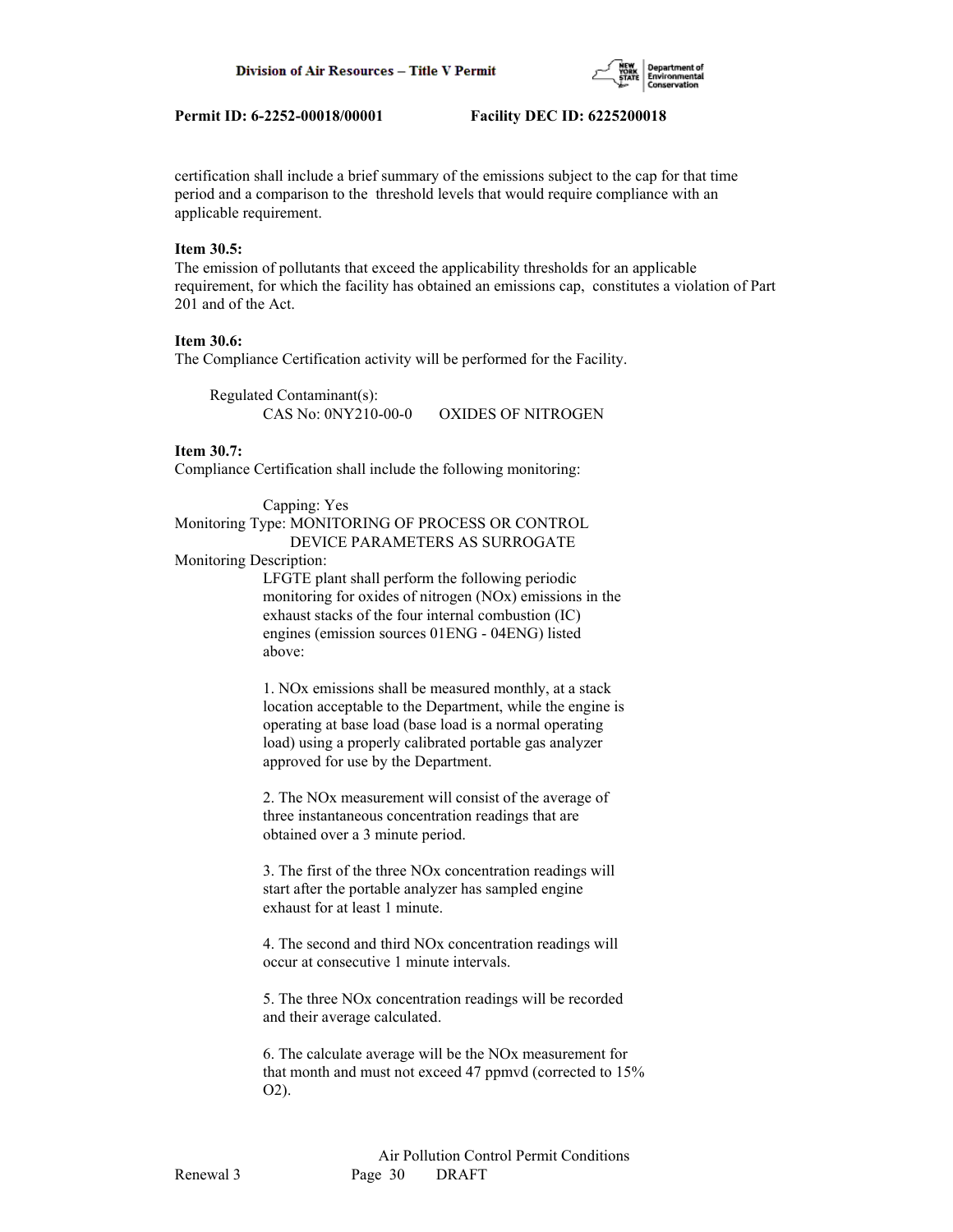certification shall include a brief summary of the emissions subject to the cap for that time period and a comparison to the threshold levels that would require compliance with an applicable requirement.

**Item 30.5:**
The emission of pollutants that exceed the applicability thresholds for an applicable requirement, for which the facility has obtained an emissions cap, constitutes a violation of Part 201 and of the Act.

**Item 30.6:**
The Compliance Certification activity will be performed for the Facility.

Regulated Contaminant(s):
CAS No: 0NY210-00-0 OXIDES OF NITROGEN

**Item 30.7:**
Compliance Certification shall include the following monitoring:

Capping: Yes
Monitoring Type: MONITORING OF PROCESS OR CONTROL DEVICE PARAMETERS AS SURROGATE
Monitoring Description:
LFGTE plant shall perform the following periodic monitoring for oxides of nitrogen (NOx) emissions in the exhaust stacks of the four internal combustion (IC) engines (emission sources 01ENG - 04ENG) listed above:

1. NOx emissions shall be measured monthly, at a stack location acceptable to the Department, while the engine is operating at base load (base load is a normal operating load) using a properly calibrated portable gas analyzer approved for use by the Department.

2. The NOx measurement will consist of the average of three instantaneous concentration readings that are obtained over a 3 minute period.

3. The first of the three NOx concentration readings will start after the portable analyzer has sampled engine exhaust for at least 1 minute.

4. The second and third NOx concentration readings will occur at consecutive 1 minute intervals.

5. The three NOx concentration readings will be recorded and their average calculated.

6. The calculate average will be the NOx measurement for that month and must not exceed 47 ppmvd (corrected to 15% $O_2$).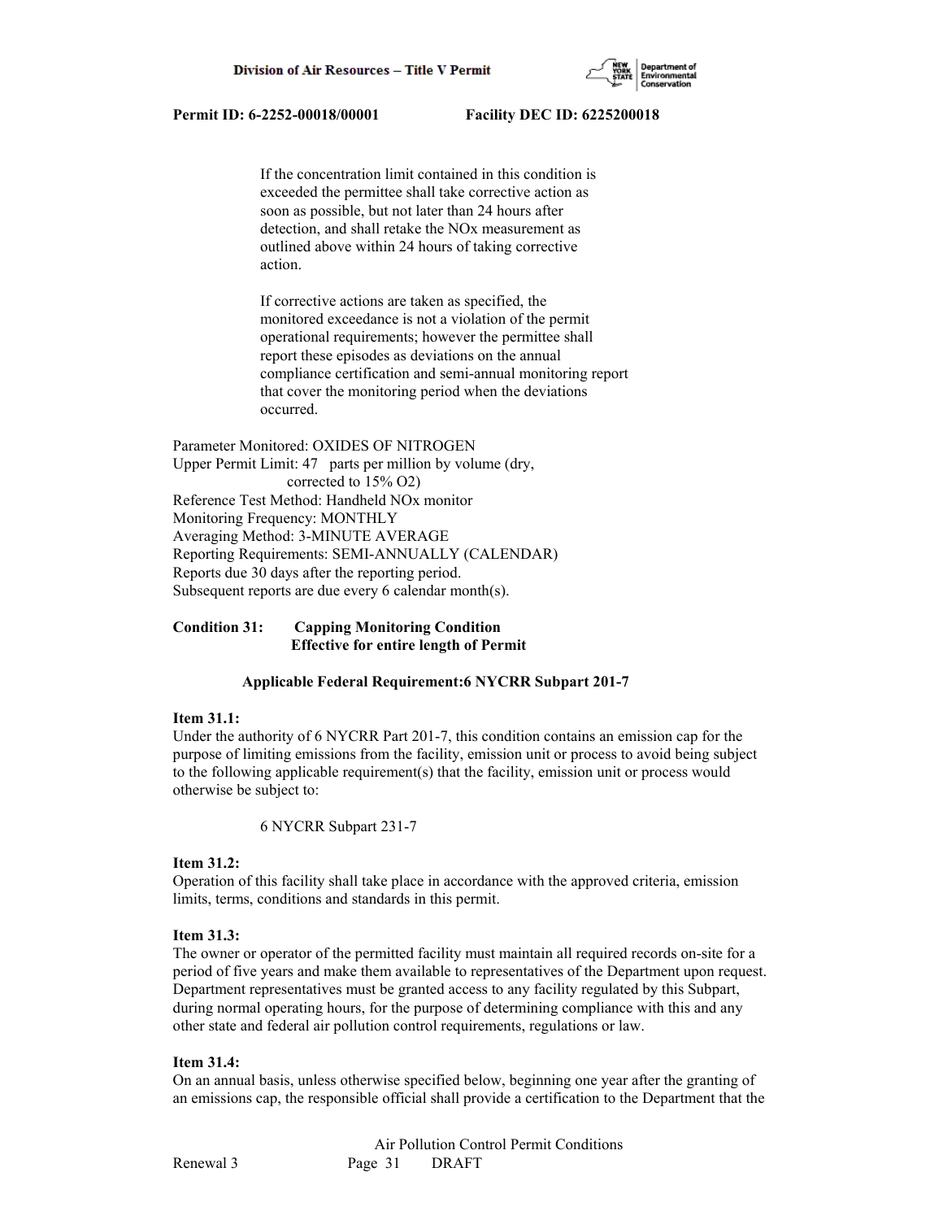If the concentration limit contained in this condition is exceeded the permittee shall take corrective action as soon as possible, but not later than 24 hours after detection, and shall retake the NOx measurement as outlined above within 24 hours of taking corrective action.

If corrective actions are taken as specified, the monitored exceedance is not a violation of the permit operational requirements; however the permittee shall report these episodes as deviations on the annual compliance certification and semi-annual monitoring report that cover the monitoring period when the deviations occurred.

Parameter Monitored: OXIDES OF NITROGEN
Upper Permit Limit: 47 parts per million by volume (dry, corrected to 15% O2)
Reference Test Method: Handheld NOx monitor
Monitoring Frequency: MONTHLY
Averaging Method: 3-MINUTE AVERAGE
Reporting Requirements: SEMI-ANNUALLY (CALENDAR)
Reports due 30 days after the reporting period.
Subsequent reports are due every 6 calendar month(s).

**Condition 31: Capping Monitoring Condition**
**Effective for entire length of Permit**

**Applicable Federal Requirement:6 NYCRR Subpart 201-7**

**Item 31.1:**
Under the authority of 6 NYCRR Part 201-7, this condition contains an emission cap for the purpose of limiting emissions from the facility, emission unit or process to avoid being subject to the following applicable requirement(s) that the facility, emission unit or process would otherwise be subject to:

6 NYCRR Subpart 231-7

**Item 31.2:**
Operation of this facility shall take place in accordance with the approved criteria, emission limits, terms, conditions and standards in this permit.

**Item 31.3:**
The owner or operator of the permitted facility must maintain all required records on-site for a period of five years and make them available to representatives of the Department upon request. Department representatives must be granted access to any facility regulated by this Subpart, during normal operating hours, for the purpose of determining compliance with this and any other state and federal air pollution control requirements, regulations or law.

**Item 31.4:**
On an annual basis, unless otherwise specified below, beginning one year after the granting of an emissions cap, the responsible official shall provide a certification to the Department that the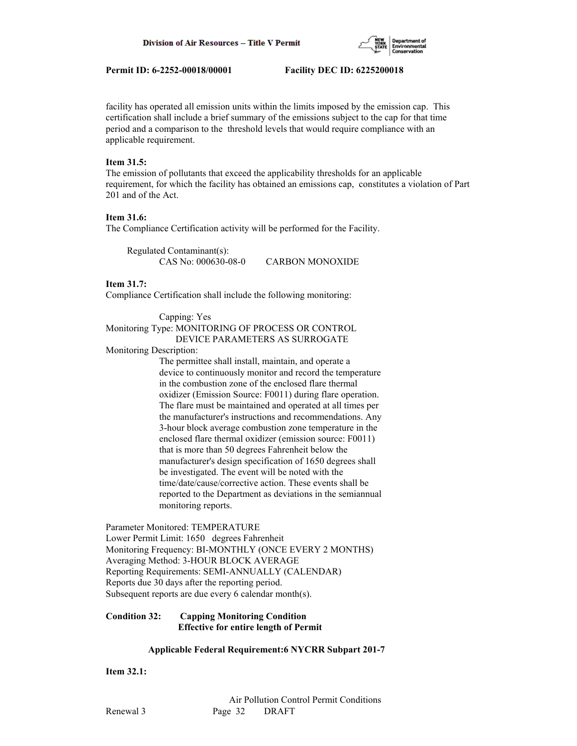facility has operated all emission units within the limits imposed by the emission cap. This certification shall include a brief summary of the emissions subject to the cap for that time period and a comparison to the threshold levels that would require compliance with an applicable requirement.

**Item 31.5:**
The emission of pollutants that exceed the applicability thresholds for an applicable requirement, for which the facility has obtained an emissions cap, constitutes a violation of Part 201 and of the Act.

**Item 31.6:**
The Compliance Certification activity will be performed for the Facility.

Regulated Contaminant(s):
CAS No: 000630-08-0 CARBON MONOXIDE

**Item 31.7:**
Compliance Certification shall include the following monitoring:

Capping: Yes
Monitoring Type: MONITORING OF PROCESS OR CONTROL DEVICE PARAMETERS AS SURROGATE
Monitoring Description:
The permittee shall install, maintain, and operate a device to continuously monitor and record the temperature in the combustion zone of the enclosed flare thermal oxidizer (Emission Source: F0011) during flare operation. The flare must be maintained and operated at all times per the manufacturer's instructions and recommendations. Any 3-hour block average combustion zone temperature in the enclosed flare thermal oxidizer (emission source: F0011) that is more than 50 degrees Fahrenheit below the manufacturer's design specification of 1650 degrees shall be investigated. The event will be noted with the time/date/cause/corrective action. These events shall be reported to the Department as deviations in the semiannual monitoring reports.

Parameter Monitored: TEMPERATURE
Lower Permit Limit: 1650 degrees Fahrenheit
Monitoring Frequency: BI-MONTHLY (ONCE EVERY 2 MONTHS)
Averaging Method: 3-HOUR BLOCK AVERAGE
Reporting Requirements: SEMI-ANNUALLY (CALENDAR)
Reports due 30 days after the reporting period.
Subsequent reports are due every 6 calendar month(s).

**Condition 32: Capping Monitoring Condition**
**Effective for entire length of Permit**

**Applicable Federal Requirement:6 NYCRR Subpart 201-7**

**Item 32.1:**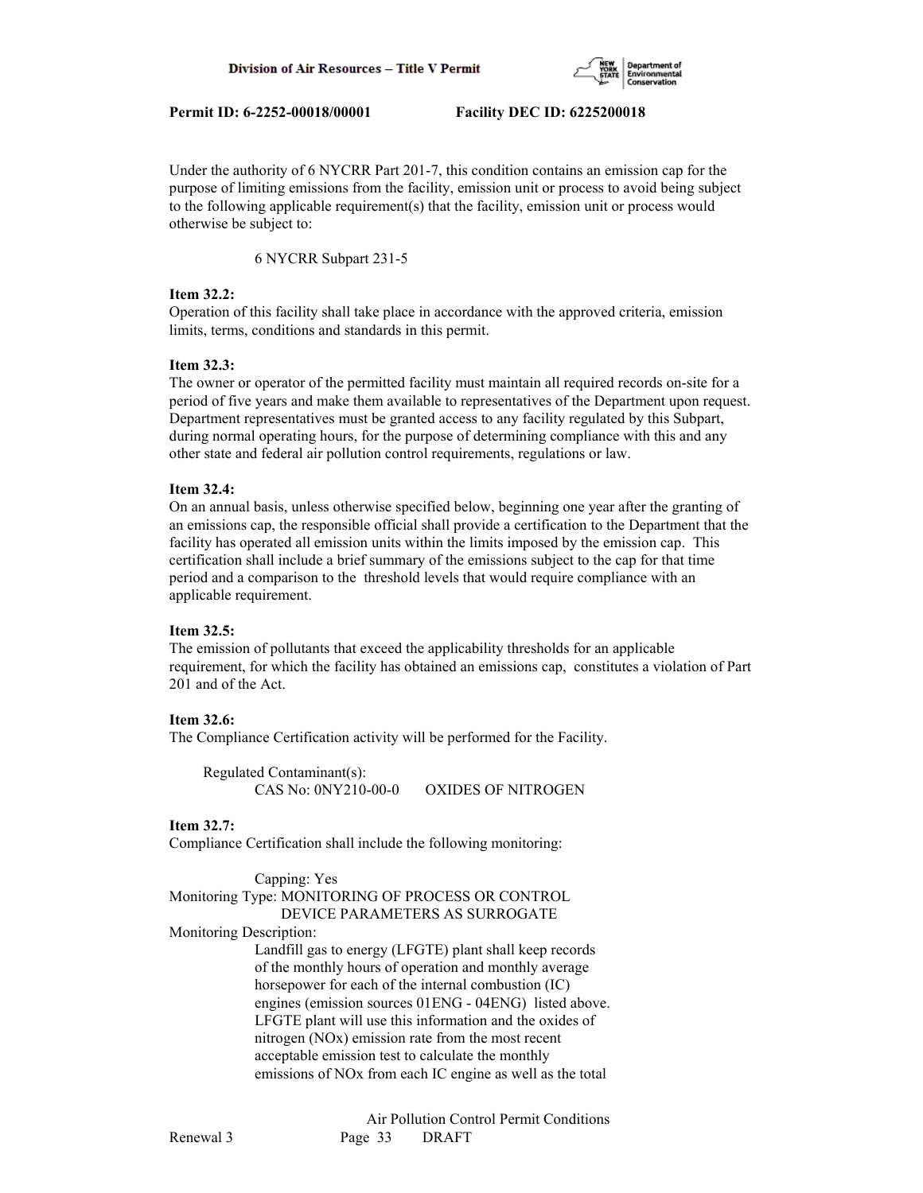Under the authority of 6 NYCRR Part 201-7, this condition contains an emission cap for the purpose of limiting emissions from the facility, emission unit or process to avoid being subject to the following applicable requirement(s) that the facility, emission unit or process would otherwise be subject to:

6 NYCRR Subpart 231-5

**Item 32.2:**
Operation of this facility shall take place in accordance with the approved criteria, emission limits, terms, conditions and standards in this permit.

**Item 32.3:**
The owner or operator of the permitted facility must maintain all required records on-site for a period of five years and make them available to representatives of the Department upon request. Department representatives must be granted access to any facility regulated by this Subpart, during normal operating hours, for the purpose of determining compliance with this and any other state and federal air pollution control requirements, regulations or law.

**Item 32.4:**
On an annual basis, unless otherwise specified below, beginning one year after the granting of an emissions cap, the responsible official shall provide a certification to the Department that the facility has operated all emission units within the limits imposed by the emission cap. This certification shall include a brief summary of the emissions subject to the cap for that time period and a comparison to the threshold levels that would require compliance with an applicable requirement.

**Item 32.5:**
The emission of pollutants that exceed the applicability thresholds for an applicable requirement, for which the facility has obtained an emissions cap, constitutes a violation of Part 201 and of the Act.

**Item 32.6:**
The Compliance Certification activity will be performed for the Facility.

Regulated Contaminant(s):
CAS No: 0NY210-00-0 OXIDES OF NITROGEN

**Item 32.7:**
Compliance Certification shall include the following monitoring:

Capping: Yes
Monitoring Type: MONITORING OF PROCESS OR CONTROL DEVICE PARAMETERS AS SURROGATE
Monitoring Description:
Landfill gas to energy (LFGTE) plant shall keep records of the monthly hours of operation and monthly average horsepower for each of the internal combustion (IC) engines (emission sources 01ENG - 04ENG) listed above. LFGTE plant will use this information and the oxides of nitrogen (NOx) emission rate from the most recent acceptable emission test to calculate the monthly emissions of NOx from each IC engine as well as the total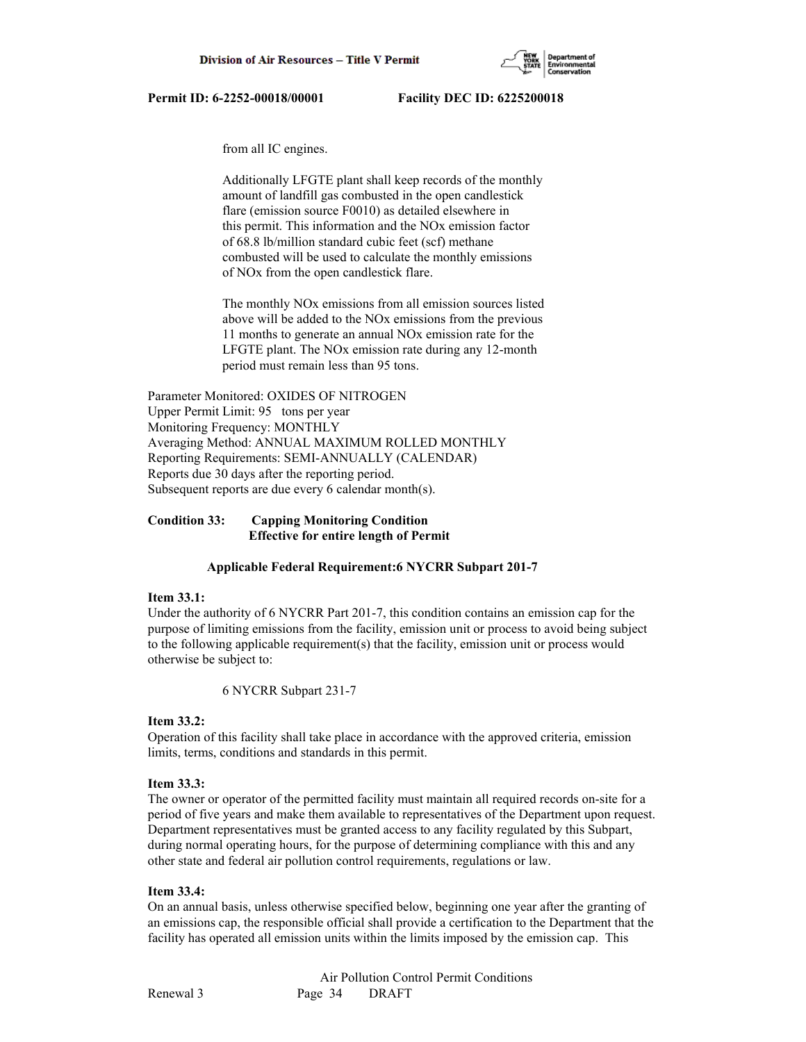from all IC engines.

Additionally LFGTE plant shall keep records of the monthly amount of landfill gas combusted in the open candlestick flare (emission source F0010) as detailed elsewhere in this permit. This information and the NOx emission factor of 68.8 lb/million standard cubic feet (scf) methane combusted will be used to calculate the monthly emissions of NOx from the open candlestick flare.

The monthly NOx emissions from all emission sources listed above will be added to the NOx emissions from the previous 11 months to generate an annual NOx emission rate for the LFGTE plant. The NOx emission rate during any 12-month period must remain less than 95 tons.

Parameter Monitored: OXIDES OF NITROGEN
Upper Permit Limit: 95 tons per year
Monitoring Frequency: MONTHLY
Averaging Method: ANNUAL MAXIMUM ROLLED MONTHLY
Reporting Requirements: SEMI-ANNUALLY (CALENDAR)
Reports due 30 days after the reporting period.
Subsequent reports are due every 6 calendar month(s).

**Condition 33: Capping Monitoring Condition**
**Effective for entire length of Permit**

**Applicable Federal Requirement:6 NYCRR Subpart 201-7**

**Item 33.1:**
Under the authority of 6 NYCRR Part 201-7, this condition contains an emission cap for the purpose of limiting emissions from the facility, emission unit or process to avoid being subject to the following applicable requirement(s) that the facility, emission unit or process would otherwise be subject to:

6 NYCRR Subpart 231-7

**Item 33.2:**
Operation of this facility shall take place in accordance with the approved criteria, emission limits, terms, conditions and standards in this permit.

**Item 33.3:**
The owner or operator of the permitted facility must maintain all required records on-site for a period of five years and make them available to representatives of the Department upon request. Department representatives must be granted access to any facility regulated by this Subpart, during normal operating hours, for the purpose of determining compliance with this and any other state and federal air pollution control requirements, regulations or law.

**Item 33.4:**
On an annual basis, unless otherwise specified below, beginning one year after the granting of an emissions cap, the responsible official shall provide a certification to the Department that the facility has operated all emission units within the limits imposed by the emission cap. This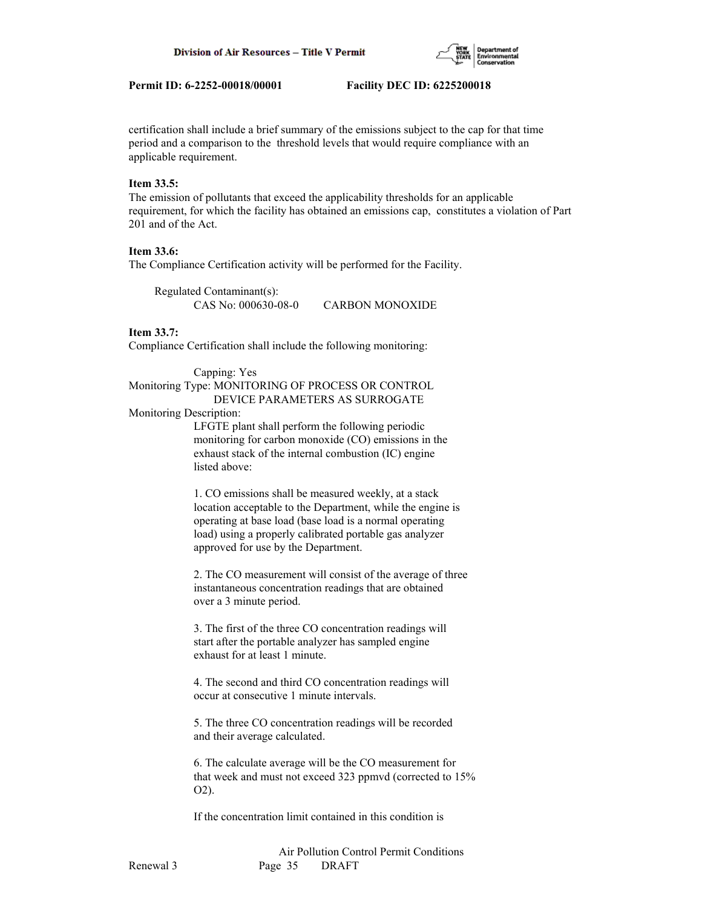certification shall include a brief summary of the emissions subject to the cap for that time period and a comparison to the threshold levels that would require compliance with an applicable requirement.

**Item 33.5:**
The emission of pollutants that exceed the applicability thresholds for an applicable requirement, for which the facility has obtained an emissions cap, constitutes a violation of Part 201 and of the Act.

**Item 33.6:**
The Compliance Certification activity will be performed for the Facility.

Regulated Contaminant(s):
CAS No: 000630-08-0 CARBON MONOXIDE

**Item 33.7:**
Compliance Certification shall include the following monitoring:

Capping: Yes
Monitoring Type: MONITORING OF PROCESS OR CONTROL DEVICE PARAMETERS AS SURROGATE
Monitoring Description:
LFGTE plant shall perform the following periodic monitoring for carbon monoxide (CO) emissions in the exhaust stack of the internal combustion (IC) engine listed above:

1. CO emissions shall be measured weekly, at a stack location acceptable to the Department, while the engine is operating at base load (base load is a normal operating load) using a properly calibrated portable gas analyzer approved for use by the Department.

2. The CO measurement will consist of the average of three instantaneous concentration readings that are obtained over a 3 minute period.

3. The first of the three CO concentration readings will start after the portable analyzer has sampled engine exhaust for at least 1 minute.

4. The second and third CO concentration readings will occur at consecutive 1 minute intervals.

5. The three CO concentration readings will be recorded and their average calculated.

6. The calculate average will be the CO measurement for that week and must not exceed 323 ppmvd (corrected to 15% $O_2$).

If the concentration limit contained in this condition is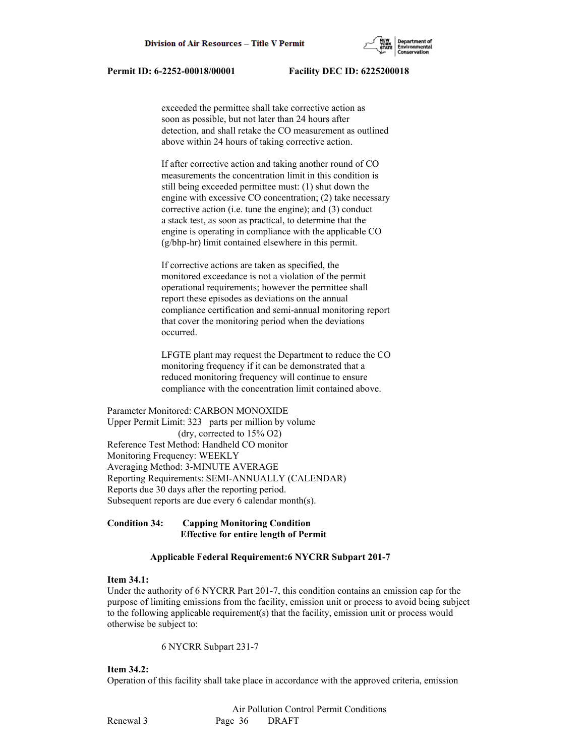exceeded the permittee shall take corrective action as soon as possible, but not later than 24 hours after detection, and shall retake the CO measurement as outlined above within 24 hours of taking corrective action.

If after corrective action and taking another round of CO measurements the concentration limit in this condition is still being exceeded permittee must: (1) shut down the engine with excessive CO concentration; (2) take necessary corrective action (i.e. tune the engine); and (3) conduct a stack test, as soon as practical, to determine that the engine is operating in compliance with the applicable CO (g/bhp-hr) limit contained elsewhere in this permit.

If corrective actions are taken as specified, the monitored exceedance is not a violation of the permit operational requirements; however the permittee shall report these episodes as deviations on the annual compliance certification and semi-annual monitoring report that cover the monitoring period when the deviations occurred.

LFGTE plant may request the Department to reduce the CO monitoring frequency if it can be demonstrated that a reduced monitoring frequency will continue to ensure compliance with the concentration limit contained above.

Parameter Monitored: CARBON MONOXIDE
Upper Permit Limit: 323 parts per million by volume (dry, corrected to 15% O2)
Reference Test Method: Handheld CO monitor
Monitoring Frequency: WEEKLY
Averaging Method: 3-MINUTE AVERAGE
Reporting Requirements: SEMI-ANNUALLY (CALENDAR)
Reports due 30 days after the reporting period.
Subsequent reports are due every 6 calendar month(s).

**Condition 34: Capping Monitoring Condition**
**Effective for entire length of Permit**

**Applicable Federal Requirement:6 NYCRR Subpart 201-7**

**Item 34.1:**
Under the authority of 6 NYCRR Part 201-7, this condition contains an emission cap for the purpose of limiting emissions from the facility, emission unit or process to avoid being subject to the following applicable requirement(s) that the facility, emission unit or process would otherwise be subject to:

6 NYCRR Subpart 231-7

**Item 34.2:**
Operation of this facility shall take place in accordance with the approved criteria, emission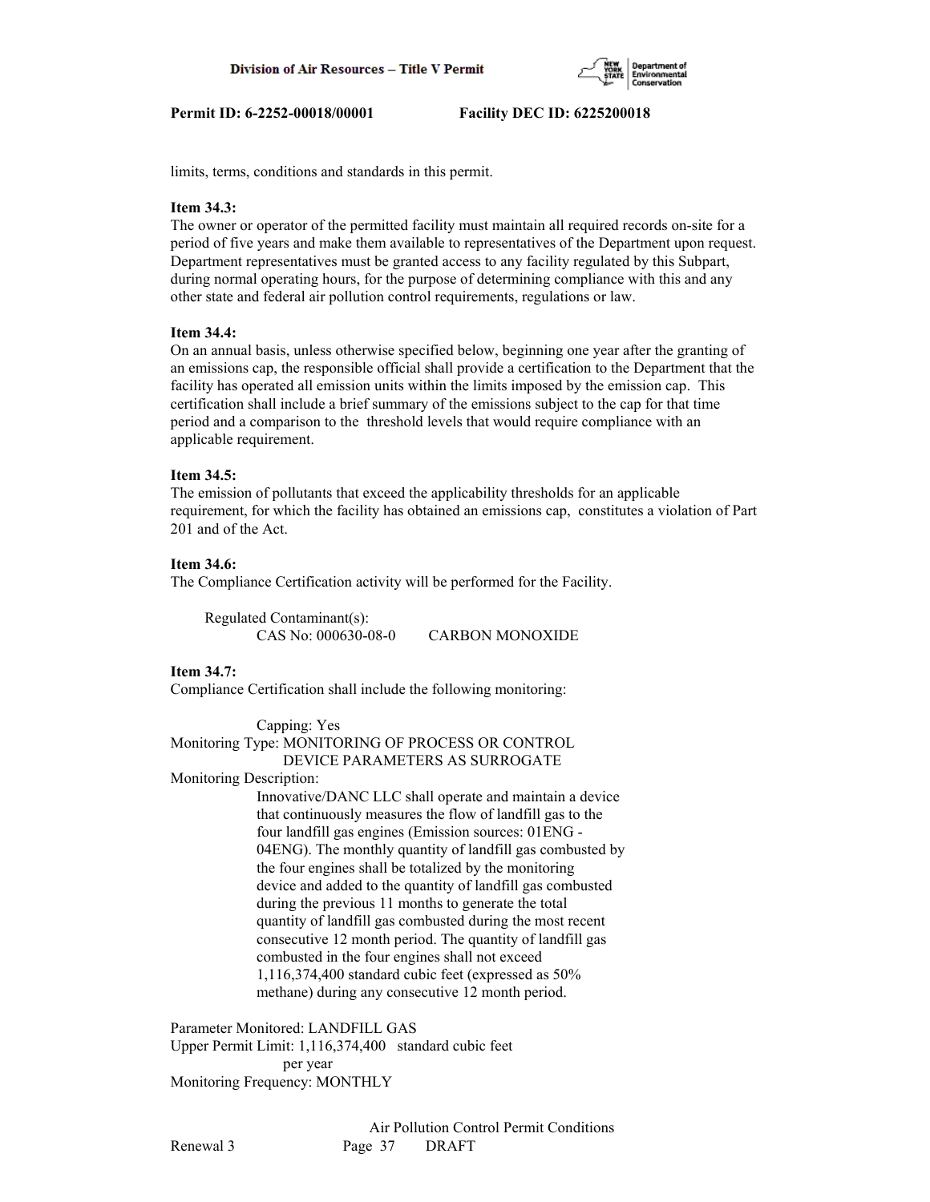limits, terms, conditions and standards in this permit.

**Item 34.3:**
The owner or operator of the permitted facility must maintain all required records on-site for a period of five years and make them available to representatives of the Department upon request. Department representatives must be granted access to any facility regulated by this Subpart, during normal operating hours, for the purpose of determining compliance with this and any other state and federal air pollution control requirements, regulations or law.

**Item 34.4:**
On an annual basis, unless otherwise specified below, beginning one year after the granting of an emissions cap, the responsible official shall provide a certification to the Department that the facility has operated all emission units within the limits imposed by the emission cap. This certification shall include a brief summary of the emissions subject to the cap for that time period and a comparison to the threshold levels that would require compliance with an applicable requirement.

**Item 34.5:**
The emission of pollutants that exceed the applicability thresholds for an applicable requirement, for which the facility has obtained an emissions cap, constitutes a violation of Part 201 and of the Act.

**Item 34.6:**
The Compliance Certification activity will be performed for the Facility.

Regulated Contaminant(s):
CAS No: 000630-08-0 CARBON MONOXIDE

**Item 34.7:**
Compliance Certification shall include the following monitoring:

Capping: Yes
Monitoring Type: MONITORING OF PROCESS OR CONTROL DEVICE PARAMETERS AS SURROGATE
Monitoring Description:
Innovative/DANC LLC shall operate and maintain a device that continuously measures the flow of landfill gas to the four landfill gas engines (Emission sources: 01ENG - 04ENG). The monthly quantity of landfill gas combusted by the four engines shall be totalized by the monitoring device and added to the quantity of landfill gas combusted during the previous 11 months to generate the total quantity of landfill gas combusted during the most recent consecutive 12 month period. The quantity of landfill gas combusted in the four engines shall not exceed 1,116,374,400 standard cubic feet (expressed as 50% methane) during any consecutive 12 month period.

Parameter Monitored: LANDFILL GAS
Upper Permit Limit: 1,116,374,400 standard cubic feet per year
Monitoring Frequency: MONTHLY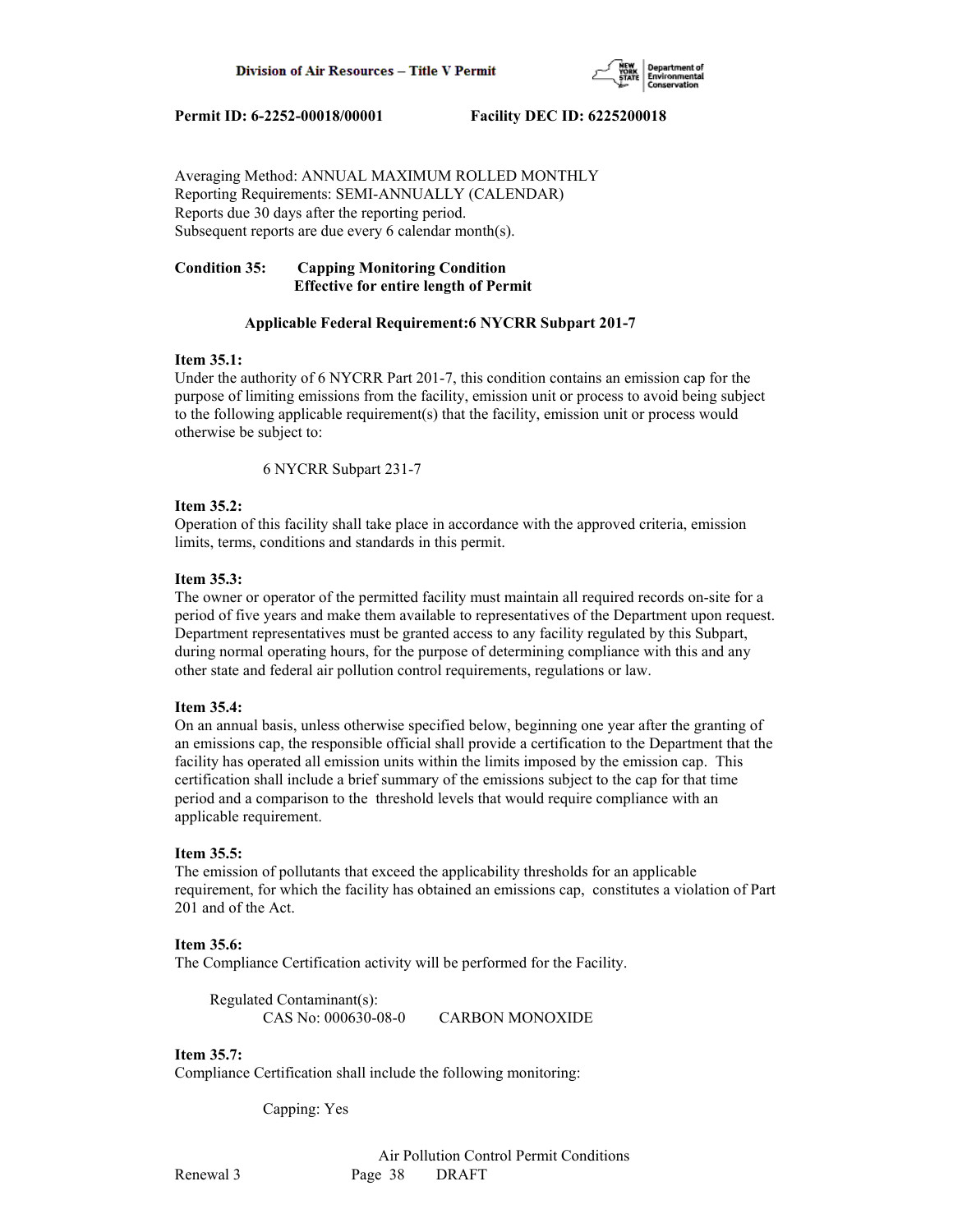Averaging Method: ANNUAL MAXIMUM ROLLED MONTHLY
Reporting Requirements: SEMI-ANNUALLY (CALENDAR)
Reports due 30 days after the reporting period.
Subsequent reports are due every 6 calendar month(s).

**Condition 35: Capping Monitoring Condition**
**Effective for entire length of Permit**

**Applicable Federal Requirement:6 NYCRR Subpart 201-7**

**Item 35.1:**
Under the authority of 6 NYCRR Part 201-7, this condition contains an emission cap for the purpose of limiting emissions from the facility, emission unit or process to avoid being subject to the following applicable requirement(s) that the facility, emission unit or process would otherwise be subject to:

6 NYCRR Subpart 231-7

**Item 35.2:**
Operation of this facility shall take place in accordance with the approved criteria, emission limits, terms, conditions and standards in this permit.

**Item 35.3:**
The owner or operator of the permitted facility must maintain all required records on-site for a period of five years and make them available to representatives of the Department upon request. Department representatives must be granted access to any facility regulated by this Subpart, during normal operating hours, for the purpose of determining compliance with this and any other state and federal air pollution control requirements, regulations or law.

**Item 35.4:**
On an annual basis, unless otherwise specified below, beginning one year after the granting of an emissions cap, the responsible official shall provide a certification to the Department that the facility has operated all emission units within the limits imposed by the emission cap. This certification shall include a brief summary of the emissions subject to the cap for that time period and a comparison to the threshold levels that would require compliance with an applicable requirement.

**Item 35.5:**
The emission of pollutants that exceed the applicability thresholds for an applicable requirement, for which the facility has obtained an emissions cap, constitutes a violation of Part 201 and of the Act.

**Item 35.6:**
The Compliance Certification activity will be performed for the Facility.

Regulated Contaminant(s):
CAS No: 000630-08-0 CARBON MONOXIDE

**Item 35.7:**
Compliance Certification shall include the following monitoring:

Capping: Yes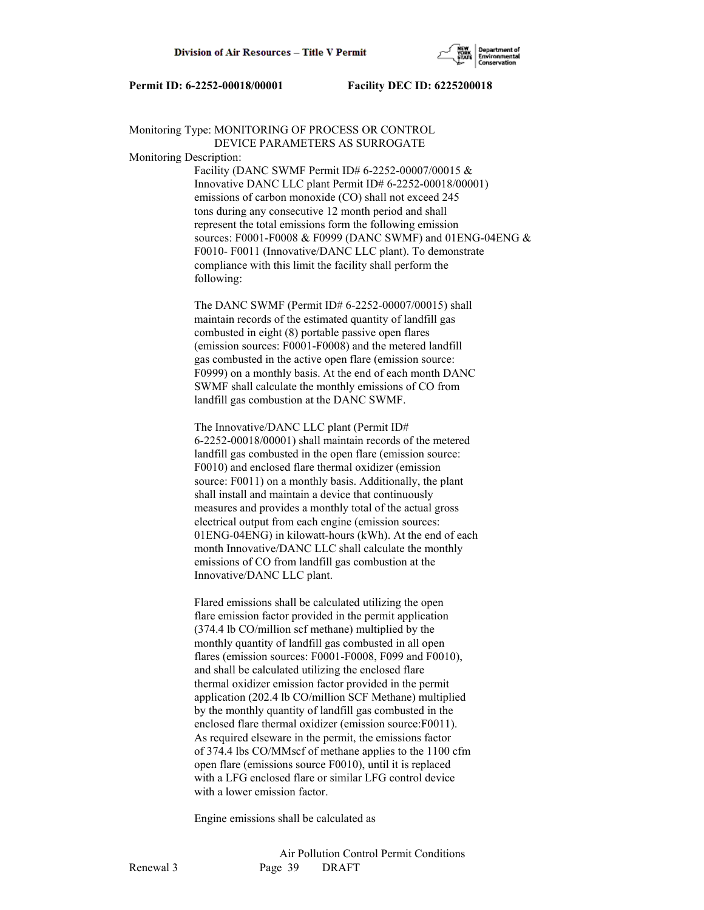Monitoring Type: MONITORING OF PROCESS OR CONTROL DEVICE PARAMETERS AS SURROGATE

Monitoring Description:

Facility (DANC SWMF Permit ID# 6-2252-00007/00015 & Innovative DANC LLC plant Permit ID# 6-2252-00018/00001) emissions of carbon monoxide (CO) shall not exceed 245 tons during any consecutive 12 month period and shall represent the total emissions form the following emission sources: F0001-F0008 & F0999 (DANC SWMF) and 01ENG-04ENG & F0010- F0011 (Innovative/DANC LLC plant). To demonstrate compliance with this limit the facility shall perform the following:

The DANC SWMF (Permit ID# 6-2252-00007/00015) shall maintain records of the estimated quantity of landfill gas combusted in eight (8) portable passive open flares (emission sources: F0001-F0008) and the metered landfill gas combusted in the active open flare (emission source: F0999) on a monthly basis. At the end of each month DANC SWMF shall calculate the monthly emissions of CO from landfill gas combustion at the DANC SWMF.

The Innovative/DANC LLC plant (Permit ID# 6-2252-00018/00001) shall maintain records of the metered landfill gas combusted in the open flare (emission source: F0010) and enclosed flare thermal oxidizer (emission source: F0011) on a monthly basis. Additionally, the plant shall install and maintain a device that continuously measures and provides a monthly total of the actual gross electrical output from each engine (emission sources: 01ENG-04ENG) in kilowatt-hours (kWh). At the end of each month Innovative/DANC LLC shall calculate the monthly emissions of CO from landfill gas combustion at the Innovative/DANC LLC plant.

Flared emissions shall be calculated utilizing the open flare emission factor provided in the permit application (374.4 lb CO/million scf methane) multiplied by the monthly quantity of landfill gas combusted in all open flares (emission sources: F0001-F0008, F099 and F0010), and shall be calculated utilizing the enclosed flare thermal oxidizer emission factor provided in the permit application (202.4 lb CO/million SCF Methane) multiplied by the monthly quantity of landfill gas combusted in the enclosed flare thermal oxidizer (emission source:F0011). As required elseware in the permit, the emissions factor of 374.4 lbs CO/MMscf of methane applies to the 1100 cfm open flare (emissions source F0010), until it is replaced with a LFG enclosed flare or similar LFG control device with a lower emission factor.

Engine emissions shall be calculated as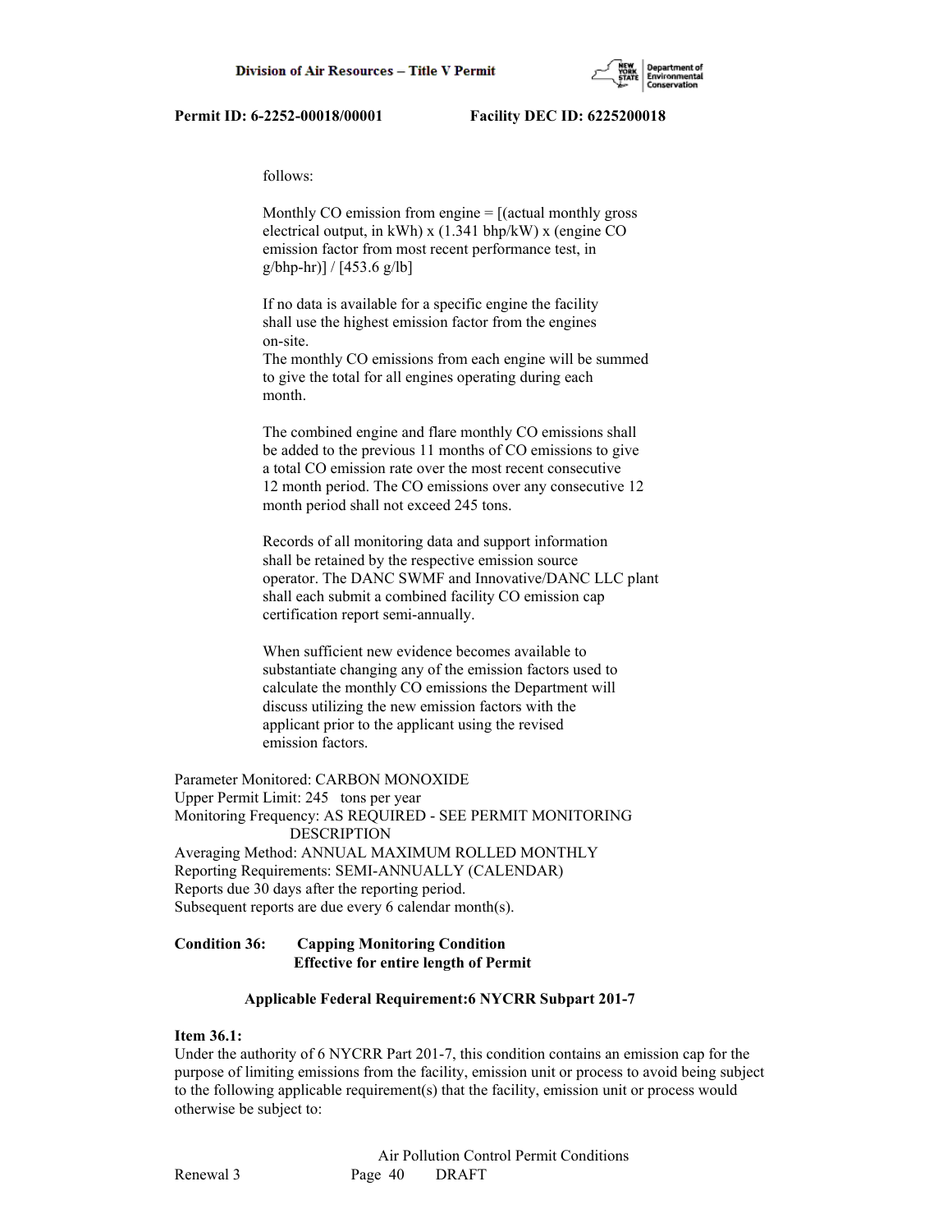follows:

Monthly CO emission from engine = [(actual monthly gross electrical output, in kWh) x (1.341 bhp/kW) x (engine CO emission factor from most recent performance test, in g/bhp-hr)] / [453.6 g/lb]

If no data is available for a specific engine the facility shall use the highest emission factor from the engines on-site.
The monthly CO emissions from each engine will be summed to give the total for all engines operating during each month.

The combined engine and flare monthly CO emissions shall be added to the previous 11 months of CO emissions to give a total CO emission rate over the most recent consecutive 12 month period. The CO emissions over any consecutive 12 month period shall not exceed 245 tons.

Records of all monitoring data and support information shall be retained by the respective emission source operator. The DANC SWMF and Innovative/DANC LLC plant shall each submit a combined facility CO emission cap certification report semi-annually.

When sufficient new evidence becomes available to substantiate changing any of the emission factors used to calculate the monthly CO emissions the Department will discuss utilizing the new emission factors with the applicant prior to the applicant using the revised emission factors.

Parameter Monitored: CARBON MONOXIDE
Upper Permit Limit: 245 tons per year
Monitoring Frequency: AS REQUIRED - SEE PERMIT MONITORING DESCRIPTION
Averaging Method: ANNUAL MAXIMUM ROLLED MONTHLY
Reporting Requirements: SEMI-ANNUALLY (CALENDAR)
Reports due 30 days after the reporting period.
Subsequent reports are due every 6 calendar month(s).

**Condition 36: Capping Monitoring Condition**
**Effective for entire length of Permit**

**Applicable Federal Requirement:6 NYCRR Subpart 201-7**

**Item 36.1:**
Under the authority of 6 NYCRR Part 201-7, this condition contains an emission cap for the purpose of limiting emissions from the facility, emission unit or process to avoid being subject to the following applicable requirement(s) that the facility, emission unit or process would otherwise be subject to: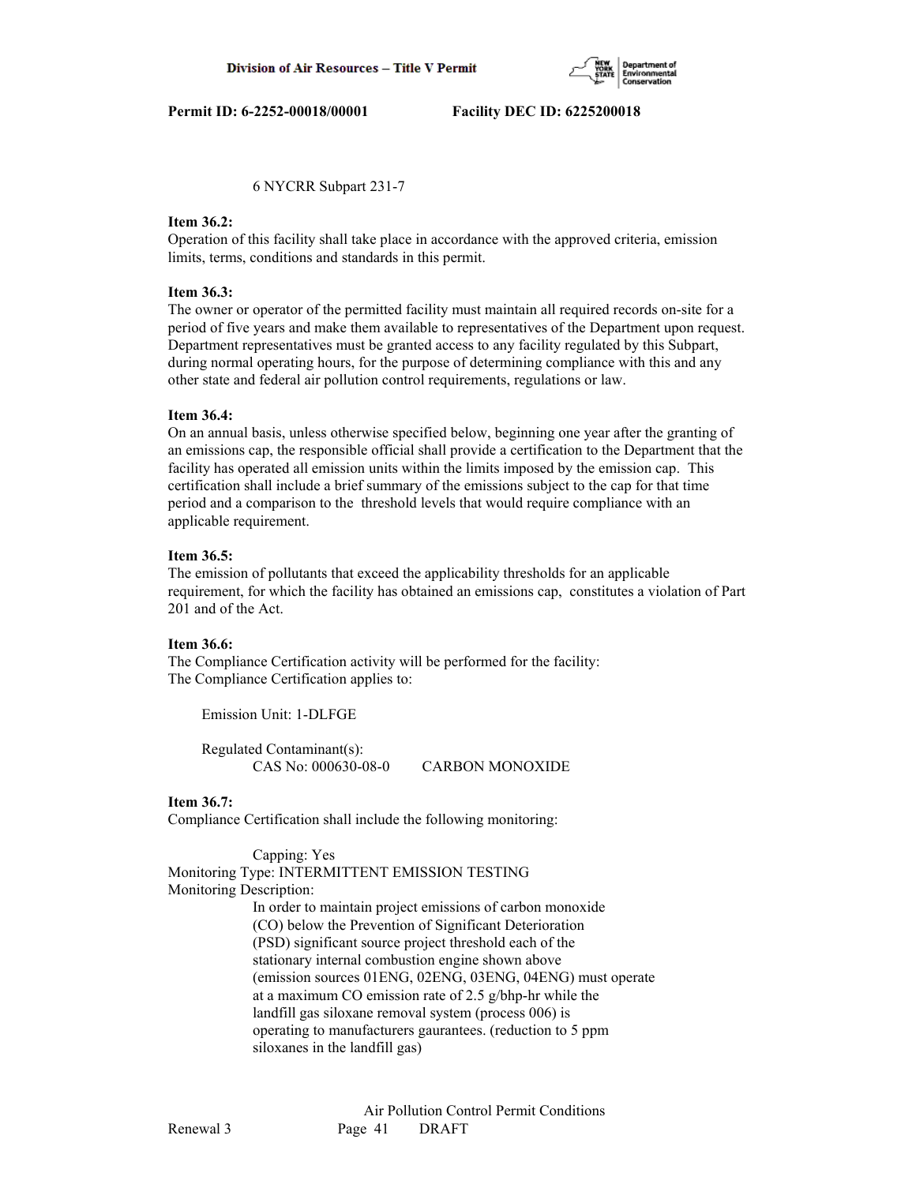6 NYCRR Subpart 231-7

**Item 36.2:**
Operation of this facility shall take place in accordance with the approved criteria, emission limits, terms, conditions and standards in this permit.

**Item 36.3:**
The owner or operator of the permitted facility must maintain all required records on-site for a period of five years and make them available to representatives of the Department upon request. Department representatives must be granted access to any facility regulated by this Subpart, during normal operating hours, for the purpose of determining compliance with this and any other state and federal air pollution control requirements, regulations or law.

**Item 36.4:**
On an annual basis, unless otherwise specified below, beginning one year after the granting of an emissions cap, the responsible official shall provide a certification to the Department that the facility has operated all emission units within the limits imposed by the emission cap. This certification shall include a brief summary of the emissions subject to the cap for that time period and a comparison to the threshold levels that would require compliance with an applicable requirement.

**Item 36.5:**
The emission of pollutants that exceed the applicability thresholds for an applicable requirement, for which the facility has obtained an emissions cap, constitutes a violation of Part 201 and of the Act.

**Item 36.6:**
The Compliance Certification activity will be performed for the facility:
The Compliance Certification applies to:

Emission Unit: 1-DLFGE

Regulated Contaminant(s):
CAS No: 000630-08-0 CARBON MONOXIDE

**Item 36.7:**
Compliance Certification shall include the following monitoring:

Capping: Yes
Monitoring Type: INTERMITTENT EMISSION TESTING
Monitoring Description:
In order to maintain project emissions of carbon monoxide (CO) below the Prevention of Significant Deterioration (PSD) significant source project threshold each of the stationary internal combustion engine shown above (emission sources 01ENG, 02ENG, 03ENG, 04ENG) must operate at a maximum CO emission rate of 2.5 g/bhp-hr while the landfill gas siloxane removal system (process 006) is operating to manufacturers gaurantees. (reduction to 5 ppm siloxanes in the landfill gas)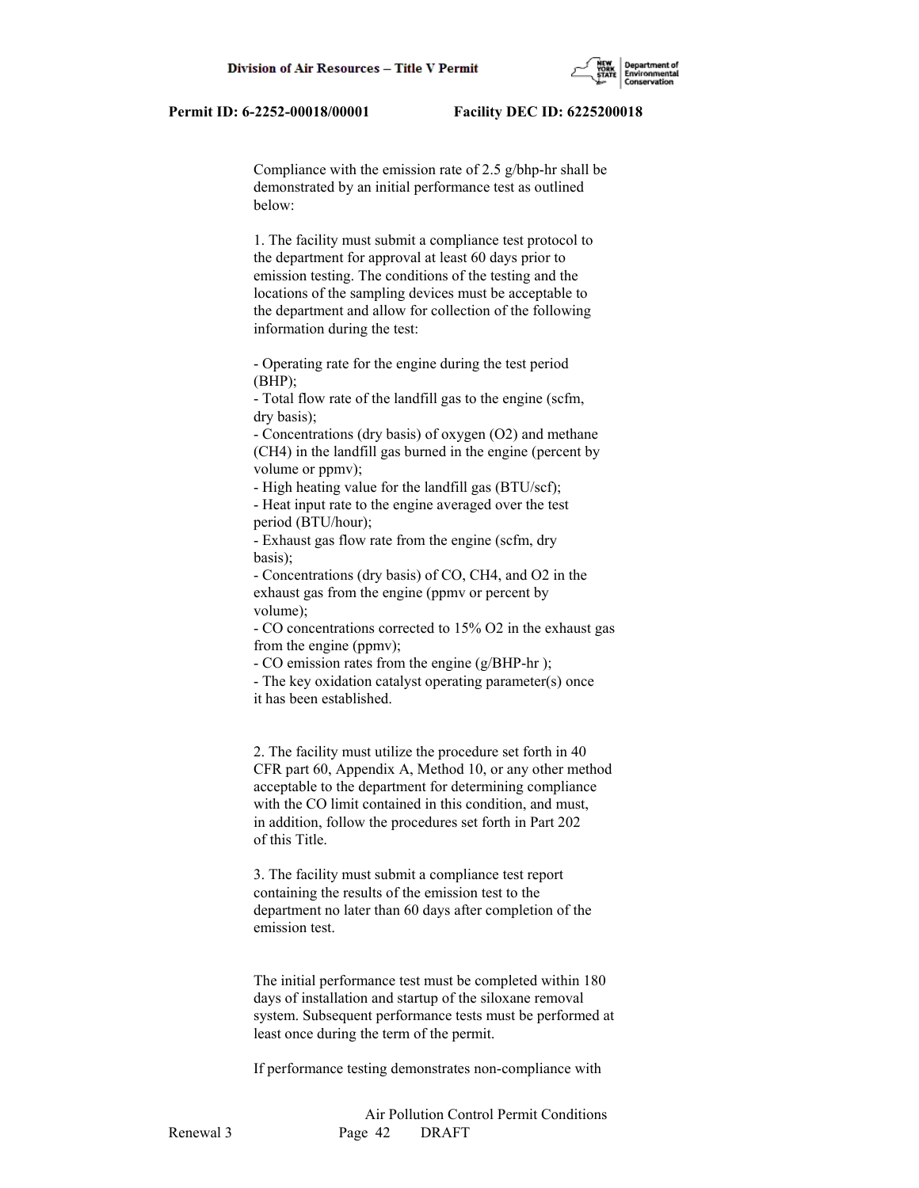Compliance with the emission rate of 2.5 g/bhp-hr shall be demonstrated by an initial performance test as outlined below:

1. The facility must submit a compliance test protocol to the department for approval at least 60 days prior to emission testing. The conditions of the testing and the locations of the sampling devices must be acceptable to the department and allow for collection of the following information during the test:

- Operating rate for the engine during the test period (BHP);
- Total flow rate of the landfill gas to the engine (scfm, dry basis);
- Concentrations (dry basis) of oxygen ($O_2$) and methane ($CH_4$) in the landfill gas burned in the engine (percent by volume or ppmv);
- High heating value for the landfill gas (BTU/scf);
- Heat input rate to the engine averaged over the test period (BTU/hour);
- Exhaust gas flow rate from the engine (scfm, dry basis);
- Concentrations (dry basis) of CO, $CH_4$, and $O_2$ in the exhaust gas from the engine (ppmv or percent by volume);
- CO concentrations corrected to 15% $O_2$ in the exhaust gas from the engine (ppmv);
- CO emission rates from the engine (g/BHP-hr );
- The key oxidation catalyst operating parameter(s) once it has been established.

2. The facility must utilize the procedure set forth in 40 CFR part 60, Appendix A, Method 10, or any other method acceptable to the department for determining compliance with the CO limit contained in this condition, and must, in addition, follow the procedures set forth in Part 202 of this Title.

3. The facility must submit a compliance test report containing the results of the emission test to the department no later than 60 days after completion of the emission test.

The initial performance test must be completed within 180 days of installation and startup of the siloxane removal system. Subsequent performance tests must be performed at least once during the term of the permit.

If performance testing demonstrates non-compliance with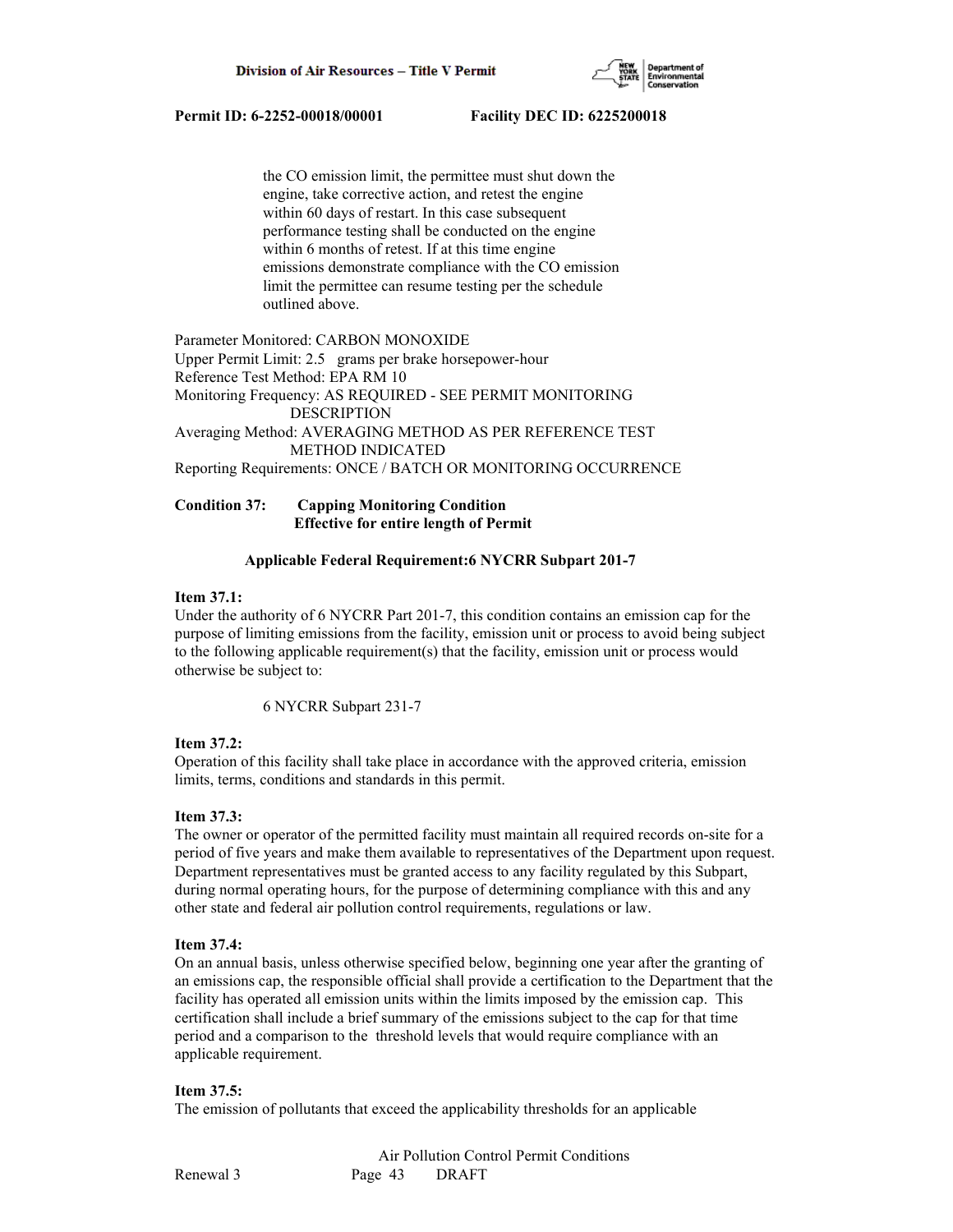the CO emission limit, the permittee must shut down the engine, take corrective action, and retest the engine within 60 days of restart. In this case subsequent performance testing shall be conducted on the engine within 6 months of retest. If at this time engine emissions demonstrate compliance with the CO emission limit the permittee can resume testing per the schedule outlined above.

Parameter Monitored: CARBON MONOXIDE
Upper Permit Limit: 2.5 grams per brake horsepower-hour
Reference Test Method: EPA RM 10
Monitoring Frequency: AS REQUIRED - SEE PERMIT MONITORING DESCRIPTION
Averaging Method: AVERAGING METHOD AS PER REFERENCE TEST METHOD INDICATED
Reporting Requirements: ONCE / BATCH OR MONITORING OCCURRENCE

**Condition 37: Capping Monitoring Condition**
**Effective for entire length of Permit**

**Applicable Federal Requirement:6 NYCRR Subpart 201-7**

**Item 37.1:**
Under the authority of 6 NYCRR Part 201-7, this condition contains an emission cap for the purpose of limiting emissions from the facility, emission unit or process to avoid being subject to the following applicable requirement(s) that the facility, emission unit or process would otherwise be subject to:

6 NYCRR Subpart 231-7

**Item 37.2:**
Operation of this facility shall take place in accordance with the approved criteria, emission limits, terms, conditions and standards in this permit.

**Item 37.3:**
The owner or operator of the permitted facility must maintain all required records on-site for a period of five years and make them available to representatives of the Department upon request. Department representatives must be granted access to any facility regulated by this Subpart, during normal operating hours, for the purpose of determining compliance with this and any other state and federal air pollution control requirements, regulations or law.

**Item 37.4:**
On an annual basis, unless otherwise specified below, beginning one year after the granting of an emissions cap, the responsible official shall provide a certification to the Department that the facility has operated all emission units within the limits imposed by the emission cap. This certification shall include a brief summary of the emissions subject to the cap for that time period and a comparison to the threshold levels that would require compliance with an applicable requirement.

**Item 37.5:**
The emission of pollutants that exceed the applicability thresholds for an applicable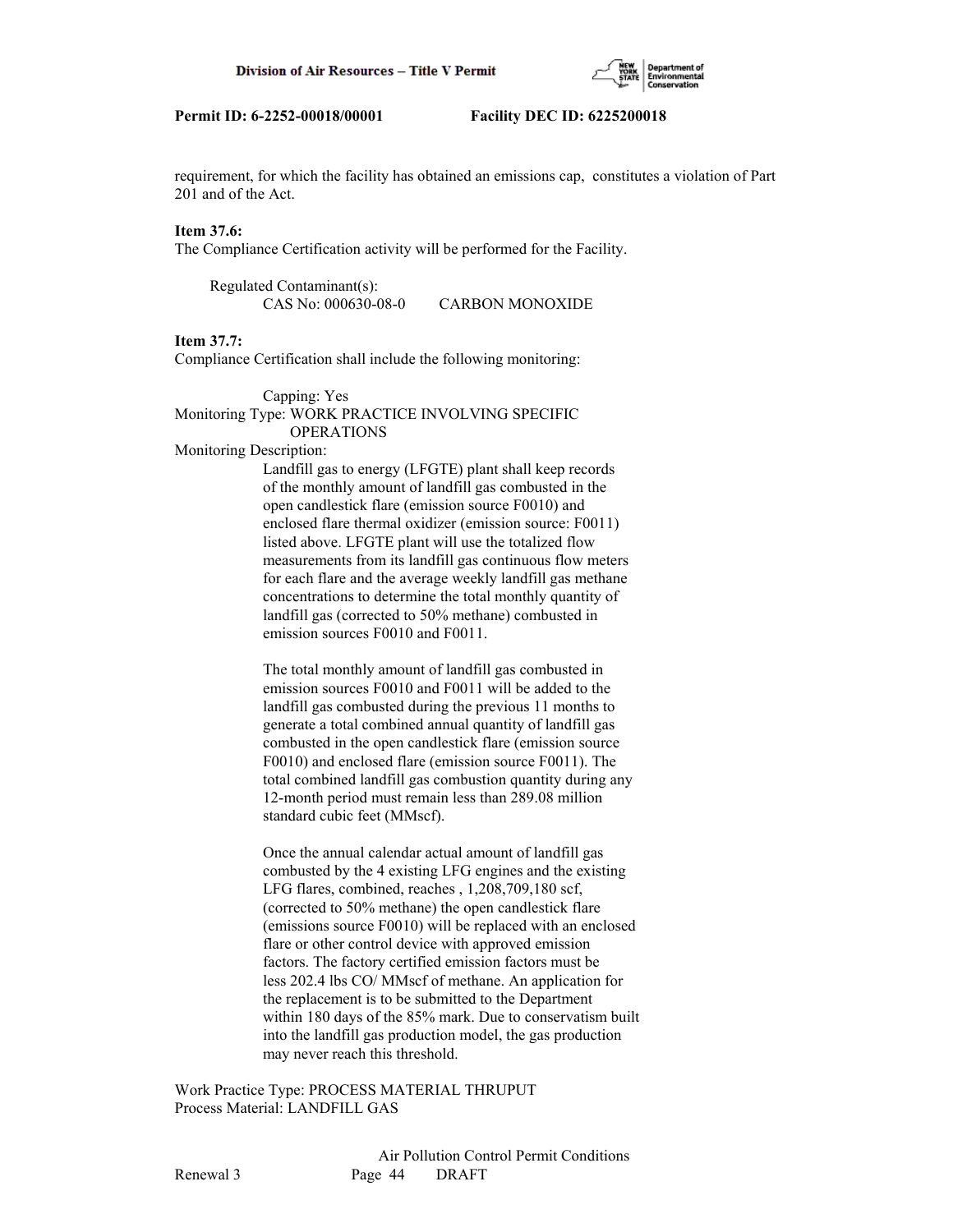requirement, for which the facility has obtained an emissions cap, constitutes a violation of Part 201 and of the Act.

**Item 37.6:**
The Compliance Certification activity will be performed for the Facility.

Regulated Contaminant(s):
CAS No: 000630-08-0 CARBON MONOXIDE

**Item 37.7:**
Compliance Certification shall include the following monitoring:

Capping: Yes
Monitoring Type: WORK PRACTICE INVOLVING SPECIFIC OPERATIONS
Monitoring Description:

Landfill gas to energy (LFGTE) plant shall keep records of the monthly amount of landfill gas combusted in the open candlestick flare (emission source F0010) and enclosed flare thermal oxidizer (emission source: F0011) listed above. LFGTE plant will use the totalized flow measurements from its landfill gas continuous flow meters for each flare and the average weekly landfill gas methane concentrations to determine the total monthly quantity of landfill gas (corrected to 50% methane) combusted in emission sources F0010 and F0011.

The total monthly amount of landfill gas combusted in emission sources F0010 and F0011 will be added to the landfill gas combusted during the previous 11 months to generate a total combined annual quantity of landfill gas combusted in the open candlestick flare (emission source F0010) and enclosed flare (emission source F0011). The total combined landfill gas combustion quantity during any 12-month period must remain less than 289.08 million standard cubic feet (MMscf).

Once the annual calendar actual amount of landfill gas combusted by the 4 existing LFG engines and the existing LFG flares, combined, reaches , 1,208,709,180 scf, (corrected to 50% methane) the open candlestick flare (emissions source F0010) will be replaced with an enclosed flare or other control device with approved emission factors. The factory certified emission factors must be less 202.4 lbs CO/ MMscf of methane. An application for the replacement is to be submitted to the Department within 180 days of the 85% mark. Due to conservatism built into the landfill gas production model, the gas production may never reach this threshold.

Work Practice Type: PROCESS MATERIAL THRUPUT
Process Material: LANDFILL GAS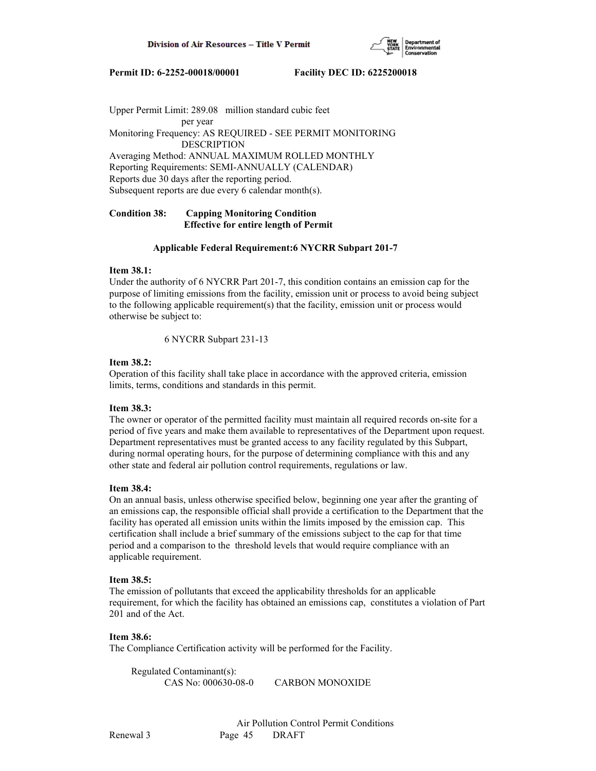Upper Permit Limit: 289.08 million standard cubic feet per year
Monitoring Frequency: AS REQUIRED - SEE PERMIT MONITORING DESCRIPTION
Averaging Method: ANNUAL MAXIMUM ROLLED MONTHLY
Reporting Requirements: SEMI-ANNUALLY (CALENDAR)
Reports due 30 days after the reporting period.
Subsequent reports are due every 6 calendar month(s).

**Condition 38: Capping Monitoring Condition**
**Effective for entire length of Permit**

**Applicable Federal Requirement:6 NYCRR Subpart 201-7**

**Item 38.1:**
Under the authority of 6 NYCRR Part 201-7, this condition contains an emission cap for the purpose of limiting emissions from the facility, emission unit or process to avoid being subject to the following applicable requirement(s) that the facility, emission unit or process would otherwise be subject to:

6 NYCRR Subpart 231-13

**Item 38.2:**
Operation of this facility shall take place in accordance with the approved criteria, emission limits, terms, conditions and standards in this permit.

**Item 38.3:**
The owner or operator of the permitted facility must maintain all required records on-site for a period of five years and make them available to representatives of the Department upon request. Department representatives must be granted access to any facility regulated by this Subpart, during normal operating hours, for the purpose of determining compliance with this and any other state and federal air pollution control requirements, regulations or law.

**Item 38.4:**
On an annual basis, unless otherwise specified below, beginning one year after the granting of an emissions cap, the responsible official shall provide a certification to the Department that the facility has operated all emission units within the limits imposed by the emission cap. This certification shall include a brief summary of the emissions subject to the cap for that time period and a comparison to the threshold levels that would require compliance with an applicable requirement.

**Item 38.5:**
The emission of pollutants that exceed the applicability thresholds for an applicable requirement, for which the facility has obtained an emissions cap, constitutes a violation of Part 201 and of the Act.

**Item 38.6:**
The Compliance Certification activity will be performed for the Facility.

Regulated Contaminant(s):
CAS No: 000630-08-0 CARBON MONOXIDE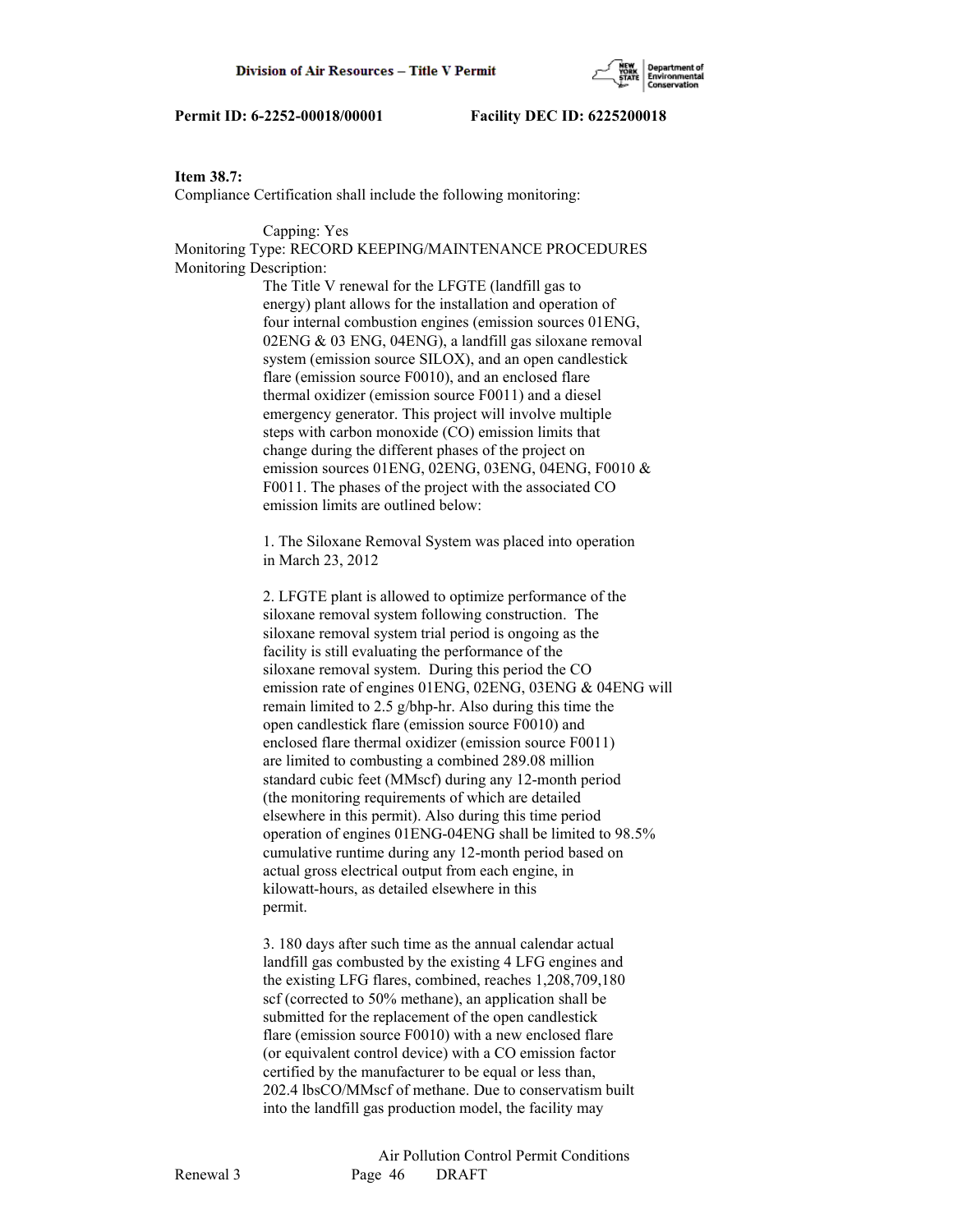**Item 38.7:**
Compliance Certification shall include the following monitoring:

Capping: Yes
Monitoring Type: RECORD KEEPING/MAINTENANCE PROCEDURES
Monitoring Description:

The Title V renewal for the LFGTE (landfill gas to energy) plant allows for the installation and operation of four internal combustion engines (emission sources 01ENG, 02ENG & 03 ENG, 04ENG), a landfill gas siloxane removal system (emission source SILOX), and an open candlestick flare (emission source F0010), and an enclosed flare thermal oxidizer (emission source F0011) and a diesel emergency generator. This project will involve multiple steps with carbon monoxide (CO) emission limits that change during the different phases of the project on emission sources 01ENG, 02ENG, 03ENG, 04ENG, F0010 & F0011. The phases of the project with the associated CO emission limits are outlined below:

1. The Siloxane Removal System was placed into operation in March 23, 2012

2. LFGTE plant is allowed to optimize performance of the siloxane removal system following construction. The siloxane removal system trial period is ongoing as the facility is still evaluating the performance of the siloxane removal system. During this period the CO emission rate of engines 01ENG, 02ENG, 03ENG & 04ENG will remain limited to 2.5 g/bhp-hr. Also during this time the open candlestick flare (emission source F0010) and enclosed flare thermal oxidizer (emission source F0011) are limited to combusting a combined 289.08 million standard cubic feet (MMscf) during any 12-month period (the monitoring requirements of which are detailed elsewhere in this permit). Also during this time period operation of engines 01ENG-04ENG shall be limited to 98.5% cumulative runtime during any 12-month period based on actual gross electrical output from each engine, in kilowatt-hours, as detailed elsewhere in this permit.

3. 180 days after such time as the annual calendar actual landfill gas combusted by the existing 4 LFG engines and the existing LFG flares, combined, reaches 1,208,709,180 scf (corrected to 50% methane), an application shall be submitted for the replacement of the open candlestick flare (emission source F0010) with a new enclosed flare (or equivalent control device) with a CO emission factor certified by the manufacturer to be equal or less than, 202.4 lbsCO/MMscf of methane. Due to conservatism built into the landfill gas production model, the facility may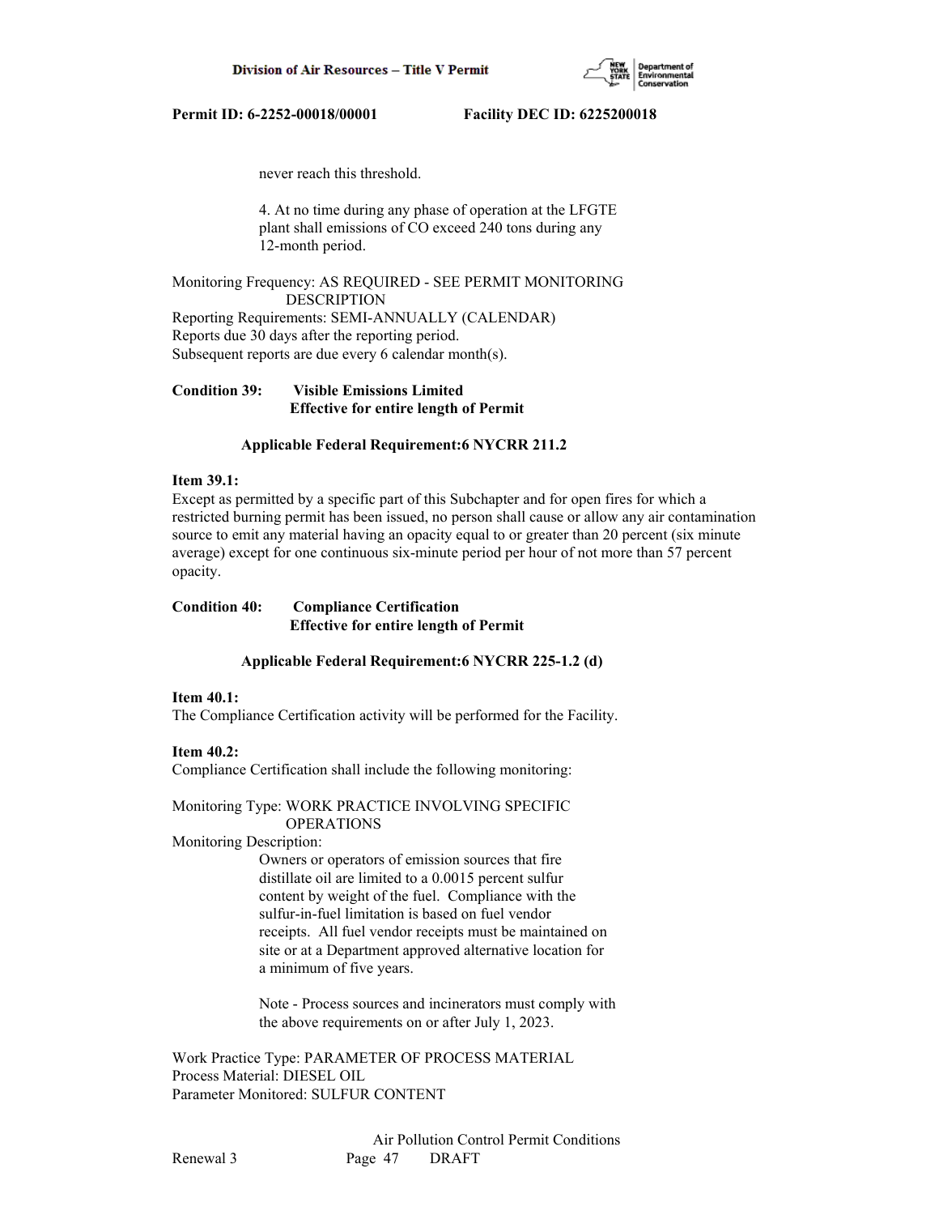never reach this threshold.

4. At no time during any phase of operation at the LFGTE plant shall emissions of CO exceed 240 tons during any 12-month period.

Monitoring Frequency: AS REQUIRED - SEE PERMIT MONITORING DESCRIPTION
Reporting Requirements: SEMI-ANNUALLY (CALENDAR)
Reports due 30 days after the reporting period.
Subsequent reports are due every 6 calendar month(s).

**Condition 39: Visible Emissions Limited**
**Effective for entire length of Permit**

**Applicable Federal Requirement:6 NYCRR 211.2**

**Item 39.1:**
Except as permitted by a specific part of this Subchapter and for open fires for which a restricted burning permit has been issued, no person shall cause or allow any air contamination source to emit any material having an opacity equal to or greater than 20 percent (six minute average) except for one continuous six-minute period per hour of not more than 57 percent opacity.

**Condition 40: Compliance Certification**
**Effective for entire length of Permit**

**Applicable Federal Requirement:6 NYCRR 225-1.2 (d)**

**Item 40.1:**
The Compliance Certification activity will be performed for the Facility.

**Item 40.2:**
Compliance Certification shall include the following monitoring:

Monitoring Type: WORK PRACTICE INVOLVING SPECIFIC OPERATIONS
Monitoring Description:

Owners or operators of emission sources that fire distillate oil are limited to a 0.0015 percent sulfur content by weight of the fuel. Compliance with the sulfur-in-fuel limitation is based on fuel vendor receipts. All fuel vendor receipts must be maintained on site or at a Department approved alternative location for a minimum of five years.

Note - Process sources and incinerators must comply with the above requirements on or after July 1, 2023.

Work Practice Type: PARAMETER OF PROCESS MATERIAL
Process Material: DIESEL OIL
Parameter Monitored: SULFUR CONTENT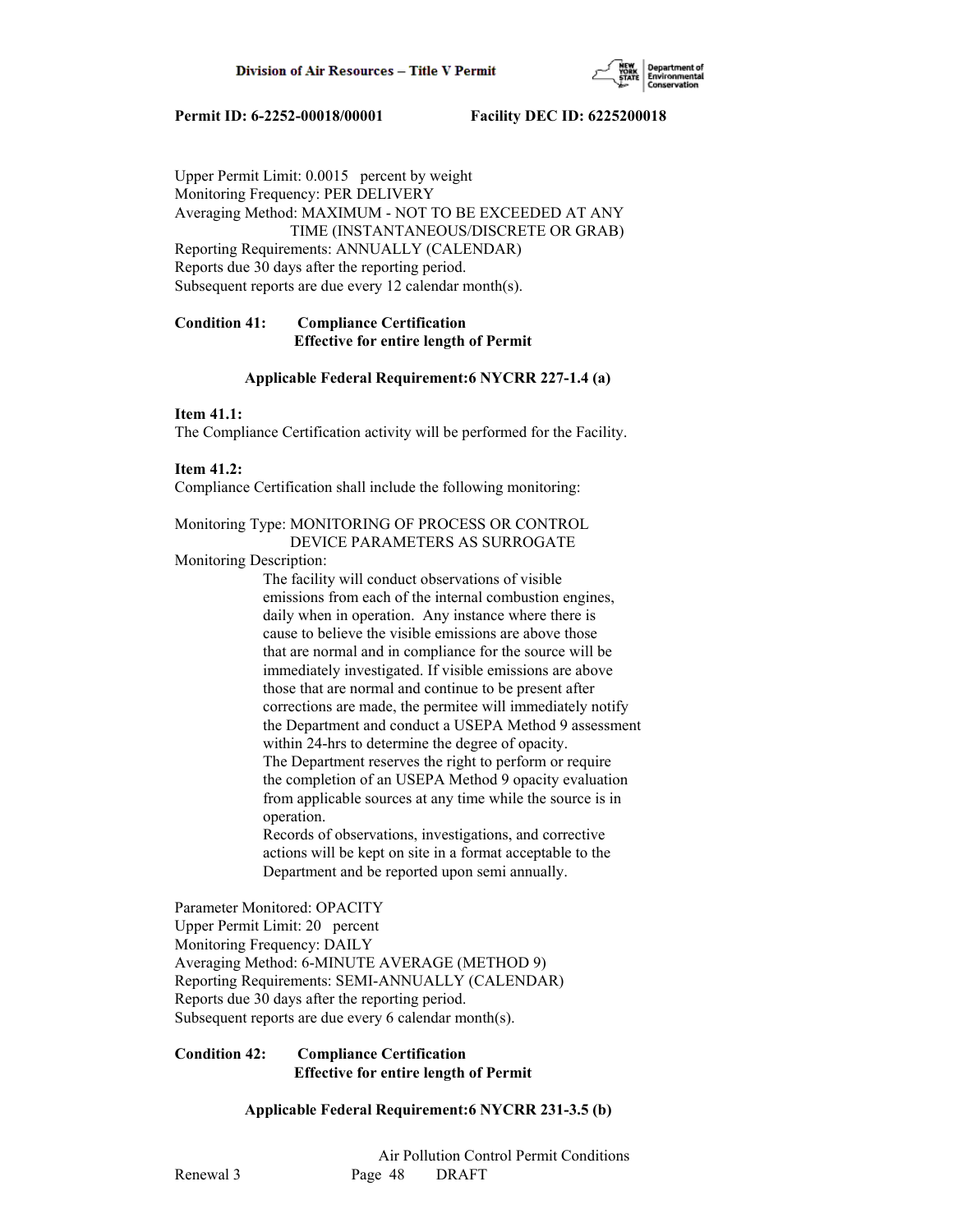Upper Permit Limit: 0.0015 percent by weight
Monitoring Frequency: PER DELIVERY
Averaging Method: MAXIMUM - NOT TO BE EXCEEDED AT ANY TIME (INSTANTANEOUS/DISCRETE OR GRAB)
Reporting Requirements: ANNUALLY (CALENDAR)
Reports due 30 days after the reporting period.
Subsequent reports are due every 12 calendar month(s).

**Condition 41: Compliance Certification**
**Effective for entire length of Permit**

**Applicable Federal Requirement:6 NYCRR 227-1.4 (a)**

**Item 41.1:**
The Compliance Certification activity will be performed for the Facility.

**Item 41.2:**
Compliance Certification shall include the following monitoring:

Monitoring Type: MONITORING OF PROCESS OR CONTROL DEVICE PARAMETERS AS SURROGATE
Monitoring Description:

The facility will conduct observations of visible emissions from each of the internal combustion engines, daily when in operation. Any instance where there is cause to believe the visible emissions are above those that are normal and in compliance for the source will be immediately investigated. If visible emissions are above those that are normal and continue to be present after corrections are made, the permitee will immediately notify the Department and conduct a USEPA Method 9 assessment within 24-hrs to determine the degree of opacity.
The Department reserves the right to perform or require the completion of an USEPA Method 9 opacity evaluation from applicable sources at any time while the source is in operation.
Records of observations, investigations, and corrective actions will be kept on site in a format acceptable to the Department and be reported upon semi annually.

Parameter Monitored: OPACITY
Upper Permit Limit: 20 percent
Monitoring Frequency: DAILY
Averaging Method: 6-MINUTE AVERAGE (METHOD 9)
Reporting Requirements: SEMI-ANNUALLY (CALENDAR)
Reports due 30 days after the reporting period.
Subsequent reports are due every 6 calendar month(s).

**Condition 42: Compliance Certification**
**Effective for entire length of Permit**

**Applicable Federal Requirement:6 NYCRR 231-3.5 (b)**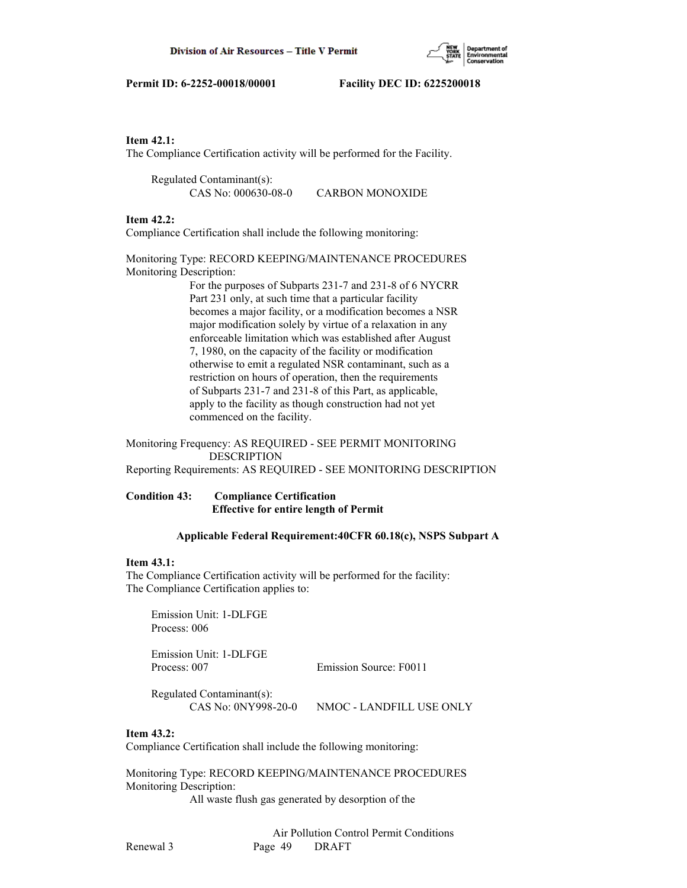**Item 42.1:**
The Compliance Certification activity will be performed for the Facility.

Regulated Contaminant(s):
CAS No: 000630-08-0 CARBON MONOXIDE

**Item 42.2:**
Compliance Certification shall include the following monitoring:

Monitoring Type: RECORD KEEPING/MAINTENANCE PROCEDURES
Monitoring Description:
For the purposes of Subparts 231-7 and 231-8 of 6 NYCRR Part 231 only, at such time that a particular facility becomes a major facility, or a modification becomes a NSR major modification solely by virtue of a relaxation in any enforceable limitation which was established after August 7, 1980, on the capacity of the facility or modification otherwise to emit a regulated NSR contaminant, such as a restriction on hours of operation, then the requirements of Subparts 231-7 and 231-8 of this Part, as applicable, apply to the facility as though construction had not yet commenced on the facility.

Monitoring Frequency: AS REQUIRED - SEE PERMIT MONITORING DESCRIPTION
Reporting Requirements: AS REQUIRED - SEE MONITORING DESCRIPTION

**Condition 43: Compliance Certification**
**Effective for entire length of Permit**

**Applicable Federal Requirement:40CFR 60.18(c), NSPS Subpart A**

**Item 43.1:**
The Compliance Certification activity will be performed for the facility:
The Compliance Certification applies to:

Emission Unit: 1-DLFGE
Process: 006

Emission Unit: 1-DLFGE
Process: 007 Emission Source: F0011

Regulated Contaminant(s):
CAS No: 0NY998-20-0 NMOC - LANDFILL USE ONLY

**Item 43.2:**
Compliance Certification shall include the following monitoring:

Monitoring Type: RECORD KEEPING/MAINTENANCE PROCEDURES
Monitoring Description:
All waste flush gas generated by desorption of the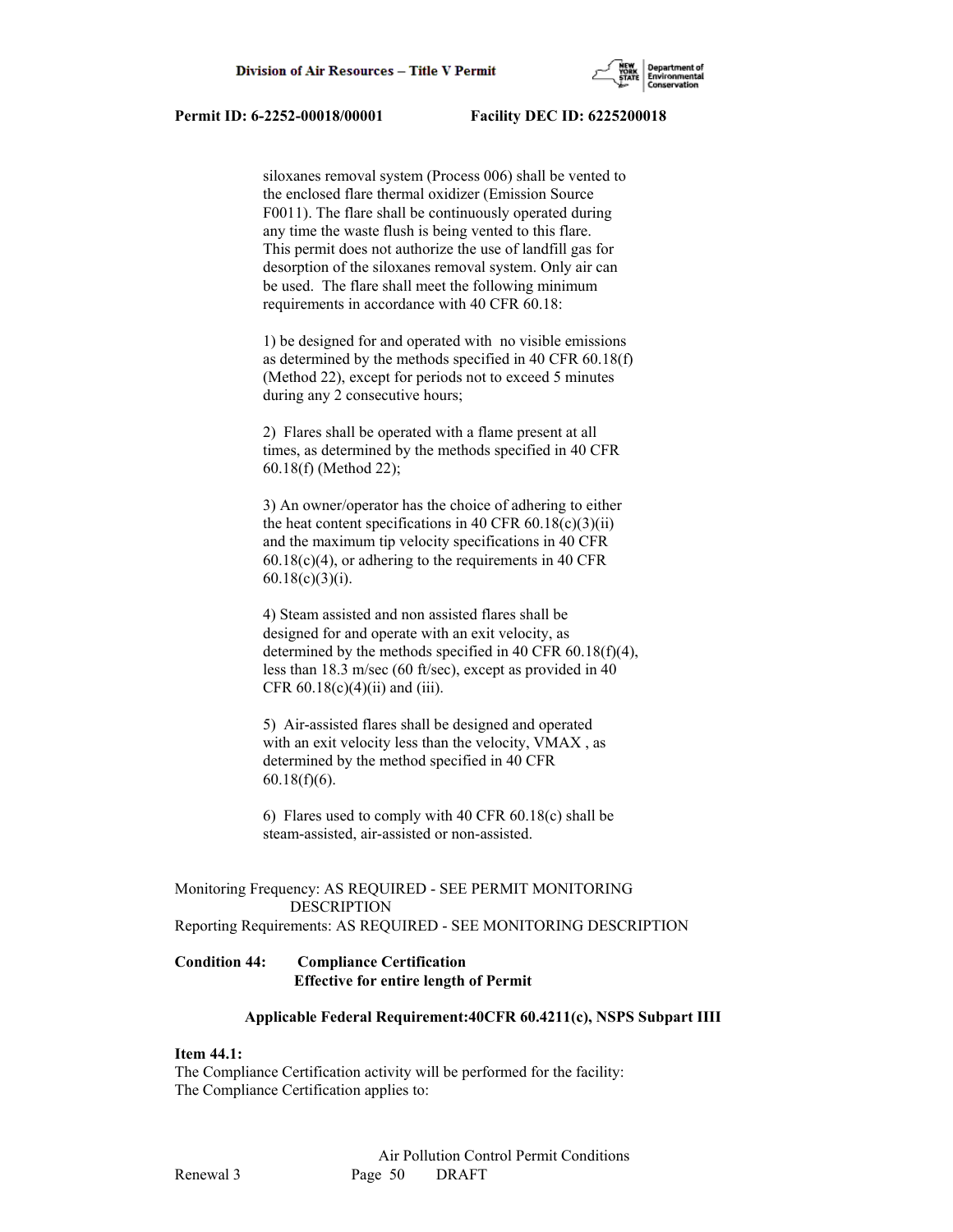siloxanes removal system (Process 006) shall be vented to the enclosed flare thermal oxidizer (Emission Source F0011). The flare shall be continuously operated during any time the waste flush is being vented to this flare. This permit does not authorize the use of landfill gas for desorption of the siloxanes removal system. Only air can be used. The flare shall meet the following minimum requirements in accordance with 40 CFR 60.18:

1) be designed for and operated with no visible emissions as determined by the methods specified in 40 CFR 60.18(f) (Method 22), except for periods not to exceed 5 minutes during any 2 consecutive hours;

2) Flares shall be operated with a flame present at all times, as determined by the methods specified in 40 CFR 60.18(f) (Method 22);

3) An owner/operator has the choice of adhering to either the heat content specifications in 40 CFR 60.18(c)(3)(ii) and the maximum tip velocity specifications in 40 CFR 60.18(c)(4), or adhering to the requirements in 40 CFR 60.18(c)(3)(i).

4) Steam assisted and non assisted flares shall be designed for and operate with an exit velocity, as determined by the methods specified in 40 CFR 60.18(f)(4), less than 18.3 m/sec (60 ft/sec), except as provided in 40 CFR 60.18(c)(4)(ii) and (iii).

5) Air-assisted flares shall be designed and operated with an exit velocity less than the velocity, VMAX , as determined by the method specified in 40 CFR 60.18(f)(6).

6) Flares used to comply with 40 CFR 60.18(c) shall be steam-assisted, air-assisted or non-assisted.

Monitoring Frequency: AS REQUIRED - SEE PERMIT MONITORING DESCRIPTION
Reporting Requirements: AS REQUIRED - SEE MONITORING DESCRIPTION

**Condition 44: Compliance Certification**
**Effective for entire length of Permit**

**Applicable Federal Requirement:40CFR 60.4211(c), NSPS Subpart IIII**

**Item 44.1:**
The Compliance Certification activity will be performed for the facility:
The Compliance Certification applies to: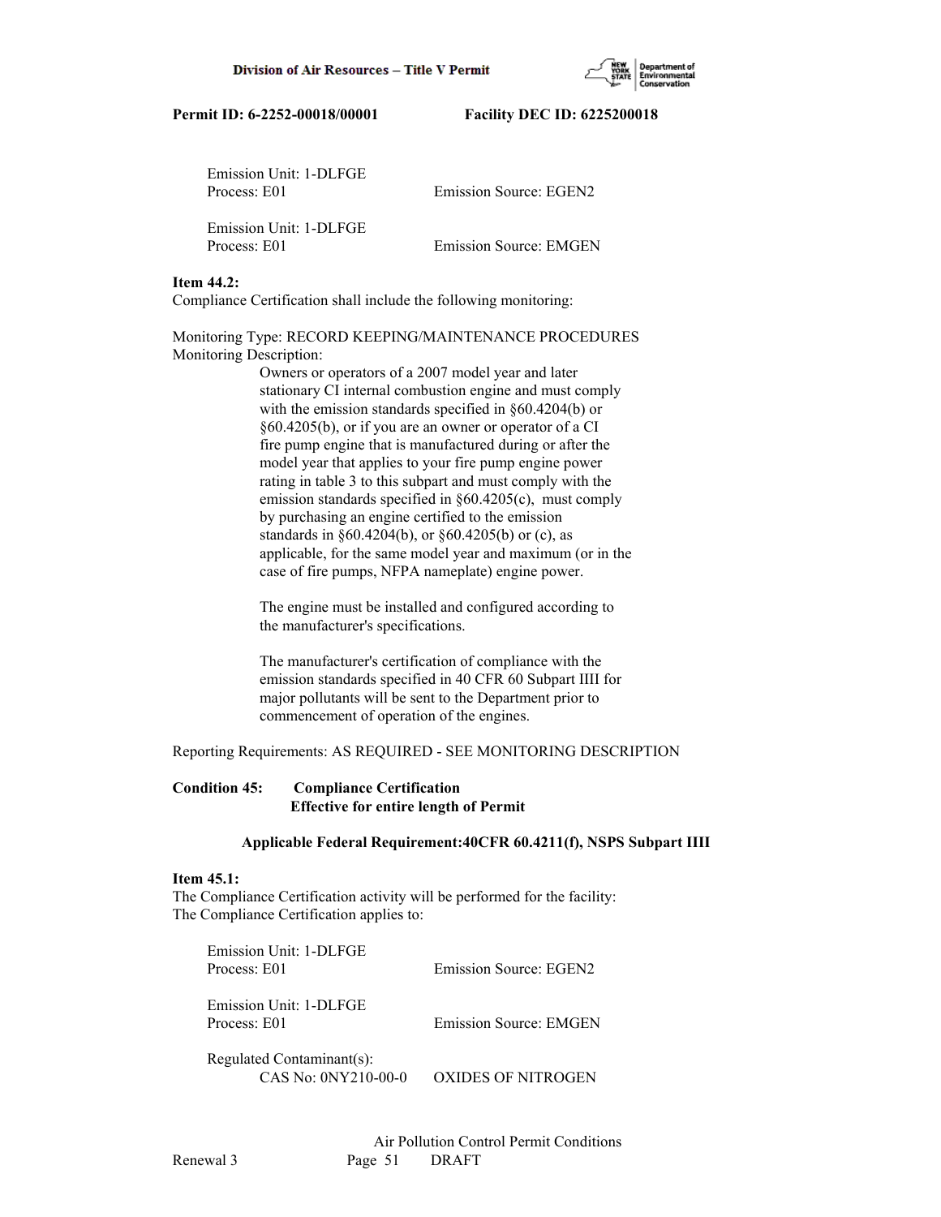Emission Unit: 1-DLFGE
Process: E01 Emission Source: EGEN2

Emission Unit: 1-DLFGE
Process: E01 Emission Source: EMGEN

**Item 44.2:**
Compliance Certification shall include the following monitoring:

Monitoring Type: RECORD KEEPING/MAINTENANCE PROCEDURES
Monitoring Description:

Owners or operators of a 2007 model year and later stationary CI internal combustion engine and must comply with the emission standards specified in §60.4204(b) or §60.4205(b), or if you are an owner or operator of a CI fire pump engine that is manufactured during or after the model year that applies to your fire pump engine power rating in table 3 to this subpart and must comply with the emission standards specified in §60.4205(c), must comply by purchasing an engine certified to the emission standards in §60.4204(b), or §60.4205(b) or (c), as applicable, for the same model year and maximum (or in the case of fire pumps, NFPA nameplate) engine power.

The engine must be installed and configured according to the manufacturer's specifications.

The manufacturer's certification of compliance with the emission standards specified in 40 CFR 60 Subpart IIII for major pollutants will be sent to the Department prior to commencement of operation of the engines.

Reporting Requirements: AS REQUIRED - SEE MONITORING DESCRIPTION

**Condition 45: Compliance Certification**
**Effective for entire length of Permit**

**Applicable Federal Requirement:40CFR 60.4211(f), NSPS Subpart IIII**

**Item 45.1:**
The Compliance Certification activity will be performed for the facility:
The Compliance Certification applies to:

Emission Unit: 1-DLFGE
Process: E01 Emission Source: EGEN2

Emission Unit: 1-DLFGE
Process: E01 Emission Source: EMGEN

Regulated Contaminant(s):
CAS No: 0NY210-00-0 OXIDES OF NITROGEN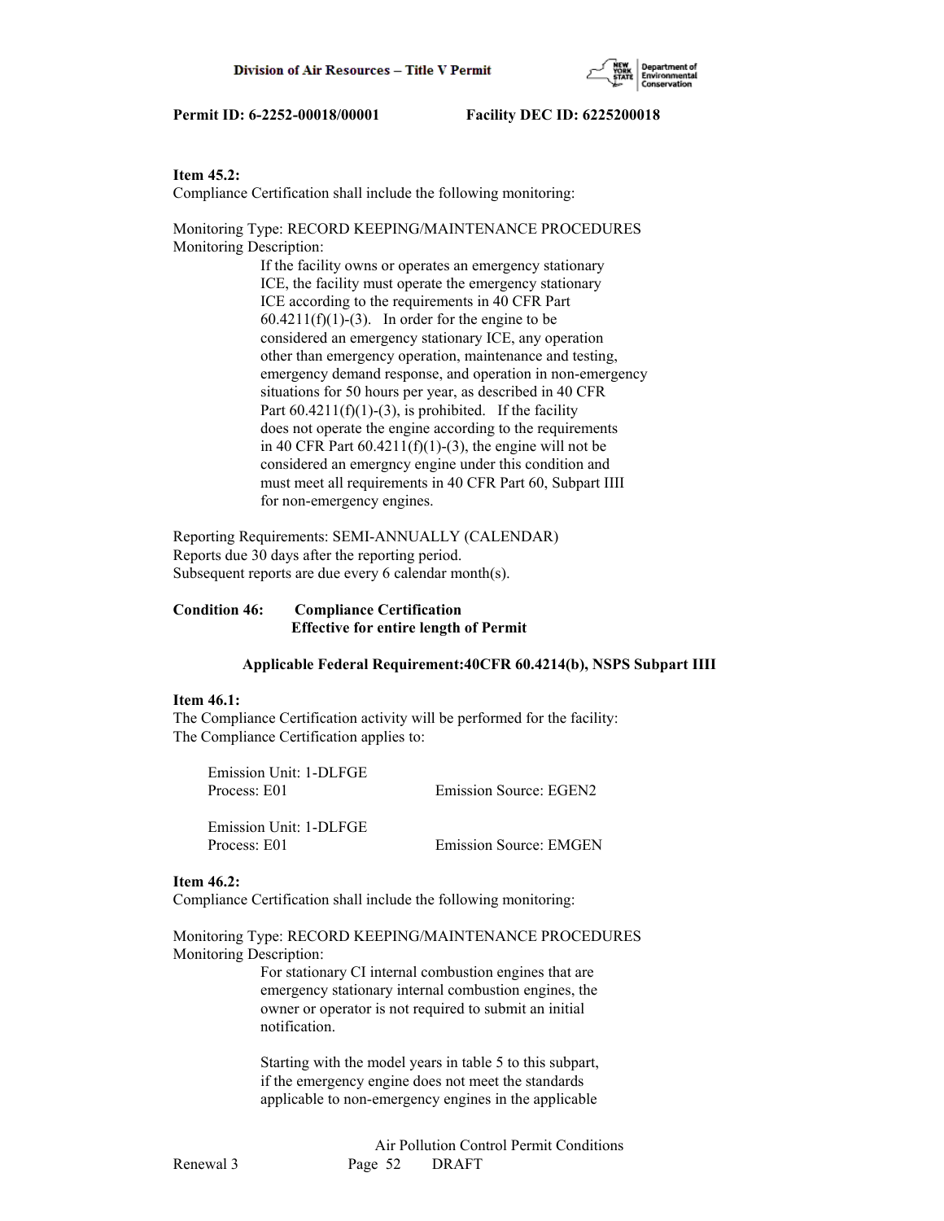**Item 45.2:**
Compliance Certification shall include the following monitoring:

Monitoring Type: RECORD KEEPING/MAINTENANCE PROCEDURES
Monitoring Description:

If the facility owns or operates an emergency stationary ICE, the facility must operate the emergency stationary ICE according to the requirements in 40 CFR Part 60.4211(f)(1)-(3). In order for the engine to be considered an emergency stationary ICE, any operation other than emergency operation, maintenance and testing, emergency demand response, and operation in non-emergency situations for 50 hours per year, as described in 40 CFR Part 60.4211(f)(1)-(3), is prohibited. If the facility does not operate the engine according to the requirements in 40 CFR Part 60.4211(f)(1)-(3), the engine will not be considered an emergncy engine under this condition and must meet all requirements in 40 CFR Part 60, Subpart IIII for non-emergency engines.

Reporting Requirements: SEMI-ANNUALLY (CALENDAR)
Reports due 30 days after the reporting period.
Subsequent reports are due every 6 calendar month(s).

**Condition 46: Compliance Certification**
**Effective for entire length of Permit**

**Applicable Federal Requirement:40CFR 60.4214(b), NSPS Subpart IIII**

**Item 46.1:**
The Compliance Certification activity will be performed for the facility:
The Compliance Certification applies to:

Emission Unit: 1-DLFGE
Process: E01 Emission Source: EGEN2

Emission Unit: 1-DLFGE
Process: E01 Emission Source: EMGEN

**Item 46.2:**
Compliance Certification shall include the following monitoring:

Monitoring Type: RECORD KEEPING/MAINTENANCE PROCEDURES
Monitoring Description:

For stationary CI internal combustion engines that are emergency stationary internal combustion engines, the owner or operator is not required to submit an initial notification.

Starting with the model years in table 5 to this subpart, if the emergency engine does not meet the standards applicable to non-emergency engines in the applicable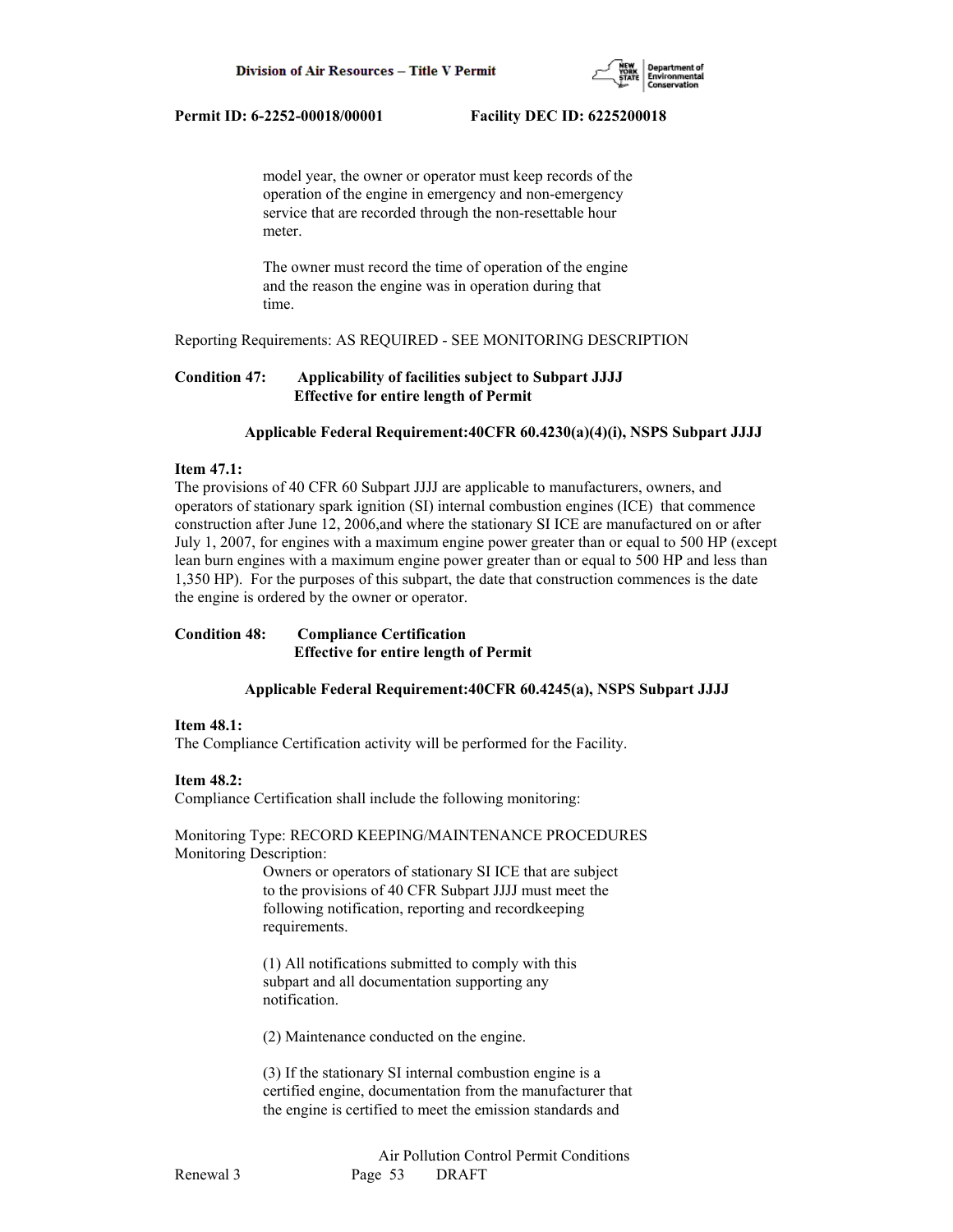model year, the owner or operator must keep records of the operation of the engine in emergency and non-emergency service that are recorded through the non-resettable hour meter.

The owner must record the time of operation of the engine and the reason the engine was in operation during that time.

Reporting Requirements: AS REQUIRED - SEE MONITORING DESCRIPTION

**Condition 47: Applicability of facilities subject to Subpart JJJJ**
**Effective for entire length of Permit**

**Applicable Federal Requirement:40CFR 60.4230(a)(4)(i), NSPS Subpart JJJJ**

**Item 47.1:**
The provisions of 40 CFR 60 Subpart JJJJ are applicable to manufacturers, owners, and operators of stationary spark ignition (SI) internal combustion engines (ICE) that commence construction after June 12, 2006,and where the stationary SI ICE are manufactured on or after July 1, 2007, for engines with a maximum engine power greater than or equal to 500 HP (except lean burn engines with a maximum engine power greater than or equal to 500 HP and less than 1,350 HP). For the purposes of this subpart, the date that construction commences is the date the engine is ordered by the owner or operator.

**Condition 48: Compliance Certification**
**Effective for entire length of Permit**

**Applicable Federal Requirement:40CFR 60.4245(a), NSPS Subpart JJJJ**

**Item 48.1:**
The Compliance Certification activity will be performed for the Facility.

**Item 48.2:**
Compliance Certification shall include the following monitoring:

Monitoring Type: RECORD KEEPING/MAINTENANCE PROCEDURES
Monitoring Description:

Owners or operators of stationary SI ICE that are subject to the provisions of 40 CFR Subpart JJJJ must meet the following notification, reporting and recordkeeping requirements.

(1) All notifications submitted to comply with this subpart and all documentation supporting any notification.

(2) Maintenance conducted on the engine.

(3) If the stationary SI internal combustion engine is a certified engine, documentation from the manufacturer that the engine is certified to meet the emission standards and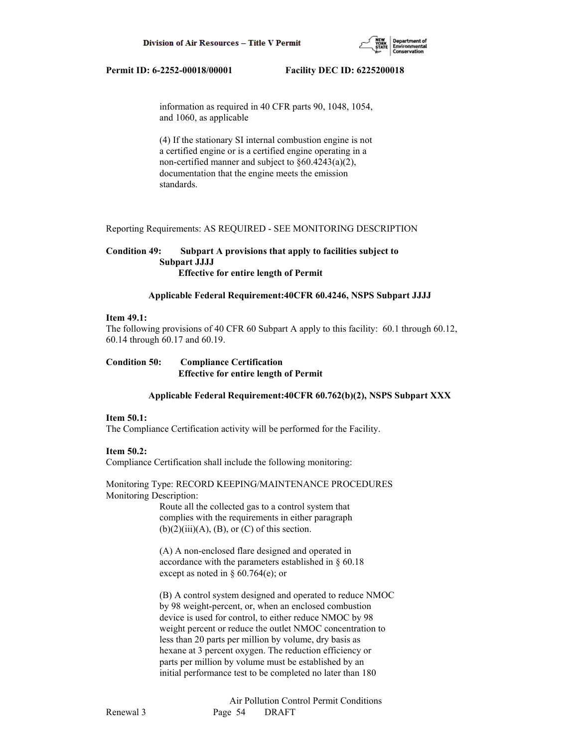information as required in 40 CFR parts 90, 1048, 1054, and 1060, as applicable

(4) If the stationary SI internal combustion engine is not a certified engine or is a certified engine operating in a non-certified manner and subject to §60.4243(a)(2), documentation that the engine meets the emission standards.

Reporting Requirements: AS REQUIRED - SEE MONITORING DESCRIPTION

**Condition 49: Subpart A provisions that apply to facilities subject to Subpart JJJJ**
**Effective for entire length of Permit**

**Applicable Federal Requirement:40CFR 60.4246, NSPS Subpart JJJJ**

**Item 49.1:**
The following provisions of 40 CFR 60 Subpart A apply to this facility: 60.1 through 60.12, 60.14 through 60.17 and 60.19.

**Condition 50: Compliance Certification**
**Effective for entire length of Permit**

**Applicable Federal Requirement:40CFR 60.762(b)(2), NSPS Subpart XXX**

**Item 50.1:**
The Compliance Certification activity will be performed for the Facility.

**Item 50.2:**
Compliance Certification shall include the following monitoring:

Monitoring Type: RECORD KEEPING/MAINTENANCE PROCEDURES
Monitoring Description:

Route all the collected gas to a control system that complies with the requirements in either paragraph (b)(2)(iii)(A), (B), or (C) of this section.

(A) A non-enclosed flare designed and operated in accordance with the parameters established in § 60.18 except as noted in § 60.764(e); or

(B) A control system designed and operated to reduce NMOC by 98 weight-percent, or, when an enclosed combustion device is used for control, to either reduce NMOC by 98 weight percent or reduce the outlet NMOC concentration to less than 20 parts per million by volume, dry basis as hexane at 3 percent oxygen. The reduction efficiency or parts per million by volume must be established by an initial performance test to be completed no later than 180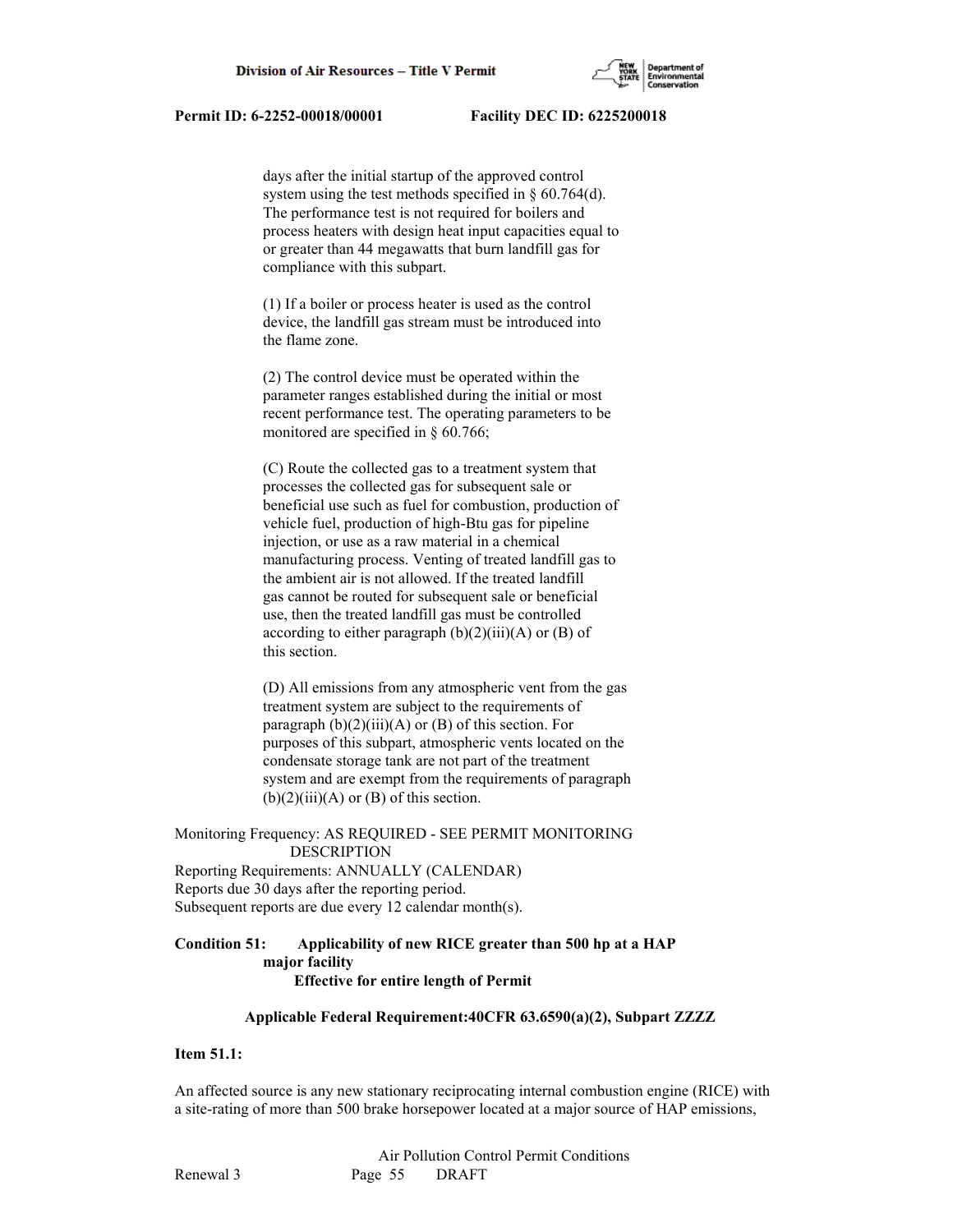days after the initial startup of the approved control system using the test methods specified in § 60.764(d). The performance test is not required for boilers and process heaters with design heat input capacities equal to or greater than 44 megawatts that burn landfill gas for compliance with this subpart.

(1) If a boiler or process heater is used as the control device, the landfill gas stream must be introduced into the flame zone.

(2) The control device must be operated within the parameter ranges established during the initial or most recent performance test. The operating parameters to be monitored are specified in § 60.766;

(C) Route the collected gas to a treatment system that processes the collected gas for subsequent sale or beneficial use such as fuel for combustion, production of vehicle fuel, production of high-Btu gas for pipeline injection, or use as a raw material in a chemical manufacturing process. Venting of treated landfill gas to the ambient air is not allowed. If the treated landfill gas cannot be routed for subsequent sale or beneficial use, then the treated landfill gas must be controlled according to either paragraph (b)(2)(iii)(A) or (B) of this section.

(D) All emissions from any atmospheric vent from the gas treatment system are subject to the requirements of paragraph (b)(2)(iii)(A) or (B) of this section. For purposes of this subpart, atmospheric vents located on the condensate storage tank are not part of the treatment system and are exempt from the requirements of paragraph (b)(2)(iii)(A) or (B) of this section.

Monitoring Frequency: AS REQUIRED - SEE PERMIT MONITORING DESCRIPTION
Reporting Requirements: ANNUALLY (CALENDAR)
Reports due 30 days after the reporting period.
Subsequent reports are due every 12 calendar month(s).

**Condition 51: Applicability of new RICE greater than 500 hp at a HAP major facility**
**Effective for entire length of Permit**

**Applicable Federal Requirement:40CFR 63.6590(a)(2), Subpart ZZZZ**

**Item 51.1:**

An affected source is any new stationary reciprocating internal combustion engine (RICE) with a site-rating of more than 500 brake horsepower located at a major source of HAP emissions,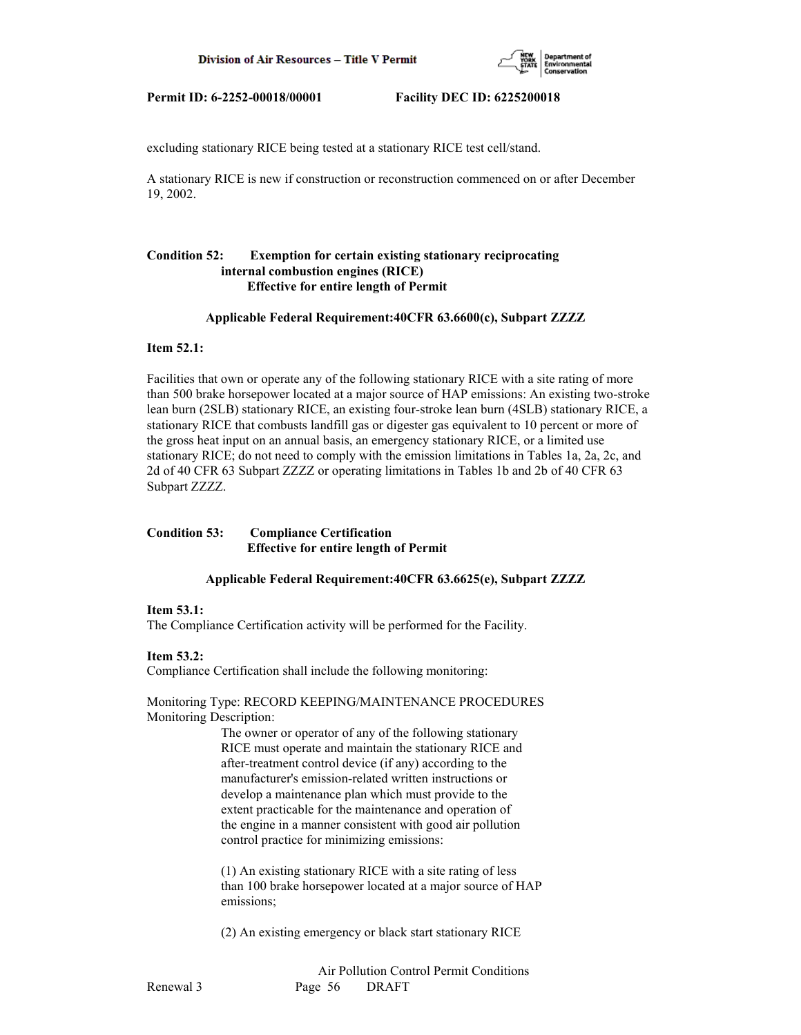excluding stationary RICE being tested at a stationary RICE test cell/stand.

A stationary RICE is new if construction or reconstruction commenced on or after December 19, 2002.

**Condition 52: Exemption for certain existing stationary reciprocating internal combustion engines (RICE)**
**Effective for entire length of Permit**

**Applicable Federal Requirement:40CFR 63.6600(c), Subpart ZZZZ**

**Item 52.1:**

Facilities that own or operate any of the following stationary RICE with a site rating of more than 500 brake horsepower located at a major source of HAP emissions: An existing two-stroke lean burn (2SLB) stationary RICE, an existing four-stroke lean burn (4SLB) stationary RICE, a stationary RICE that combusts landfill gas or digester gas equivalent to 10 percent or more of the gross heat input on an annual basis, an emergency stationary RICE, or a limited use stationary RICE; do not need to comply with the emission limitations in Tables 1a, 2a, 2c, and 2d of 40 CFR 63 Subpart ZZZZ or operating limitations in Tables 1b and 2b of 40 CFR 63 Subpart ZZZZ.

**Condition 53: Compliance Certification**
**Effective for entire length of Permit**

**Applicable Federal Requirement:40CFR 63.6625(e), Subpart ZZZZ**

**Item 53.1:**
The Compliance Certification activity will be performed for the Facility.

**Item 53.2:**
Compliance Certification shall include the following monitoring:

Monitoring Type: RECORD KEEPING/MAINTENANCE PROCEDURES
Monitoring Description:

The owner or operator of any of the following stationary RICE must operate and maintain the stationary RICE and after-treatment control device (if any) according to the manufacturer's emission-related written instructions or develop a maintenance plan which must provide to the extent practicable for the maintenance and operation of the engine in a manner consistent with good air pollution control practice for minimizing emissions:

(1) An existing stationary RICE with a site rating of less than 100 brake horsepower located at a major source of HAP emissions;

(2) An existing emergency or black start stationary RICE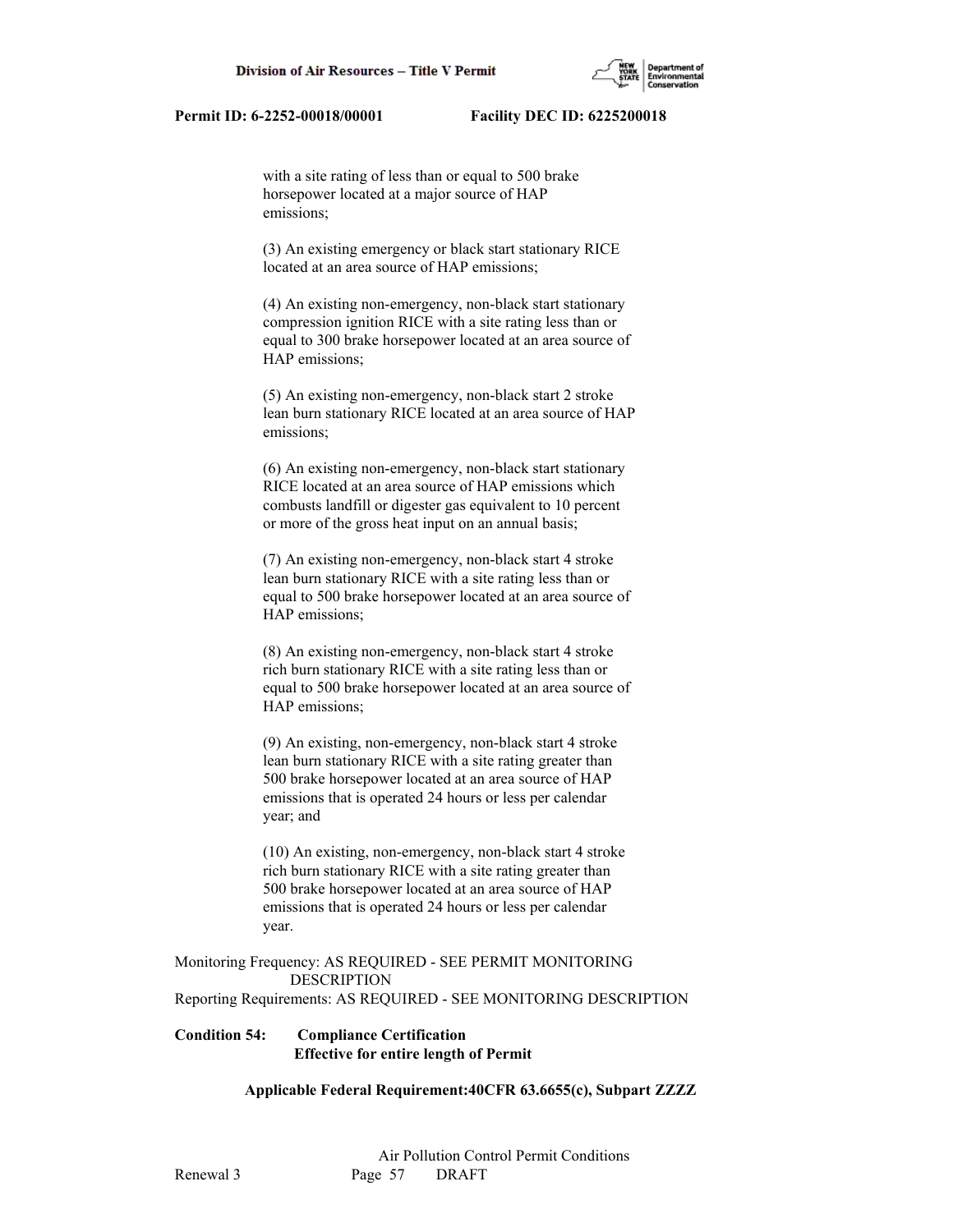with a site rating of less than or equal to 500 brake horsepower located at a major source of HAP emissions;

(3) An existing emergency or black start stationary RICE located at an area source of HAP emissions;

(4) An existing non-emergency, non-black start stationary compression ignition RICE with a site rating less than or equal to 300 brake horsepower located at an area source of HAP emissions;

(5) An existing non-emergency, non-black start 2 stroke lean burn stationary RICE located at an area source of HAP emissions;

(6) An existing non-emergency, non-black start stationary RICE located at an area source of HAP emissions which combusts landfill or digester gas equivalent to 10 percent or more of the gross heat input on an annual basis;

(7) An existing non-emergency, non-black start 4 stroke lean burn stationary RICE with a site rating less than or equal to 500 brake horsepower located at an area source of HAP emissions;

(8) An existing non-emergency, non-black start 4 stroke rich burn stationary RICE with a site rating less than or equal to 500 brake horsepower located at an area source of HAP emissions;

(9) An existing, non-emergency, non-black start 4 stroke lean burn stationary RICE with a site rating greater than 500 brake horsepower located at an area source of HAP emissions that is operated 24 hours or less per calendar year; and

(10) An existing, non-emergency, non-black start 4 stroke rich burn stationary RICE with a site rating greater than 500 brake horsepower located at an area source of HAP emissions that is operated 24 hours or less per calendar year.

Monitoring Frequency: AS REQUIRED - SEE PERMIT MONITORING DESCRIPTION
Reporting Requirements: AS REQUIRED - SEE MONITORING DESCRIPTION

**Condition 54: Compliance Certification**
**Effective for entire length of Permit**

**Applicable Federal Requirement:40CFR 63.6655(c), Subpart ZZZZ**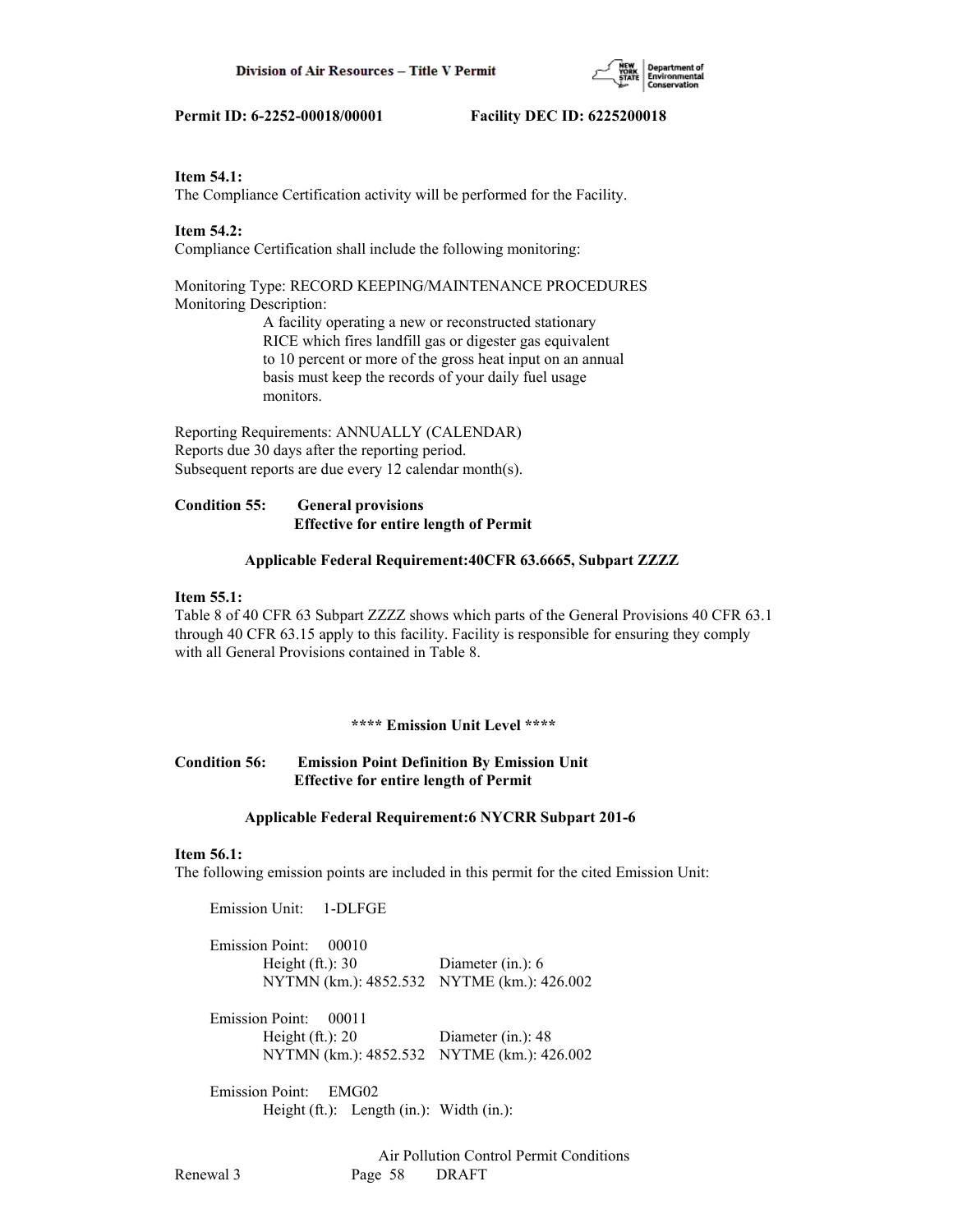**Item 54.1:**
The Compliance Certification activity will be performed for the Facility.

**Item 54.2:**
Compliance Certification shall include the following monitoring:

Monitoring Type: RECORD KEEPING/MAINTENANCE PROCEDURES
Monitoring Description:
A facility operating a new or reconstructed stationary RICE which fires landfill gas or digester gas equivalent to 10 percent or more of the gross heat input on an annual basis must keep the records of your daily fuel usage monitors.

Reporting Requirements: ANNUALLY (CALENDAR)
Reports due 30 days after the reporting period.
Subsequent reports are due every 12 calendar month(s).

**Condition 55: General provisions**
**Effective for entire length of Permit**

**Applicable Federal Requirement:40CFR 63.6665, Subpart ZZZZ**

**Item 55.1:**
Table 8 of 40 CFR 63 Subpart ZZZZ shows which parts of the General Provisions 40 CFR 63.1 through 40 CFR 63.15 apply to this facility. Facility is responsible for ensuring they comply with all General Provisions contained in Table 8.

**\*\*\*\* Emission Unit Level \*\*\*\***

**Condition 56: Emission Point Definition By Emission Unit**
**Effective for entire length of Permit**

**Applicable Federal Requirement:6 NYCRR Subpart 201-6**

**Item 56.1:**
The following emission points are included in this permit for the cited Emission Unit:

Emission Unit: 1-DLFGE

Emission Point: 00010
Height (ft.): 30 Diameter (in.): 6
NYTMN (km.): 4852.532 NYTME (km.): 426.002

Emission Point: 00011
Height (ft.): 20 Diameter (in.): 48
NYTMN (km.): 4852.532 NYTME (km.): 426.002

Emission Point: EMG02
Height (ft.): Length (in.): Width (in.):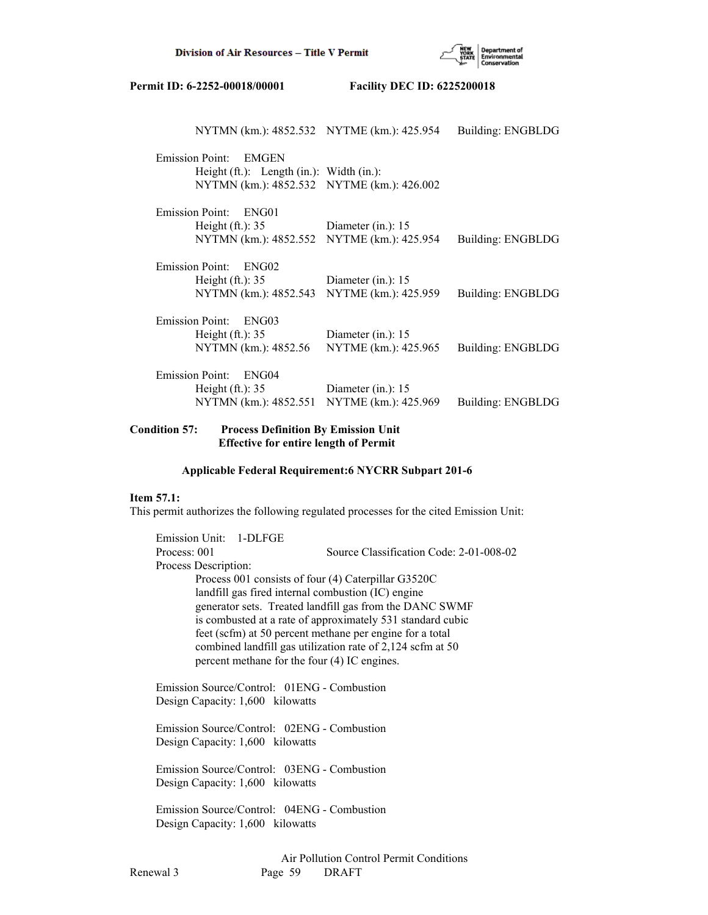NYTMN (km.): 4852.532 NYTME (km.): 425.954 Building: ENGBLDG

Emission Point: EMGEN
Height (ft.): Length (in.): Width (in.):
NYTMN (km.): 4852.532 NYTME (km.): 426.002

Emission Point: ENG01
Height (ft.): 35 Diameter (in.): 15
NYTMN (km.): 4852.552 NYTME (km.): 425.954 Building: ENGBLDG

Emission Point: ENG02
Height (ft.): 35 Diameter (in.): 15
NYTMN (km.): 4852.543 NYTME (km.): 425.959 Building: ENGBLDG

Emission Point: ENG03
Height (ft.): 35 Diameter (in.): 15
NYTMN (km.): 4852.56 NYTME (km.): 425.965 Building: ENGBLDG

Emission Point: ENG04
Height (ft.): 35 Diameter (in.): 15
NYTMN (km.): 4852.551 NYTME (km.): 425.969 Building: ENGBLDG

**Condition 57: Process Definition By Emission Unit**
**Effective for entire length of Permit**

**Applicable Federal Requirement:6 NYCRR Subpart 201-6**

**Item 57.1:**
This permit authorizes the following regulated processes for the cited Emission Unit:

Emission Unit: 1-DLFGE
Process: 001 Source Classification Code: 2-01-008-02
Process Description:
Process 001 consists of four (4) Caterpillar G3520C landfill gas fired internal combustion (IC) engine generator sets. Treated landfill gas from the DANC SWMF is combusted at a rate of approximately 531 standard cubic feet (scfm) at 50 percent methane per engine for a total combined landfill gas utilization rate of 2,124 scfm at 50 percent methane for the four (4) IC engines.

Emission Source/Control: 01ENG - Combustion
Design Capacity: 1,600 kilowatts

Emission Source/Control: 02ENG - Combustion
Design Capacity: 1,600 kilowatts

Emission Source/Control: 03ENG - Combustion
Design Capacity: 1,600 kilowatts

Emission Source/Control: 04ENG - Combustion
Design Capacity: 1,600 kilowatts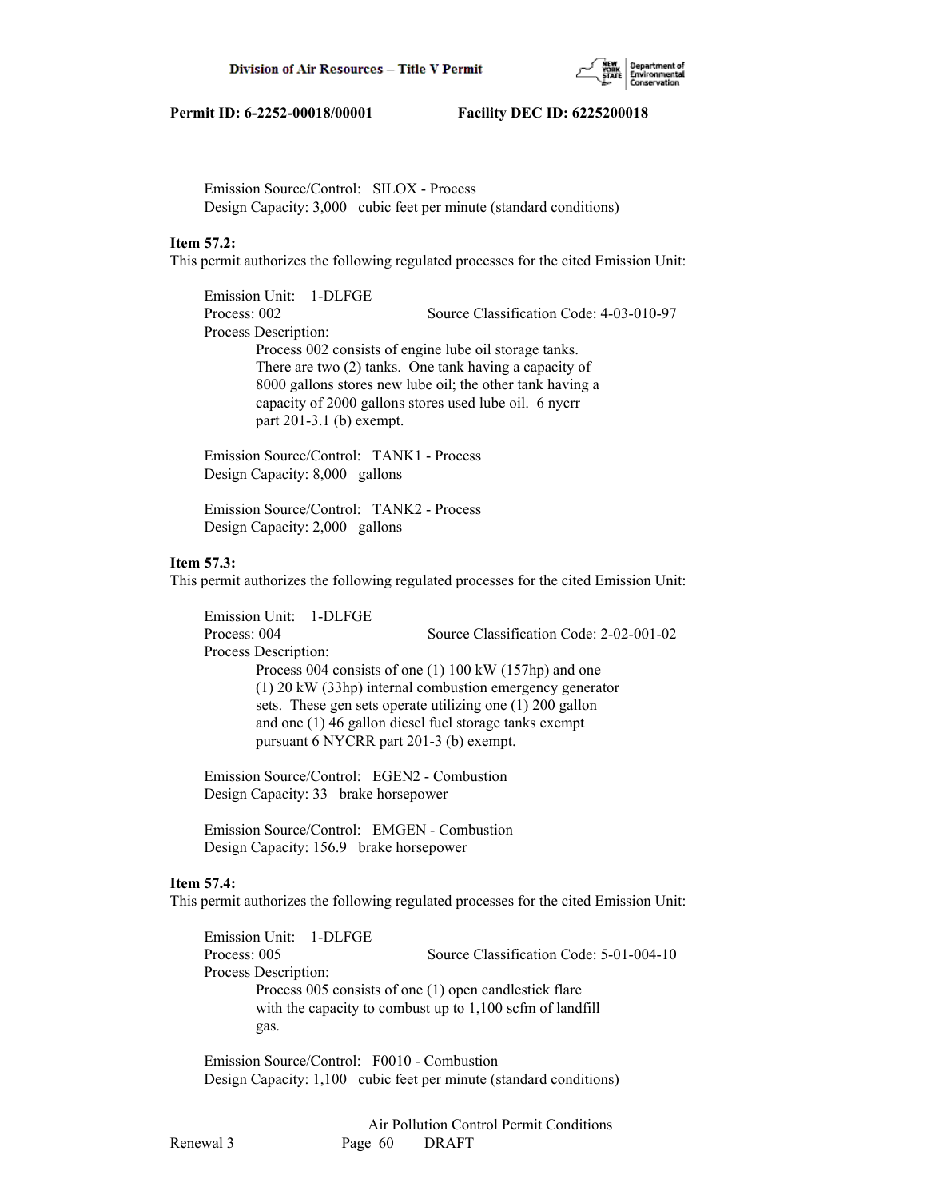Emission Source/Control: SILOX - Process
Design Capacity: 3,000 cubic feet per minute (standard conditions)

**Item 57.2:**
This permit authorizes the following regulated processes for the cited Emission Unit:

Emission Unit: 1-DLFGE
Process: 002 Source Classification Code: 4-03-010-97
Process Description:
Process 002 consists of engine lube oil storage tanks. There are two (2) tanks. One tank having a capacity of 8000 gallons stores new lube oil; the other tank having a capacity of 2000 gallons stores used lube oil. 6 nycrr part 201-3.1 (b) exempt.

Emission Source/Control: TANK1 - Process
Design Capacity: 8,000 gallons

Emission Source/Control: TANK2 - Process
Design Capacity: 2,000 gallons

**Item 57.3:**
This permit authorizes the following regulated processes for the cited Emission Unit:

Emission Unit: 1-DLFGE
Process: 004 Source Classification Code: 2-02-001-02
Process Description:
Process 004 consists of one (1) 100 kW (157hp) and one (1) 20 kW (33hp) internal combustion emergency generator sets. These gen sets operate utilizing one (1) 200 gallon and one (1) 46 gallon diesel fuel storage tanks exempt pursuant 6 NYCRR part 201-3 (b) exempt.

Emission Source/Control: EGEN2 - Combustion
Design Capacity: 33 brake horsepower

Emission Source/Control: EMGEN - Combustion
Design Capacity: 156.9 brake horsepower

**Item 57.4:**
This permit authorizes the following regulated processes for the cited Emission Unit:

Emission Unit: 1-DLFGE
Process: 005 Source Classification Code: 5-01-004-10
Process Description:
Process 005 consists of one (1) open candlestick flare with the capacity to combust up to 1,100 scfm of landfill gas.

Emission Source/Control: F0010 - Combustion
Design Capacity: 1,100 cubic feet per minute (standard conditions)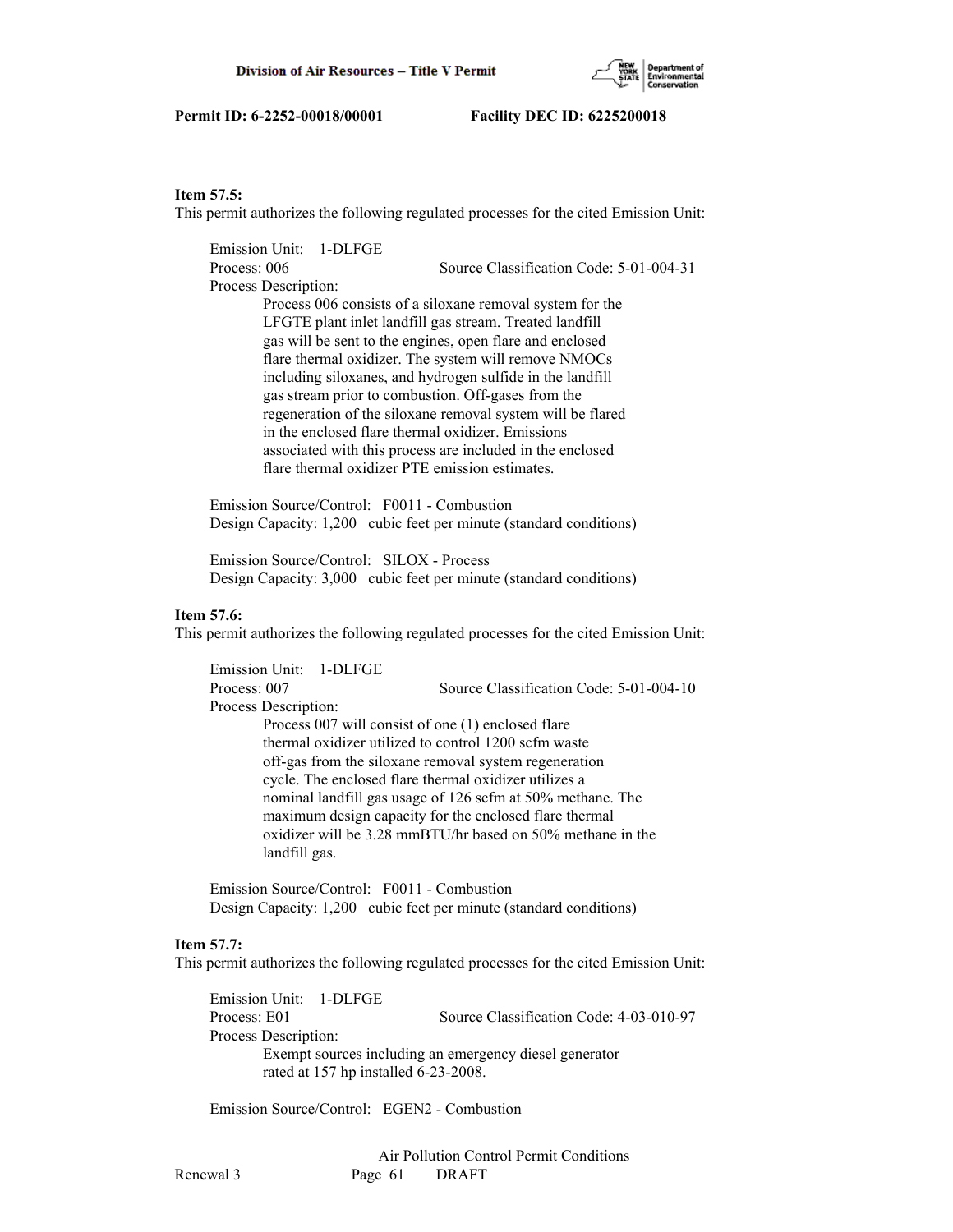**Item 57.5:**
This permit authorizes the following regulated processes for the cited Emission Unit:

Emission Unit: 1-DLFGE
Process: 006 Source Classification Code: 5-01-004-31
Process Description:
Process 006 consists of a siloxane removal system for the LFGTE plant inlet landfill gas stream. Treated landfill gas will be sent to the engines, open flare and enclosed flare thermal oxidizer. The system will remove NMOCs including siloxanes, and hydrogen sulfide in the landfill gas stream prior to combustion. Off-gases from the regeneration of the siloxane removal system will be flared in the enclosed flare thermal oxidizer. Emissions associated with this process are included in the enclosed flare thermal oxidizer PTE emission estimates.

Emission Source/Control: F0011 - Combustion
Design Capacity: 1,200 cubic feet per minute (standard conditions)

Emission Source/Control: SILOX - Process
Design Capacity: 3,000 cubic feet per minute (standard conditions)

**Item 57.6:**
This permit authorizes the following regulated processes for the cited Emission Unit:

Emission Unit: 1-DLFGE
Process: 007 Source Classification Code: 5-01-004-10
Process Description:
Process 007 will consist of one (1) enclosed flare thermal oxidizer utilized to control 1200 scfm waste off-gas from the siloxane removal system regeneration cycle. The enclosed flare thermal oxidizer utilizes a nominal landfill gas usage of 126 scfm at 50% methane. The maximum design capacity for the enclosed flare thermal oxidizer will be 3.28 mmBTU/hr based on 50% methane in the landfill gas.

Emission Source/Control: F0011 - Combustion
Design Capacity: 1,200 cubic feet per minute (standard conditions)

**Item 57.7:**
This permit authorizes the following regulated processes for the cited Emission Unit:

Emission Unit: 1-DLFGE
Process: E01 Source Classification Code: 4-03-010-97
Process Description:
Exempt sources including an emergency diesel generator rated at 157 hp installed 6-23-2008.

Emission Source/Control: EGEN2 - Combustion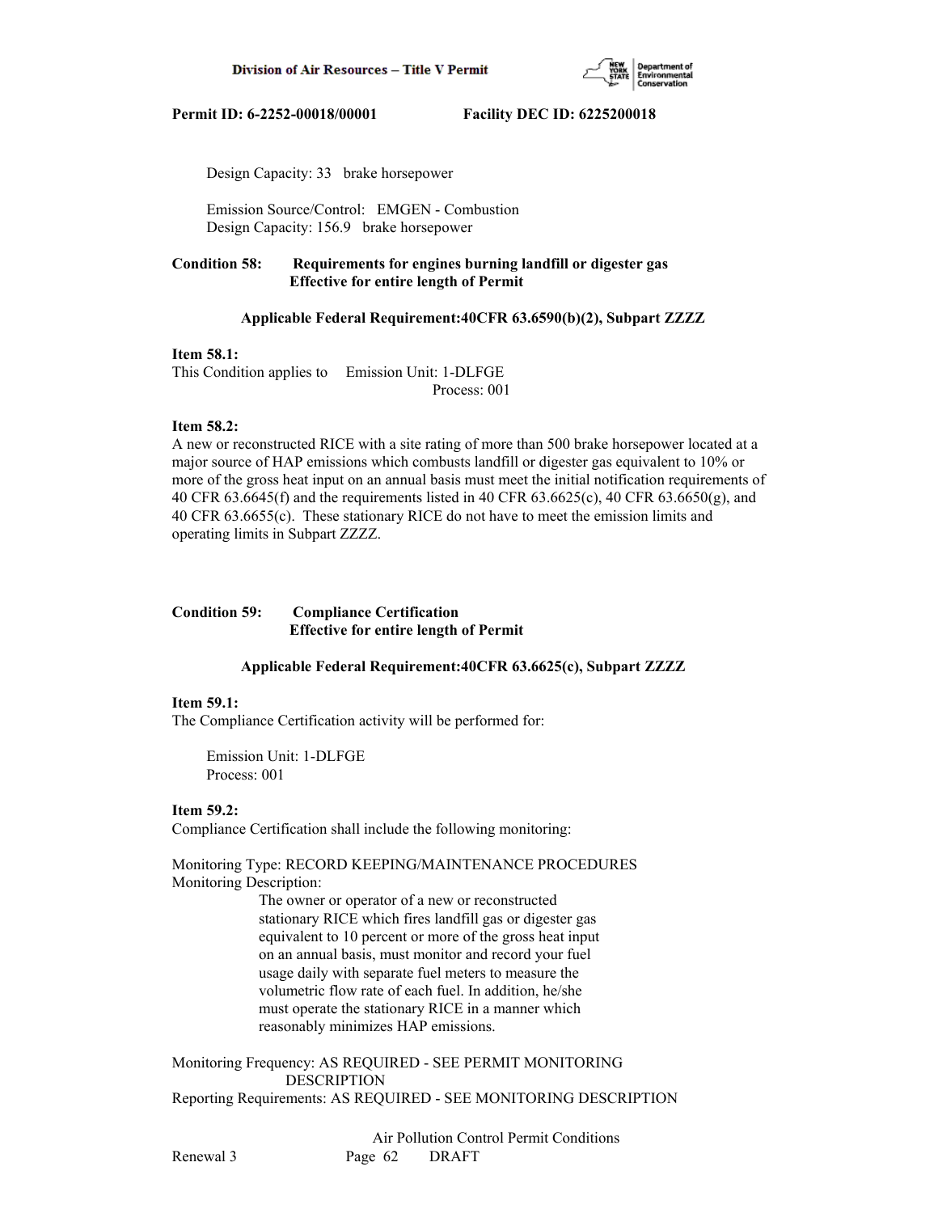Design Capacity: 33 brake horsepower

Emission Source/Control: EMGEN - Combustion
Design Capacity: 156.9 brake horsepower

**Condition 58: Requirements for engines burning landfill or digester gas**
**Effective for entire length of Permit**

**Applicable Federal Requirement:40CFR 63.6590(b)(2), Subpart ZZZZ**

**Item 58.1:**
This Condition applies to Emission Unit: 1-DLFGE
Process: 001

**Item 58.2:**
A new or reconstructed RICE with a site rating of more than 500 brake horsepower located at a major source of HAP emissions which combusts landfill or digester gas equivalent to 10% or more of the gross heat input on an annual basis must meet the initial notification requirements of 40 CFR 63.6645(f) and the requirements listed in 40 CFR 63.6625(c), 40 CFR 63.6650(g), and 40 CFR 63.6655(c). These stationary RICE do not have to meet the emission limits and operating limits in Subpart ZZZZ.

**Condition 59: Compliance Certification**
**Effective for entire length of Permit**

**Applicable Federal Requirement:40CFR 63.6625(c), Subpart ZZZZ**

**Item 59.1:**
The Compliance Certification activity will be performed for:

Emission Unit: 1-DLFGE
Process: 001

**Item 59.2:**
Compliance Certification shall include the following monitoring:

Monitoring Type: RECORD KEEPING/MAINTENANCE PROCEDURES
Monitoring Description:
The owner or operator of a new or reconstructed stationary RICE which fires landfill gas or digester gas equivalent to 10 percent or more of the gross heat input on an annual basis, must monitor and record your fuel usage daily with separate fuel meters to measure the volumetric flow rate of each fuel. In addition, he/she must operate the stationary RICE in a manner which reasonably minimizes HAP emissions.

Monitoring Frequency: AS REQUIRED - SEE PERMIT MONITORING DESCRIPTION
Reporting Requirements: AS REQUIRED - SEE MONITORING DESCRIPTION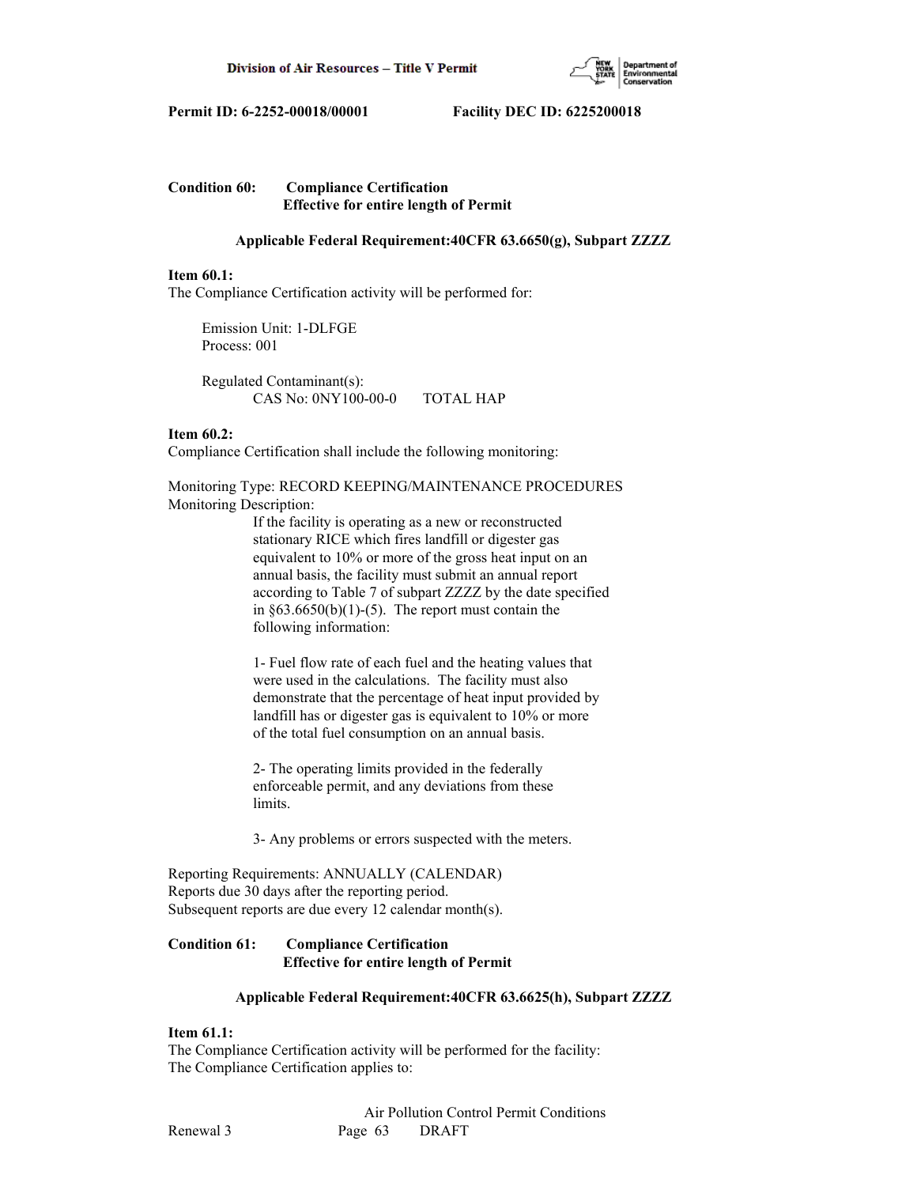**Condition 60: Compliance Certification**
**Effective for entire length of Permit**

**Applicable Federal Requirement:40CFR 63.6650(g), Subpart ZZZZ**

**Item 60.1:**
The Compliance Certification activity will be performed for:

Emission Unit: 1-DLFGE
Process: 001

Regulated Contaminant(s):
CAS No: 0NY100-00-0 TOTAL HAP

**Item 60.2:**
Compliance Certification shall include the following monitoring:

Monitoring Type: RECORD KEEPING/MAINTENANCE PROCEDURES
Monitoring Description:

If the facility is operating as a new or reconstructed stationary RICE which fires landfill or digester gas equivalent to 10% or more of the gross heat input on an annual basis, the facility must submit an annual report according to Table 7 of subpart ZZZZ by the date specified in §63.6650(b)(1)-(5). The report must contain the following information:

1- Fuel flow rate of each fuel and the heating values that were used in the calculations. The facility must also demonstrate that the percentage of heat input provided by landfill has or digester gas is equivalent to 10% or more of the total fuel consumption on an annual basis.

2- The operating limits provided in the federally enforceable permit, and any deviations from these limits.

3- Any problems or errors suspected with the meters.

Reporting Requirements: ANNUALLY (CALENDAR)
Reports due 30 days after the reporting period.
Subsequent reports are due every 12 calendar month(s).

**Condition 61: Compliance Certification**
**Effective for entire length of Permit**

**Applicable Federal Requirement:40CFR 63.6625(h), Subpart ZZZZ**

**Item 61.1:**
The Compliance Certification activity will be performed for the facility:
The Compliance Certification applies to: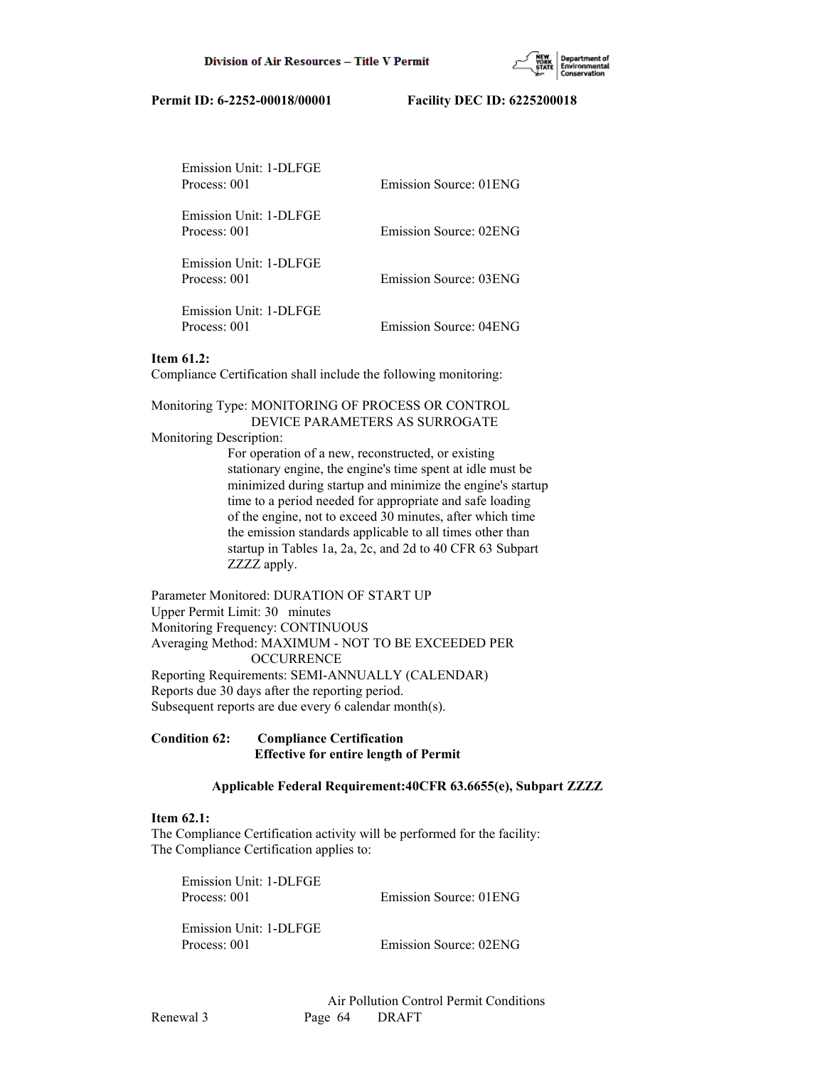Emission Unit: 1-DLFGE
Process: 001 Emission Source: 01ENG

Emission Unit: 1-DLFGE
Process: 001 Emission Source: 02ENG

Emission Unit: 1-DLFGE
Process: 001 Emission Source: 03ENG

Emission Unit: 1-DLFGE
Process: 001 Emission Source: 04ENG

**Item 61.2:**
Compliance Certification shall include the following monitoring:

Monitoring Type: MONITORING OF PROCESS OR CONTROL DEVICE PARAMETERS AS SURROGATE
Monitoring Description:
For operation of a new, reconstructed, or existing stationary engine, the engine's time spent at idle must be minimized during startup and minimize the engine's startup time to a period needed for appropriate and safe loading of the engine, not to exceed 30 minutes, after which time the emission standards applicable to all times other than startup in Tables 1a, 2a, 2c, and 2d to 40 CFR 63 Subpart ZZZZ apply.

Parameter Monitored: DURATION OF START UP
Upper Permit Limit: 30 minutes
Monitoring Frequency: CONTINUOUS
Averaging Method: MAXIMUM - NOT TO BE EXCEEDED PER OCCURRENCE
Reporting Requirements: SEMI-ANNUALLY (CALENDAR)
Reports due 30 days after the reporting period.
Subsequent reports are due every 6 calendar month(s).

**Condition 62: Compliance Certification**
**Effective for entire length of Permit**

**Applicable Federal Requirement:40CFR 63.6655(e), Subpart ZZZZ**

**Item 62.1:**
The Compliance Certification activity will be performed for the facility:
The Compliance Certification applies to:

Emission Unit: 1-DLFGE
Process: 001 Emission Source: 01ENG

Emission Unit: 1-DLFGE
Process: 001 Emission Source: 02ENG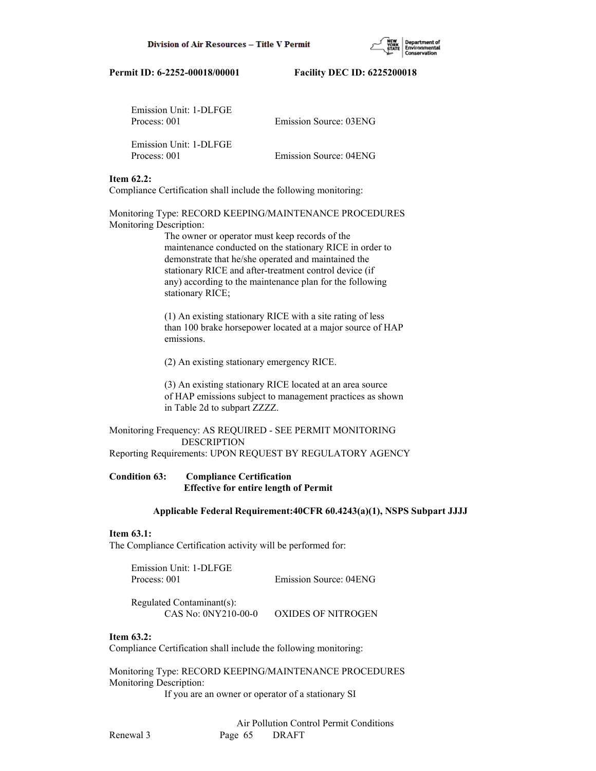Emission Unit: 1-DLFGE
Process: 001 Emission Source: 03ENG

Emission Unit: 1-DLFGE
Process: 001 Emission Source: 04ENG

**Item 62.2:**
Compliance Certification shall include the following monitoring:

Monitoring Type: RECORD KEEPING/MAINTENANCE PROCEDURES
Monitoring Description:

The owner or operator must keep records of the maintenance conducted on the stationary RICE in order to demonstrate that he/she operated and maintained the stationary RICE and after-treatment control device (if any) according to the maintenance plan for the following stationary RICE;

(1) An existing stationary RICE with a site rating of less than 100 brake horsepower located at a major source of HAP emissions.

(2) An existing stationary emergency RICE.

(3) An existing stationary RICE located at an area source of HAP emissions subject to management practices as shown in Table 2d to subpart ZZZZ.

Monitoring Frequency: AS REQUIRED - SEE PERMIT MONITORING DESCRIPTION
Reporting Requirements: UPON REQUEST BY REGULATORY AGENCY

**Condition 63: Compliance Certification**
**Effective for entire length of Permit**

**Applicable Federal Requirement:40CFR 60.4243(a)(1), NSPS Subpart JJJJ**

**Item 63.1:**
The Compliance Certification activity will be performed for:

Emission Unit: 1-DLFGE
Process: 001 Emission Source: 04ENG

Regulated Contaminant(s):
CAS No: 0NY210-00-0 OXIDES OF NITROGEN

**Item 63.2:**
Compliance Certification shall include the following monitoring:

Monitoring Type: RECORD KEEPING/MAINTENANCE PROCEDURES
Monitoring Description:

If you are an owner or operator of a stationary SI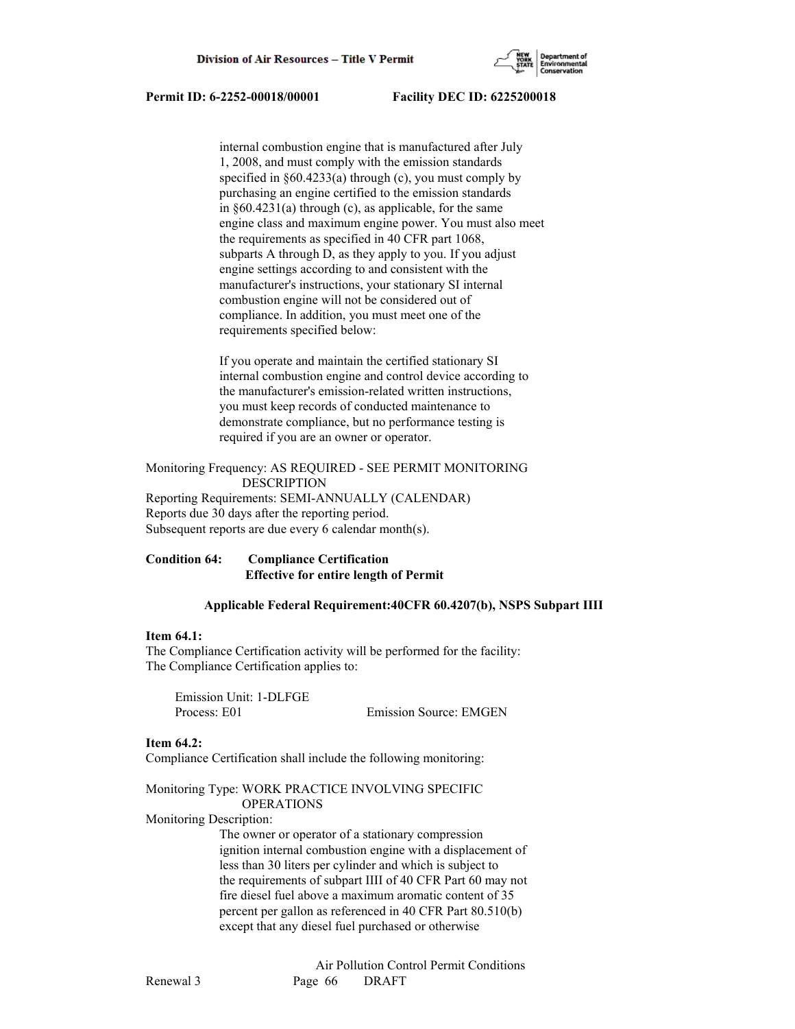internal combustion engine that is manufactured after July 1, 2008, and must comply with the emission standards specified in §60.4233(a) through (c), you must comply by purchasing an engine certified to the emission standards in §60.4231(a) through (c), as applicable, for the same engine class and maximum engine power. You must also meet the requirements as specified in 40 CFR part 1068, subparts A through D, as they apply to you. If you adjust engine settings according to and consistent with the manufacturer's instructions, your stationary SI internal combustion engine will not be considered out of compliance. In addition, you must meet one of the requirements specified below:

If you operate and maintain the certified stationary SI internal combustion engine and control device according to the manufacturer's emission-related written instructions, you must keep records of conducted maintenance to demonstrate compliance, but no performance testing is required if you are an owner or operator.

Monitoring Frequency: AS REQUIRED - SEE PERMIT MONITORING DESCRIPTION
Reporting Requirements: SEMI-ANNUALLY (CALENDAR)
Reports due 30 days after the reporting period.
Subsequent reports are due every 6 calendar month(s).

**Condition 64: Compliance Certification**
**Effective for entire length of Permit**

**Applicable Federal Requirement:40CFR 60.4207(b), NSPS Subpart IIII**

**Item 64.1:**
The Compliance Certification activity will be performed for the facility:
The Compliance Certification applies to:

Emission Unit: 1-DLFGE
Process: E01 Emission Source: EMGEN

**Item 64.2:**
Compliance Certification shall include the following monitoring:

Monitoring Type: WORK PRACTICE INVOLVING SPECIFIC OPERATIONS
Monitoring Description:
The owner or operator of a stationary compression ignition internal combustion engine with a displacement of less than 30 liters per cylinder and which is subject to the requirements of subpart IIII of 40 CFR Part 60 may not fire diesel fuel above a maximum aromatic content of 35 percent per gallon as referenced in 40 CFR Part 80.510(b) except that any diesel fuel purchased or otherwise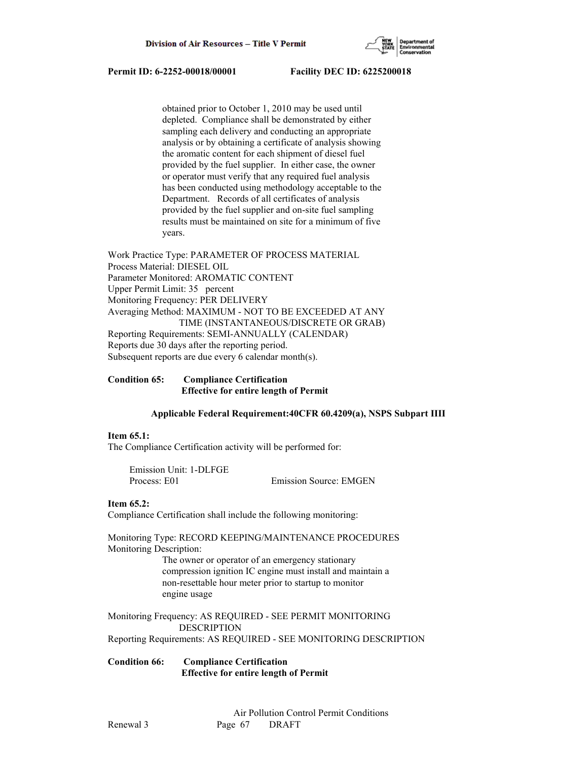obtained prior to October 1, 2010 may be used until depleted. Compliance shall be demonstrated by either sampling each delivery and conducting an appropriate analysis or by obtaining a certificate of analysis showing the aromatic content for each shipment of diesel fuel provided by the fuel supplier. In either case, the owner or operator must verify that any required fuel analysis has been conducted using methodology acceptable to the Department. Records of all certificates of analysis provided by the fuel supplier and on-site fuel sampling results must be maintained on site for a minimum of five years.

Work Practice Type: PARAMETER OF PROCESS MATERIAL
Process Material: DIESEL OIL
Parameter Monitored: AROMATIC CONTENT
Upper Permit Limit: 35 percent
Monitoring Frequency: PER DELIVERY
Averaging Method: MAXIMUM - NOT TO BE EXCEEDED AT ANY TIME (INSTANTANEOUS/DISCRETE OR GRAB)
Reporting Requirements: SEMI-ANNUALLY (CALENDAR)
Reports due 30 days after the reporting period.
Subsequent reports are due every 6 calendar month(s).

**Condition 65: Compliance Certification**
**Effective for entire length of Permit**

**Applicable Federal Requirement:40CFR 60.4209(a), NSPS Subpart IIII**

**Item 65.1:**
The Compliance Certification activity will be performed for:

Emission Unit: 1-DLFGE
Process: E01 Emission Source: EMGEN

**Item 65.2:**
Compliance Certification shall include the following monitoring:

Monitoring Type: RECORD KEEPING/MAINTENANCE PROCEDURES
Monitoring Description:
The owner or operator of an emergency stationary compression ignition IC engine must install and maintain a non-resettable hour meter prior to startup to monitor engine usage

Monitoring Frequency: AS REQUIRED - SEE PERMIT MONITORING DESCRIPTION
Reporting Requirements: AS REQUIRED - SEE MONITORING DESCRIPTION

**Condition 66: Compliance Certification**
**Effective for entire length of Permit**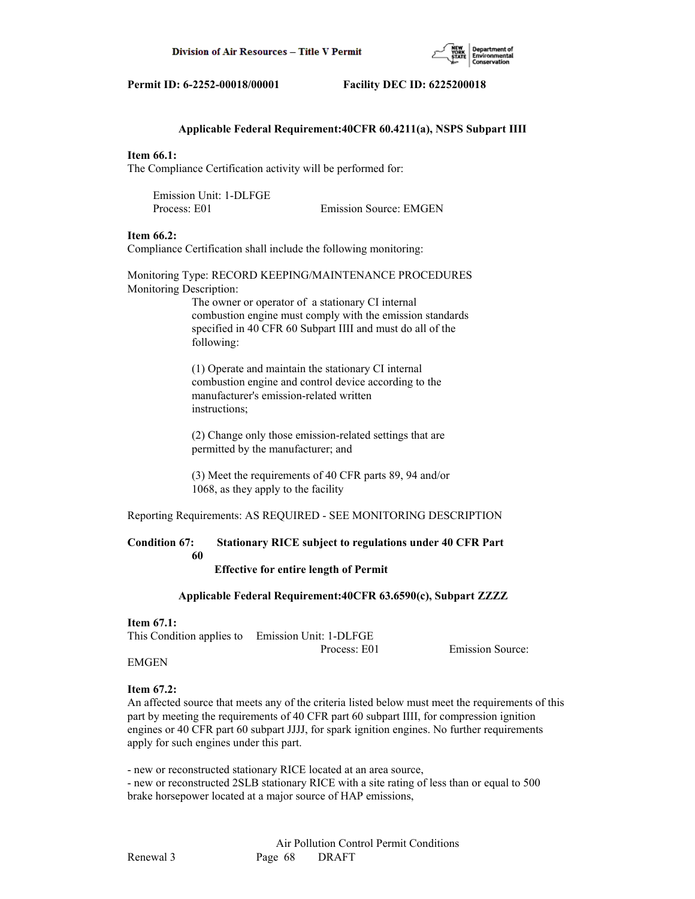**Applicable Federal Requirement:40CFR 60.4211(a), NSPS Subpart IIII**

**Item 66.1:**
The Compliance Certification activity will be performed for:

Emission Unit: 1-DLFGE
Process: E01 Emission Source: EMGEN

**Item 66.2:**
Compliance Certification shall include the following monitoring:

Monitoring Type: RECORD KEEPING/MAINTENANCE PROCEDURES
Monitoring Description:

The owner or operator of a stationary CI internal combustion engine must comply with the emission standards specified in 40 CFR 60 Subpart IIII and must do all of the following:

(1) Operate and maintain the stationary CI internal combustion engine and control device according to the manufacturer's emission-related written instructions;

(2) Change only those emission-related settings that are permitted by the manufacturer; and

(3) Meet the requirements of 40 CFR parts 89, 94 and/or 1068, as they apply to the facility

Reporting Requirements: AS REQUIRED - SEE MONITORING DESCRIPTION

**Condition 67: Stationary RICE subject to regulations under 40 CFR Part 60**
**Effective for entire length of Permit**

**Applicable Federal Requirement:40CFR 63.6590(c), Subpart ZZZZ**

**Item 67.1:**
This Condition applies to Emission Unit: 1-DLFGE
Process: E01 Emission Source: EMGEN

**Item 67.2:**
An affected source that meets any of the criteria listed below must meet the requirements of this part by meeting the requirements of 40 CFR part 60 subpart IIII, for compression ignition engines or 40 CFR part 60 subpart JJJJ, for spark ignition engines. No further requirements apply for such engines under this part.

- new or reconstructed stationary RICE located at an area source,
- new or reconstructed 2SLB stationary RICE with a site rating of less than or equal to 500 brake horsepower located at a major source of HAP emissions,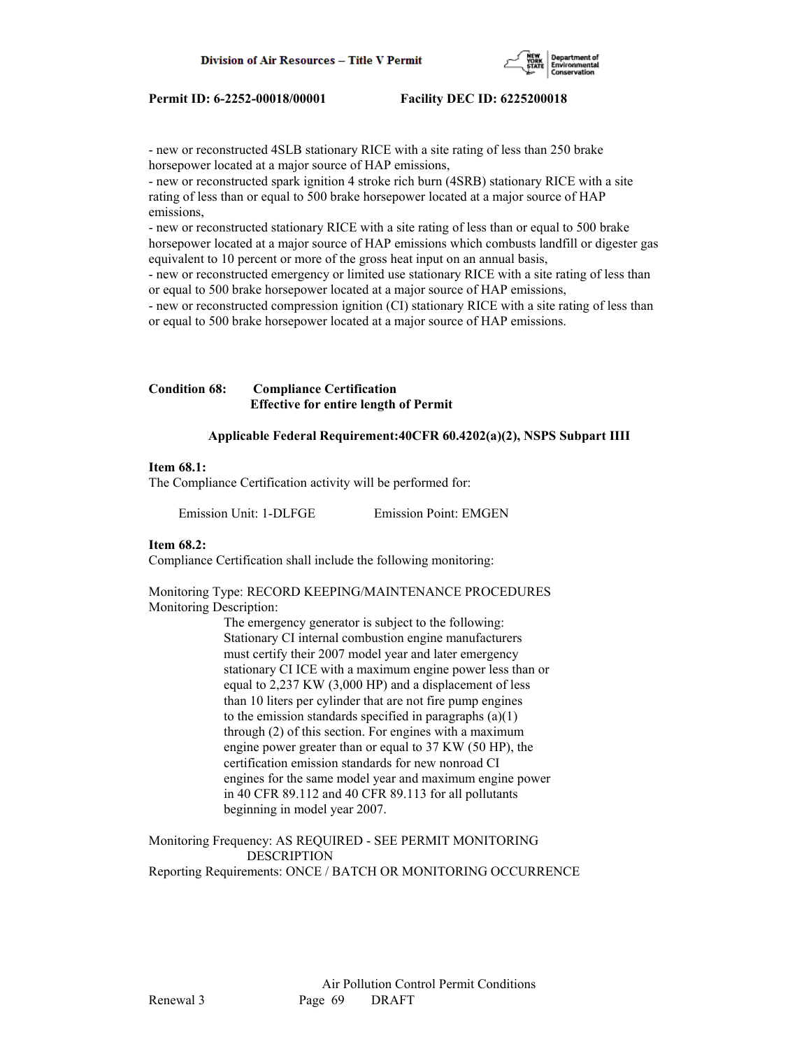- new or reconstructed 4SLB stationary RICE with a site rating of less than 250 brake horsepower located at a major source of HAP emissions,
- new or reconstructed spark ignition 4 stroke rich burn (4SRB) stationary RICE with a site rating of less than or equal to 500 brake horsepower located at a major source of HAP emissions,
- new or reconstructed stationary RICE with a site rating of less than or equal to 500 brake horsepower located at a major source of HAP emissions which combusts landfill or digester gas equivalent to 10 percent or more of the gross heat input on an annual basis,
- new or reconstructed emergency or limited use stationary RICE with a site rating of less than or equal to 500 brake horsepower located at a major source of HAP emissions,
- new or reconstructed compression ignition (CI) stationary RICE with a site rating of less than or equal to 500 brake horsepower located at a major source of HAP emissions.

**Condition 68: Compliance Certification**
**Effective for entire length of Permit**

**Applicable Federal Requirement:40CFR 60.4202(a)(2), NSPS Subpart IIII**

**Item 68.1:**
The Compliance Certification activity will be performed for:

Emission Unit: 1-DLFGE Emission Point: EMGEN

**Item 68.2:**
Compliance Certification shall include the following monitoring:

Monitoring Type: RECORD KEEPING/MAINTENANCE PROCEDURES
Monitoring Description:
The emergency generator is subject to the following: Stationary CI internal combustion engine manufacturers must certify their 2007 model year and later emergency stationary CI ICE with a maximum engine power less than or equal to 2,237 KW (3,000 HP) and a displacement of less than 10 liters per cylinder that are not fire pump engines to the emission standards specified in paragraphs (a)(1) through (2) of this section. For engines with a maximum engine power greater than or equal to 37 KW (50 HP), the certification emission standards for new nonroad CI engines for the same model year and maximum engine power in 40 CFR 89.112 and 40 CFR 89.113 for all pollutants beginning in model year 2007.

Monitoring Frequency: AS REQUIRED - SEE PERMIT MONITORING DESCRIPTION
Reporting Requirements: ONCE / BATCH OR MONITORING OCCURRENCE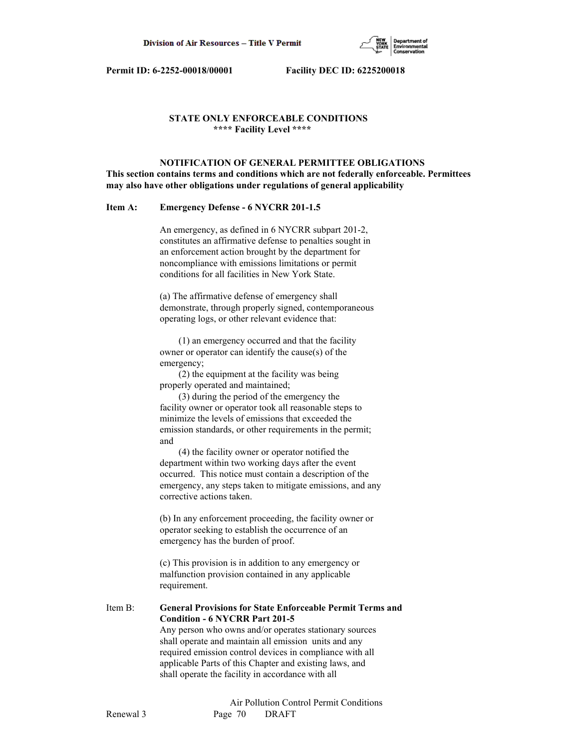## STATE ONLY ENFORCEABLE CONDITIONS
### **** Facility Level ****

### NOTIFICATION OF GENERAL PERMITTEE OBLIGATIONS

**This section contains terms and conditions which are not federally enforceable. Permittees may also have other obligations under regulations of general applicability**

**Item A: Emergency Defense - 6 NYCRR 201-1.5**

An emergency, as defined in 6 NYCRR subpart 201-2, constitutes an affirmative defense to penalties sought in an enforcement action brought by the department for noncompliance with emissions limitations or permit conditions for all facilities in New York State.

(a) The affirmative defense of emergency shall demonstrate, through properly signed, contemporaneous operating logs, or other relevant evidence that:

(1) an emergency occurred and that the facility owner or operator can identify the cause(s) of the emergency;
(2) the equipment at the facility was being properly operated and maintained;
(3) during the period of the emergency the facility owner or operator took all reasonable steps to minimize the levels of emissions that exceeded the emission standards, or other requirements in the permit; and
(4) the facility owner or operator notified the department within two working days after the event occurred. This notice must contain a description of the emergency, any steps taken to mitigate emissions, and any corrective actions taken.

(b) In any enforcement proceeding, the facility owner or operator seeking to establish the occurrence of an emergency has the burden of proof.

(c) This provision is in addition to any emergency or malfunction provision contained in any applicable requirement.

Item B: **General Provisions for State Enforceable Permit Terms and Condition - 6 NYCRR Part 201-5**

Any person who owns and/or operates stationary sources shall operate and maintain all emission units and any required emission control devices in compliance with all applicable Parts of this Chapter and existing laws, and shall operate the facility in accordance with all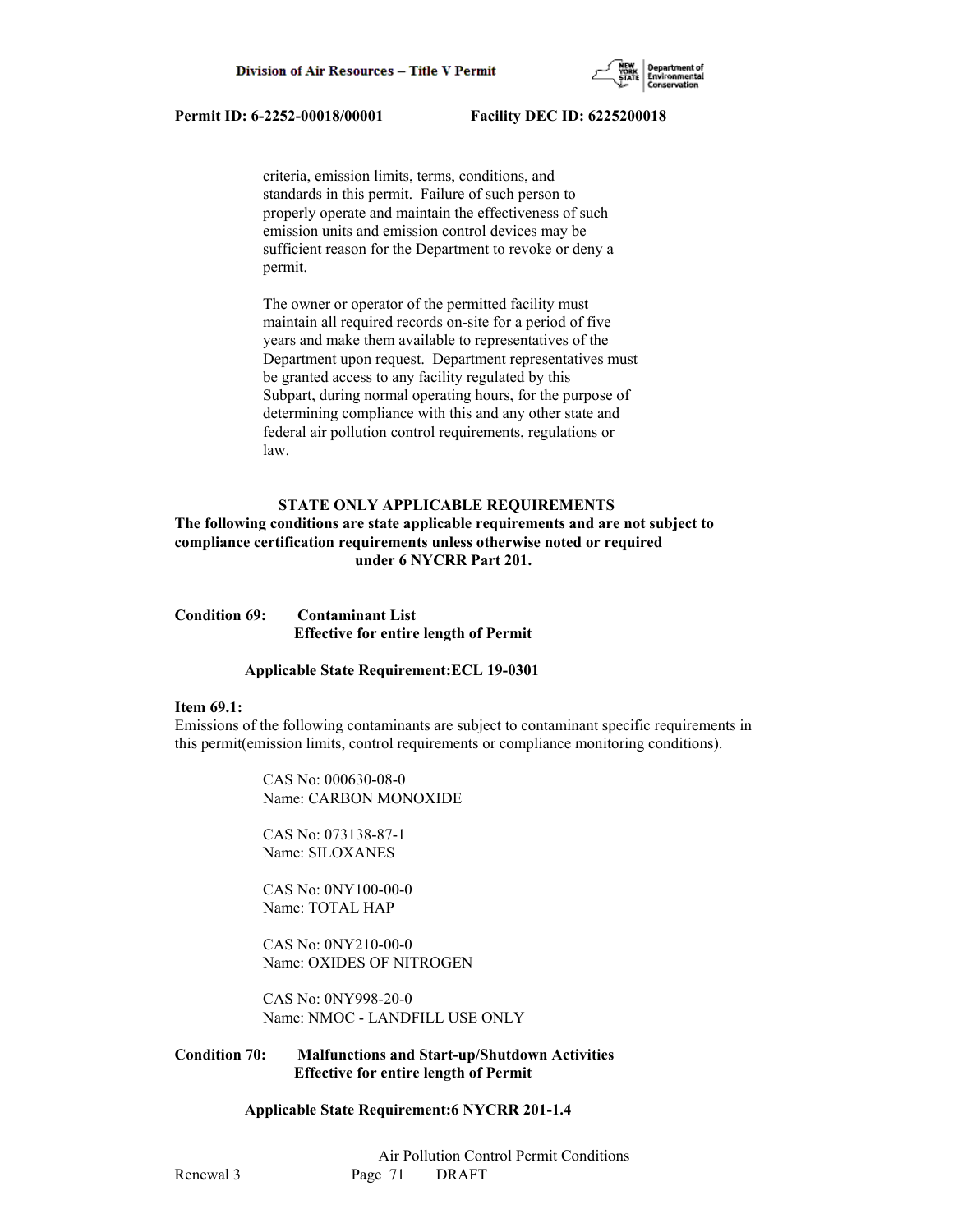criteria, emission limits, terms, conditions, and standards in this permit. Failure of such person to properly operate and maintain the effectiveness of such emission units and emission control devices may be sufficient reason for the Department to revoke or deny a permit.

The owner or operator of the permitted facility must maintain all required records on-site for a period of five years and make them available to representatives of the Department upon request. Department representatives must be granted access to any facility regulated by this Subpart, during normal operating hours, for the purpose of determining compliance with this and any other state and federal air pollution control requirements, regulations or law.

**STATE ONLY APPLICABLE REQUIREMENTS**

**The following conditions are state applicable requirements and are not subject to compliance certification requirements unless otherwise noted or required under 6 NYCRR Part 201.**

**Condition 69: Contaminant List**
**Effective for entire length of Permit**

**Applicable State Requirement:ECL 19-0301**

**Item 69.1:**
Emissions of the following contaminants are subject to contaminant specific requirements in this permit(emission limits, control requirements or compliance monitoring conditions).

CAS No: 000630-08-0
Name: CARBON MONOXIDE

CAS No: 073138-87-1
Name: SILOXANES

CAS No: 0NY100-00-0
Name: TOTAL HAP

CAS No: 0NY210-00-0
Name: OXIDES OF NITROGEN

CAS No: 0NY998-20-0
Name: NMOC - LANDFILL USE ONLY

**Condition 70: Malfunctions and Start-up/Shutdown Activities**
**Effective for entire length of Permit**

**Applicable State Requirement:6 NYCRR 201-1.4**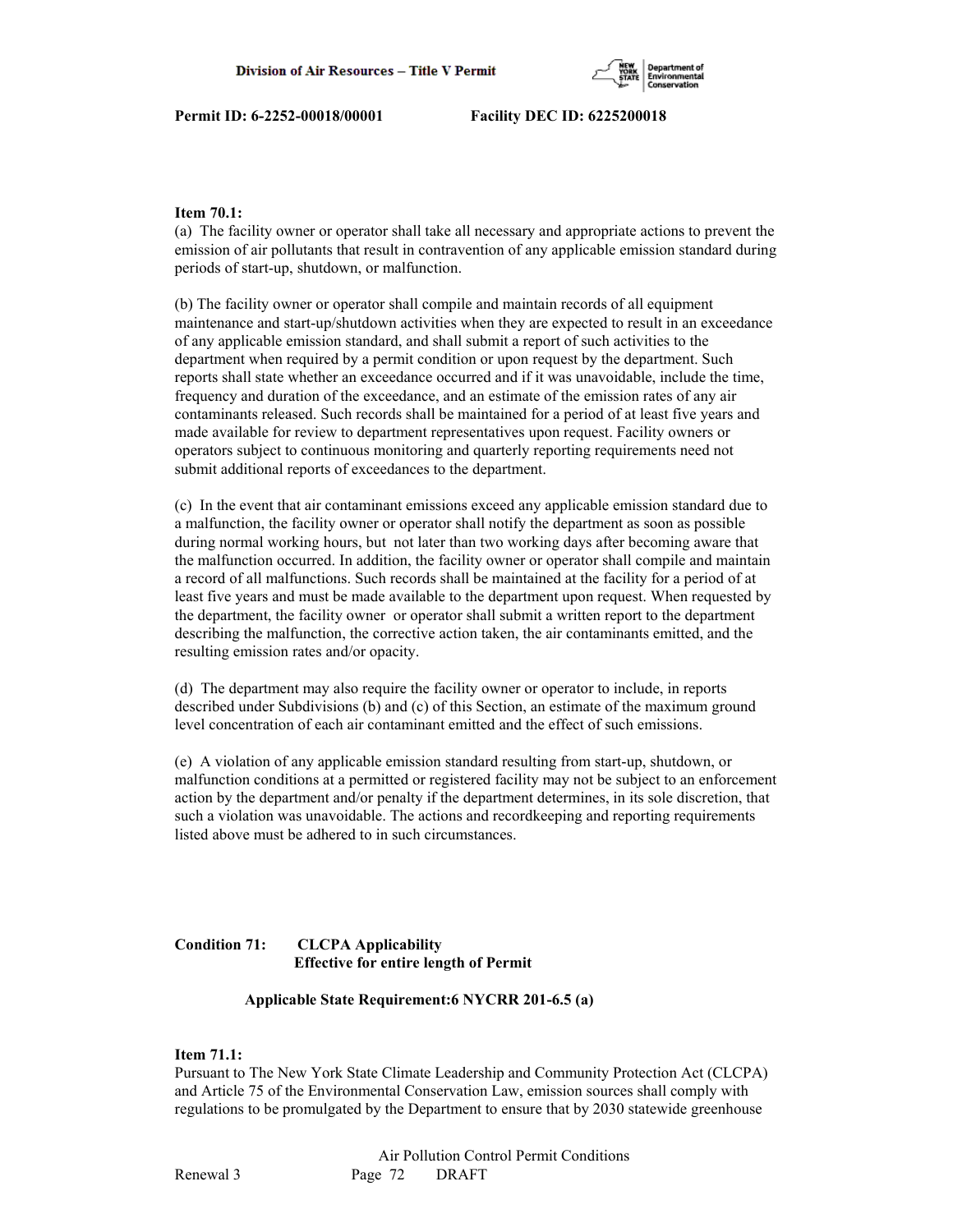**Item 70.1:**
(a) The facility owner or operator shall take all necessary and appropriate actions to prevent the emission of air pollutants that result in contravention of any applicable emission standard during periods of start-up, shutdown, or malfunction.

(b) The facility owner or operator shall compile and maintain records of all equipment maintenance and start-up/shutdown activities when they are expected to result in an exceedance of any applicable emission standard, and shall submit a report of such activities to the department when required by a permit condition or upon request by the department. Such reports shall state whether an exceedance occurred and if it was unavoidable, include the time, frequency and duration of the exceedance, and an estimate of the emission rates of any air contaminants released. Such records shall be maintained for a period of at least five years and made available for review to department representatives upon request. Facility owners or operators subject to continuous monitoring and quarterly reporting requirements need not submit additional reports of exceedances to the department.

(c) In the event that air contaminant emissions exceed any applicable emission standard due to a malfunction, the facility owner or operator shall notify the department as soon as possible during normal working hours, but not later than two working days after becoming aware that the malfunction occurred. In addition, the facility owner or operator shall compile and maintain a record of all malfunctions. Such records shall be maintained at the facility for a period of at least five years and must be made available to the department upon request. When requested by the department, the facility owner or operator shall submit a written report to the department describing the malfunction, the corrective action taken, the air contaminants emitted, and the resulting emission rates and/or opacity.

(d) The department may also require the facility owner or operator to include, in reports described under Subdivisions (b) and (c) of this Section, an estimate of the maximum ground level concentration of each air contaminant emitted and the effect of such emissions.

(e) A violation of any applicable emission standard resulting from start-up, shutdown, or malfunction conditions at a permitted or registered facility may not be subject to an enforcement action by the department and/or penalty if the department determines, in its sole discretion, that such a violation was unavoidable. The actions and recordkeeping and reporting requirements listed above must be adhered to in such circumstances.

**Condition 71: CLCPA Applicability**
**Effective for entire length of Permit**

**Applicable State Requirement:6 NYCRR 201-6.5 (a)**

**Item 71.1:**
Pursuant to The New York State Climate Leadership and Community Protection Act (CLCPA) and Article 75 of the Environmental Conservation Law, emission sources shall comply with regulations to be promulgated by the Department to ensure that by 2030 statewide greenhouse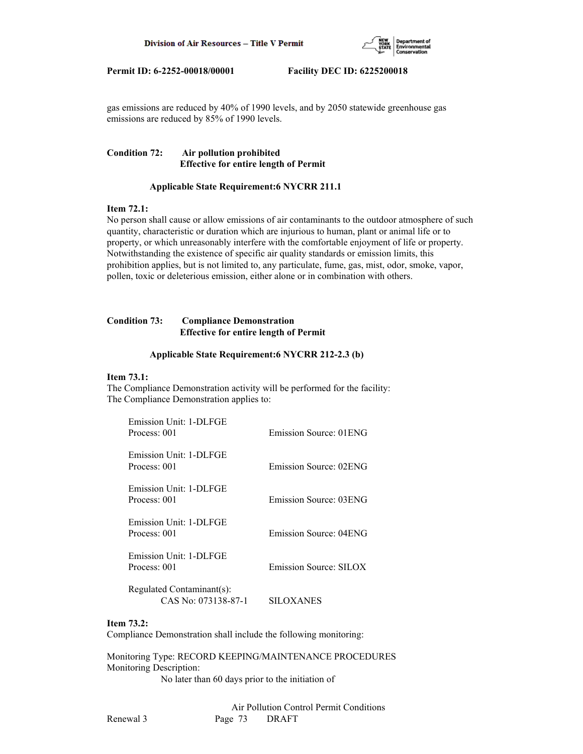gas emissions are reduced by 40% of 1990 levels, and by 2050 statewide greenhouse gas emissions are reduced by 85% of 1990 levels.

**Condition 72: Air pollution prohibited**
**Effective for entire length of Permit**

**Applicable State Requirement:6 NYCRR 211.1**

**Item 72.1:**
No person shall cause or allow emissions of air contaminants to the outdoor atmosphere of such quantity, characteristic or duration which are injurious to human, plant or animal life or to property, or which unreasonably interfere with the comfortable enjoyment of life or property. Notwithstanding the existence of specific air quality standards or emission limits, this prohibition applies, but is not limited to, any particulate, fume, gas, mist, odor, smoke, vapor, pollen, toxic or deleterious emission, either alone or in combination with others.

**Condition 73: Compliance Demonstration**
**Effective for entire length of Permit**

**Applicable State Requirement:6 NYCRR 212-2.3 (b)**

**Item 73.1:**
The Compliance Demonstration activity will be performed for the facility:
The Compliance Demonstration applies to:

Emission Unit: 1-DLFGE
Process: 001 Emission Source: 01ENG

Emission Unit: 1-DLFGE
Process: 001 Emission Source: 02ENG

Emission Unit: 1-DLFGE
Process: 001 Emission Source: 03ENG

Emission Unit: 1-DLFGE
Process: 001 Emission Source: 04ENG

Emission Unit: 1-DLFGE
Process: 001 Emission Source: SILOX

Regulated Contaminant(s):
CAS No: 073138-87-1 SILOXANES

**Item 73.2:**
Compliance Demonstration shall include the following monitoring:

Monitoring Type: RECORD KEEPING/MAINTENANCE PROCEDURES
Monitoring Description:
No later than 60 days prior to the initiation of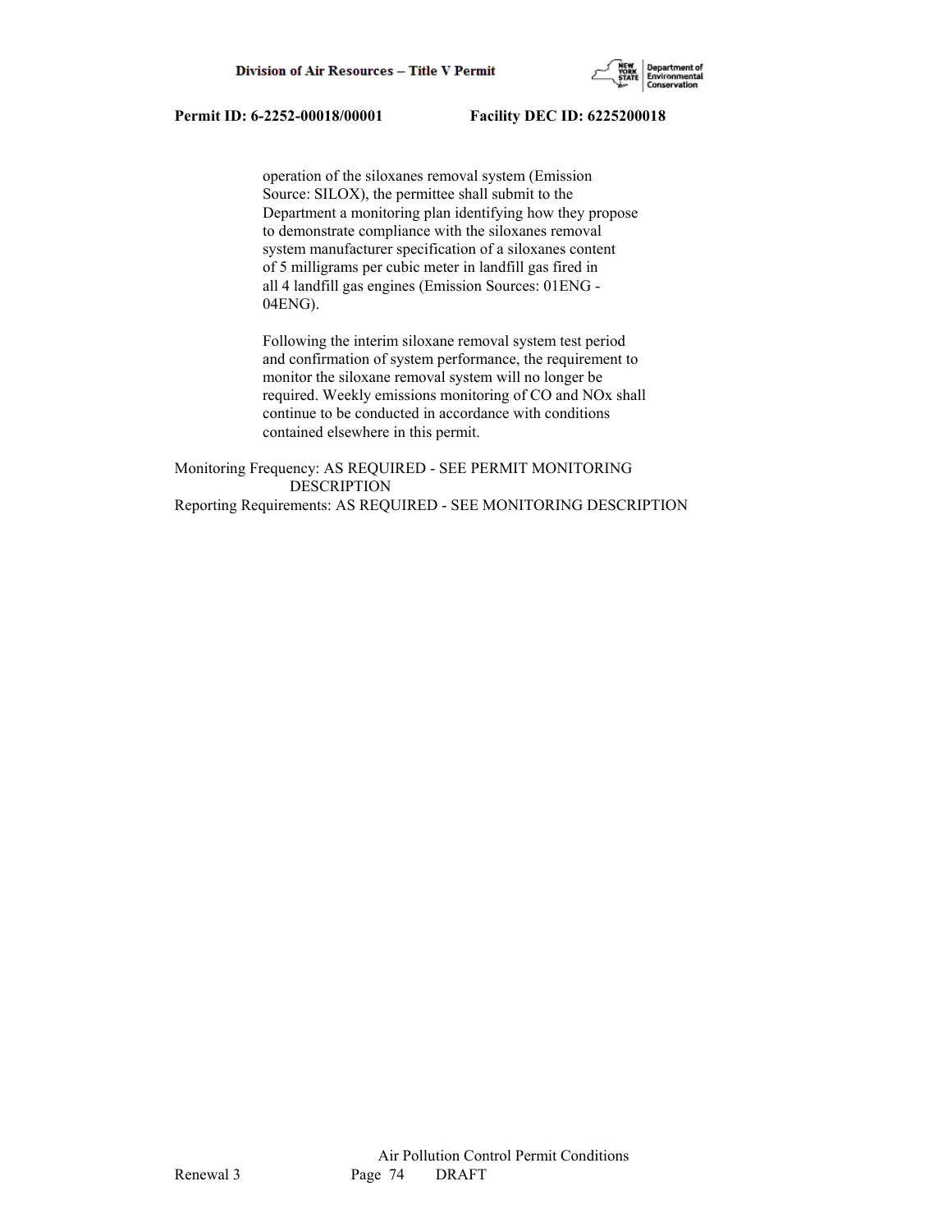operation of the siloxanes removal system (Emission Source: SILOX), the permittee shall submit to the Department a monitoring plan identifying how they propose to demonstrate compliance with the siloxanes removal system manufacturer specification of a siloxanes content of 5 milligrams per cubic meter in landfill gas fired in all 4 landfill gas engines (Emission Sources: 01ENG - 04ENG).

Following the interim siloxane removal system test period and confirmation of system performance, the requirement to monitor the siloxane removal system will no longer be required. Weekly emissions monitoring of CO and NOx shall continue to be conducted in accordance with conditions contained elsewhere in this permit.

Monitoring Frequency: AS REQUIRED - SEE PERMIT MONITORING DESCRIPTION
Reporting Requirements: AS REQUIRED - SEE MONITORING DESCRIPTION